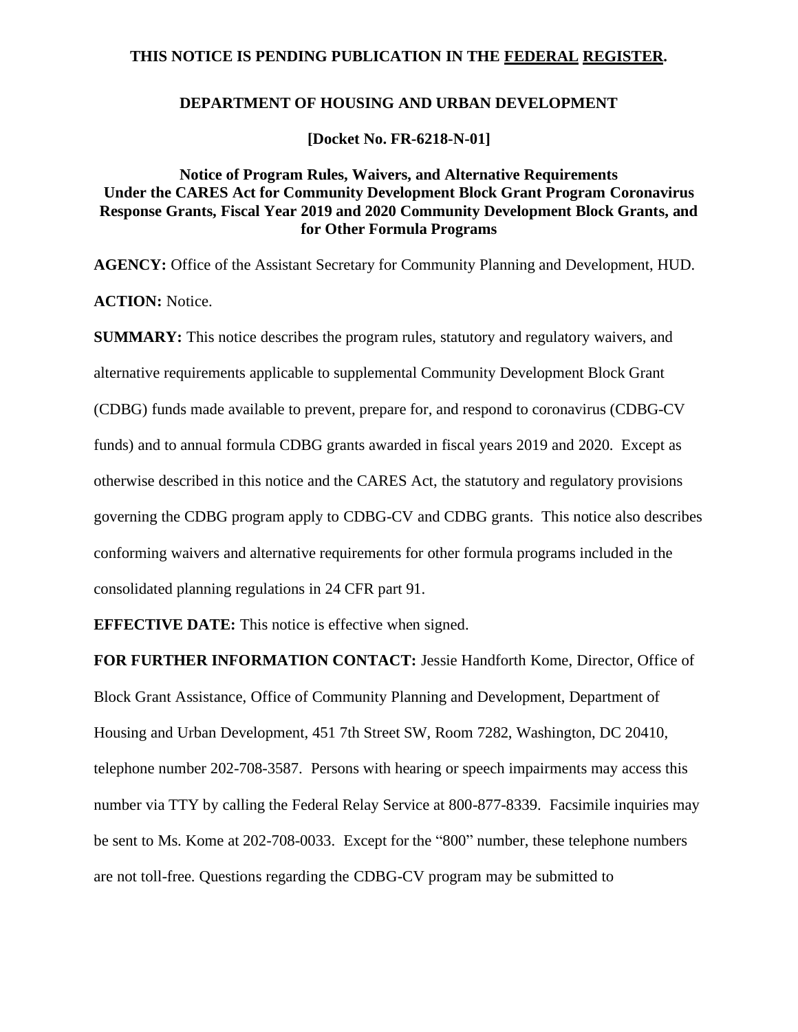**THIS NOTICE IS PENDING PUBLICATION IN THE FEDERAL REGISTER.**

**DEPARTMENT OF HOUSING AND URBAN DEVELOPMENT**

**[Docket No. FR-6218-N-01]**

**Notice of Program Rules, Waivers, and Alternative Requirements Under the CARES Act for Community Development Block Grant Program Coronavirus Response Grants, Fiscal Year 2019 and 2020 Community Development Block Grants, and for Other Formula Programs**

**AGENCY:** Office of the Assistant Secretary for Community Planning and Development, HUD.

**ACTION:** Notice.

**SUMMARY:** This notice describes the program rules, statutory and regulatory waivers, and alternative requirements applicable to supplemental Community Development Block Grant (CDBG) funds made available to prevent, prepare for, and respond to coronavirus (CDBG-CV funds) and to annual formula CDBG grants awarded in fiscal years 2019 and 2020. Except as otherwise described in this notice and the CARES Act, the statutory and regulatory provisions governing the CDBG program apply to CDBG-CV and CDBG grants. This notice also describes conforming waivers and alternative requirements for other formula programs included in the consolidated planning regulations in 24 CFR part 91.

**EFFECTIVE DATE:** This notice is effective when signed.

**FOR FURTHER INFORMATION CONTACT:** Jessie Handforth Kome, Director, Office of Block Grant Assistance, Office of Community Planning and Development, Department of Housing and Urban Development, 451 7th Street SW, Room 7282, Washington, DC 20410, telephone number 202-708-3587. Persons with hearing or speech impairments may access this number via TTY by calling the Federal Relay Service at 800-877-8339. Facsimile inquiries may be sent to Ms. Kome at 202-708-0033. Except for the "800" number, these telephone numbers are not toll-free. Questions regarding the CDBG-CV program may be submitted to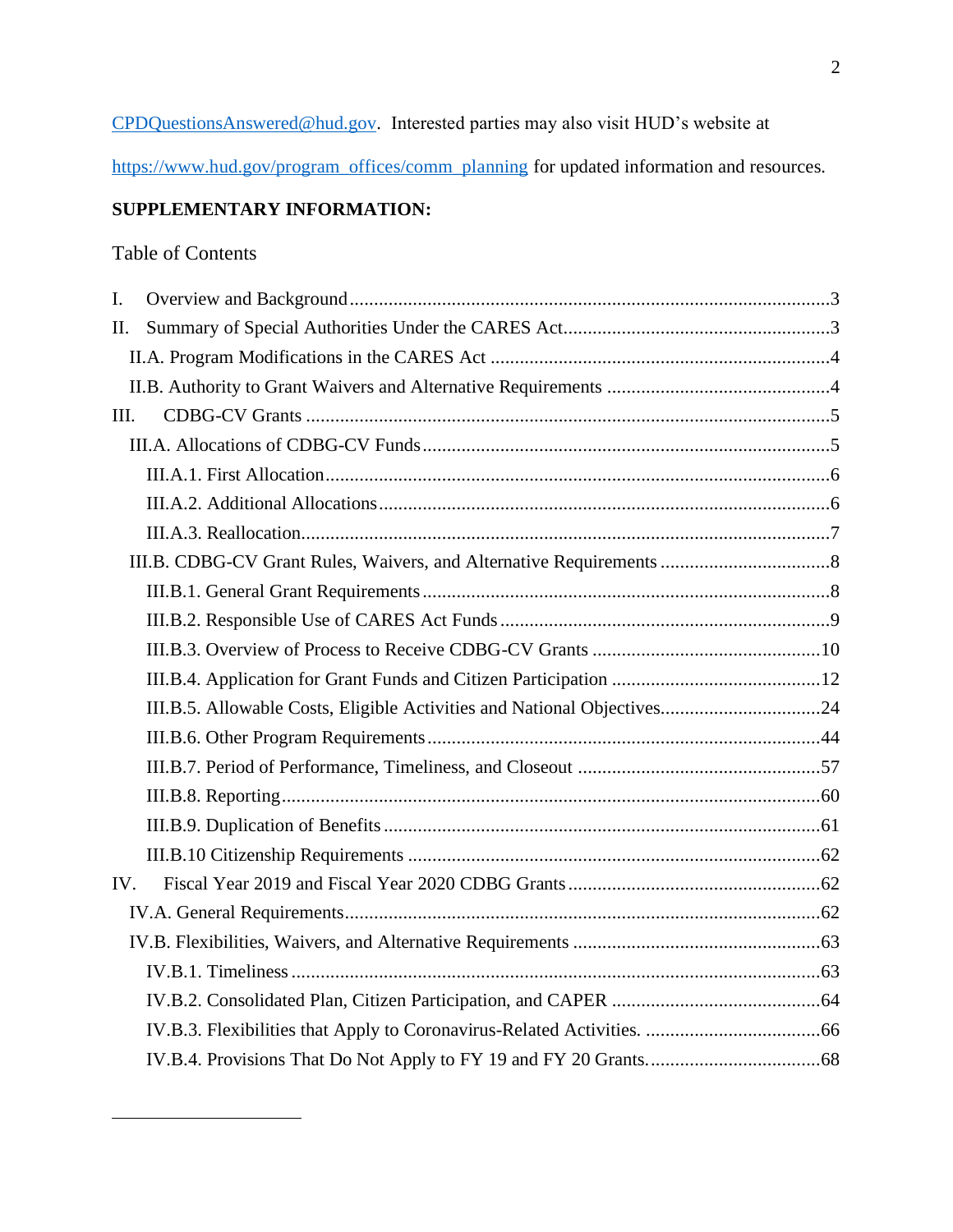CPDQuestionsAnswered@hud.gov. Interested parties may also visit HUD's website at https://www.hud.gov/program_offices/comm_planning for updated information and resources.

**SUPPLEMENTARY INFORMATION:**

Table of Contents

I. Overview and Background ....................................................................................3

II. Summary of Special Authorities Under the CARES Act........................................3

- II.A. Program Modifications in the CARES Act .......................................................4
- II.B. Authority to Grant Waivers and Alternative Requirements ...............................4

III. CDBG-CV Grants ..............................................................................................5

- III.A. Allocations of CDBG-CV Funds.....................................................................5
  - III.A.1. First Allocation.........................................................................................6
  - III.A.2. Additional Allocations..............................................................................6
  - III.A.3. Reallocation..............................................................................................7
- III.B. CDBG-CV Grant Rules, Waivers, and Alternative Requirements ....................8
  - III.B.1. General Grant Requirements.....................................................................8
  - III.B.2. Responsible Use of CARES Act Funds......................................................9
  - III.B.3. Overview of Process to Receive CDBG-CV Grants .................................10
  - III.B.4. Application for Grant Funds and Citizen Participation .............................12
  - III.B.5. Allowable Costs, Eligible Activities and National Objectives..................24
  - III.B.6. Other Program Requirements..................................................................44
  - III.B.7. Period of Performance, Timeliness, and Closeout ...................................57
  - III.B.8. Reporting................................................................................................60
  - III.B.9. Duplication of Benefits...........................................................................61
  - III.B.10 Citizenship Requirements ......................................................................62

IV. Fiscal Year 2019 and Fiscal Year 2020 CDBG Grants.......................................62

- IV.A. General Requirements...................................................................................62
- IV.B. Flexibilities, Waivers, and Alternative Requirements ....................................63
  - IV.B.1. Timeliness...............................................................................................63
  - IV.B.2. Consolidated Plan, Citizen Participation, and CAPER .............................64
  - IV.B.3. Flexibilities that Apply to Coronavirus-Related Activities. .....................66
  - IV.B.4. Provisions That Do Not Apply to FY 19 and FY 20 Grants......................68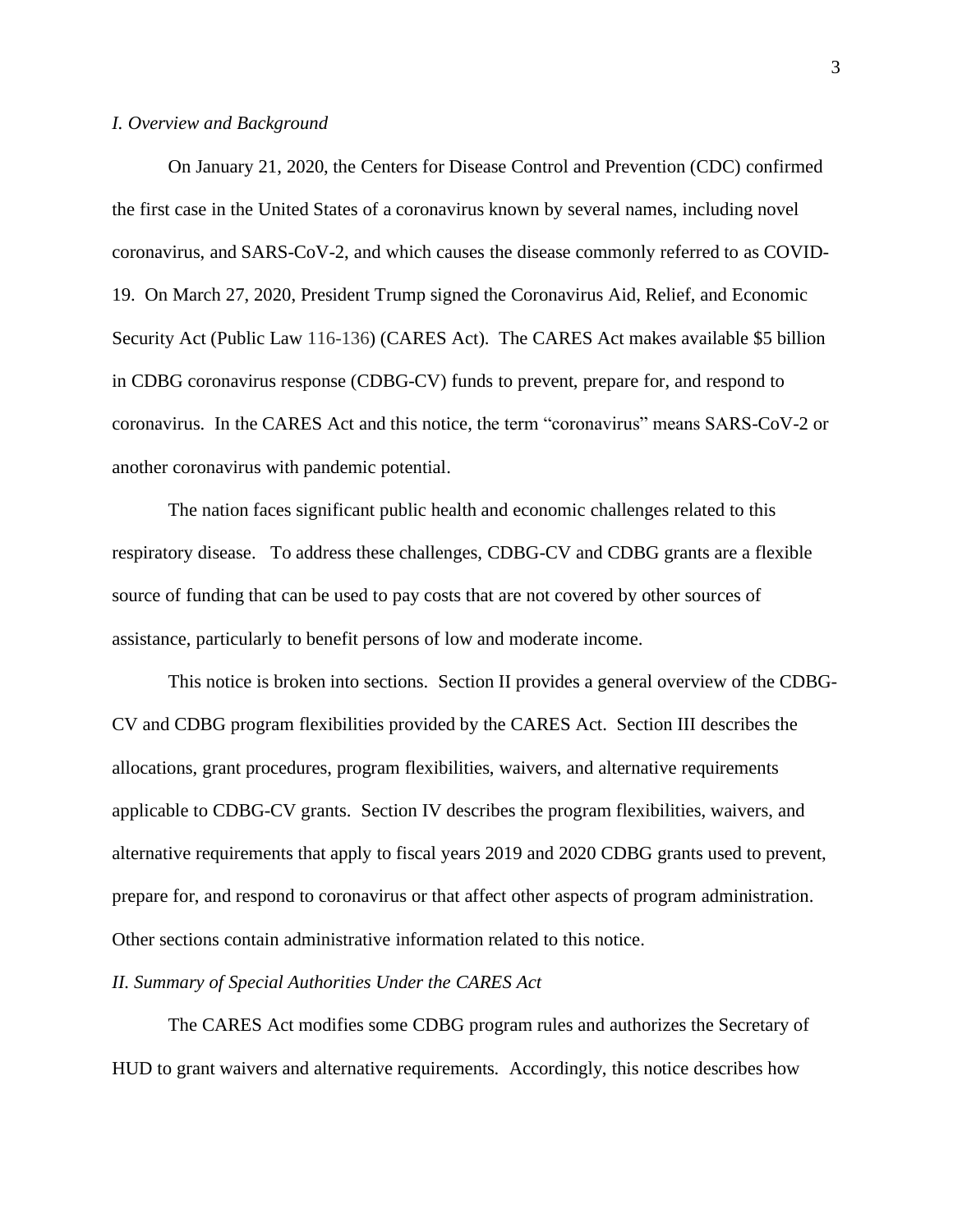*I. Overview and Background*

On January 21, 2020, the Centers for Disease Control and Prevention (CDC) confirmed the first case in the United States of a coronavirus known by several names, including novel coronavirus, and SARS-CoV-2, and which causes the disease commonly referred to as COVID-19. On March 27, 2020, President Trump signed the Coronavirus Aid, Relief, and Economic Security Act (Public Law 116-136) (CARES Act). The CARES Act makes available $5 billion in CDBG coronavirus response (CDBG-CV) funds to prevent, prepare for, and respond to coronavirus. In the CARES Act and this notice, the term "coronavirus" means SARS-CoV-2 or another coronavirus with pandemic potential.

The nation faces significant public health and economic challenges related to this respiratory disease. To address these challenges, CDBG-CV and CDBG grants are a flexible source of funding that can be used to pay costs that are not covered by other sources of assistance, particularly to benefit persons of low and moderate income.

This notice is broken into sections. Section II provides a general overview of the CDBG-CV and CDBG program flexibilities provided by the CARES Act. Section III describes the allocations, grant procedures, program flexibilities, waivers, and alternative requirements applicable to CDBG-CV grants. Section IV describes the program flexibilities, waivers, and alternative requirements that apply to fiscal years 2019 and 2020 CDBG grants used to prevent, prepare for, and respond to coronavirus or that affect other aspects of program administration. Other sections contain administrative information related to this notice.

*II. Summary of Special Authorities Under the CARES Act*

The CARES Act modifies some CDBG program rules and authorizes the Secretary of HUD to grant waivers and alternative requirements. Accordingly, this notice describes how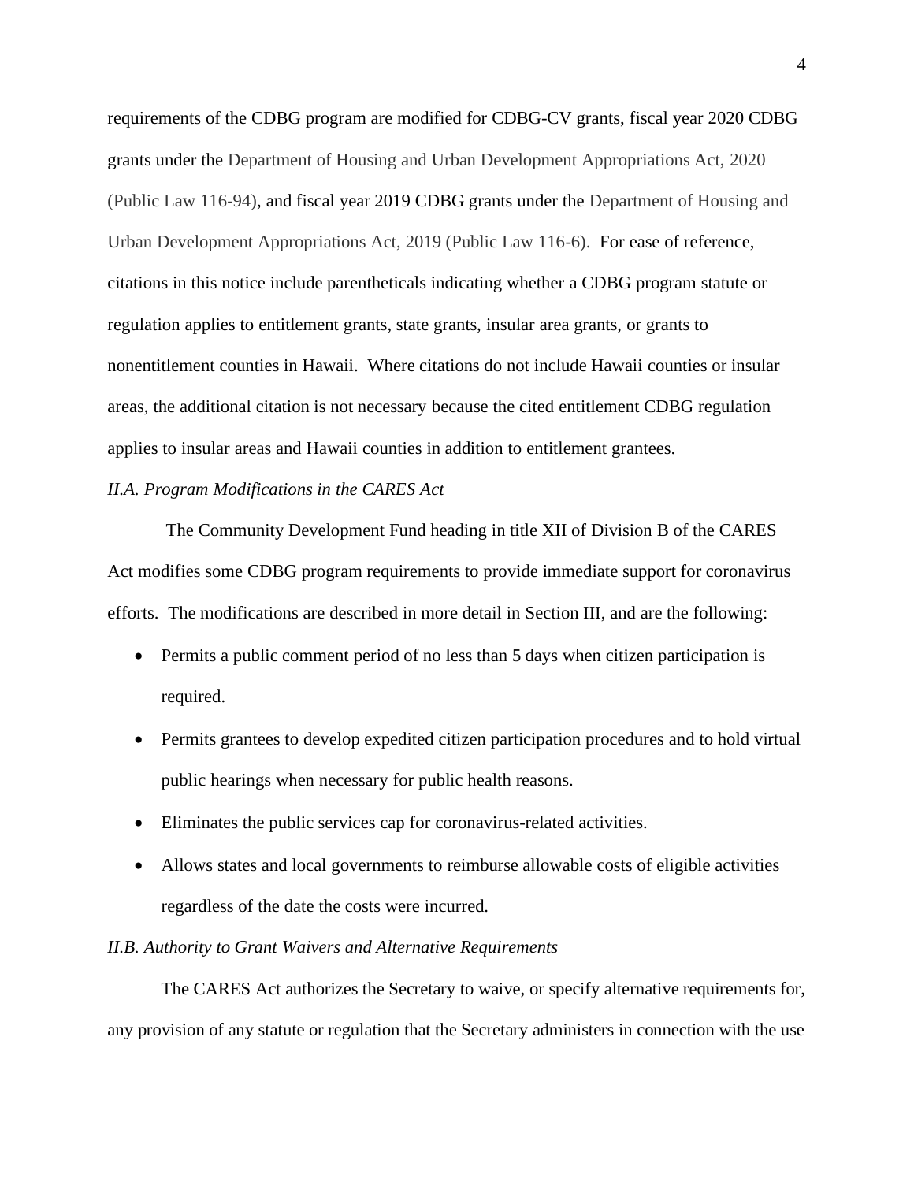requirements of the CDBG program are modified for CDBG-CV grants, fiscal year 2020 CDBG grants under the Department of Housing and Urban Development Appropriations Act, 2020 (Public Law 116-94), and fiscal year 2019 CDBG grants under the Department of Housing and Urban Development Appropriations Act, 2019 (Public Law 116-6). For ease of reference, citations in this notice include parentheticals indicating whether a CDBG program statute or regulation applies to entitlement grants, state grants, insular area grants, or grants to nonentitlement counties in Hawaii. Where citations do not include Hawaii counties or insular areas, the additional citation is not necessary because the cited entitlement CDBG regulation applies to insular areas and Hawaii counties in addition to entitlement grantees.

*II.A. Program Modifications in the CARES Act*

The Community Development Fund heading in title XII of Division B of the CARES Act modifies some CDBG program requirements to provide immediate support for coronavirus efforts. The modifications are described in more detail in Section III, and are the following:

- Permits a public comment period of no less than 5 days when citizen participation is required.
- Permits grantees to develop expedited citizen participation procedures and to hold virtual public hearings when necessary for public health reasons.
- Eliminates the public services cap for coronavirus-related activities.
- Allows states and local governments to reimburse allowable costs of eligible activities regardless of the date the costs were incurred.

*II.B. Authority to Grant Waivers and Alternative Requirements*

The CARES Act authorizes the Secretary to waive, or specify alternative requirements for, any provision of any statute or regulation that the Secretary administers in connection with the use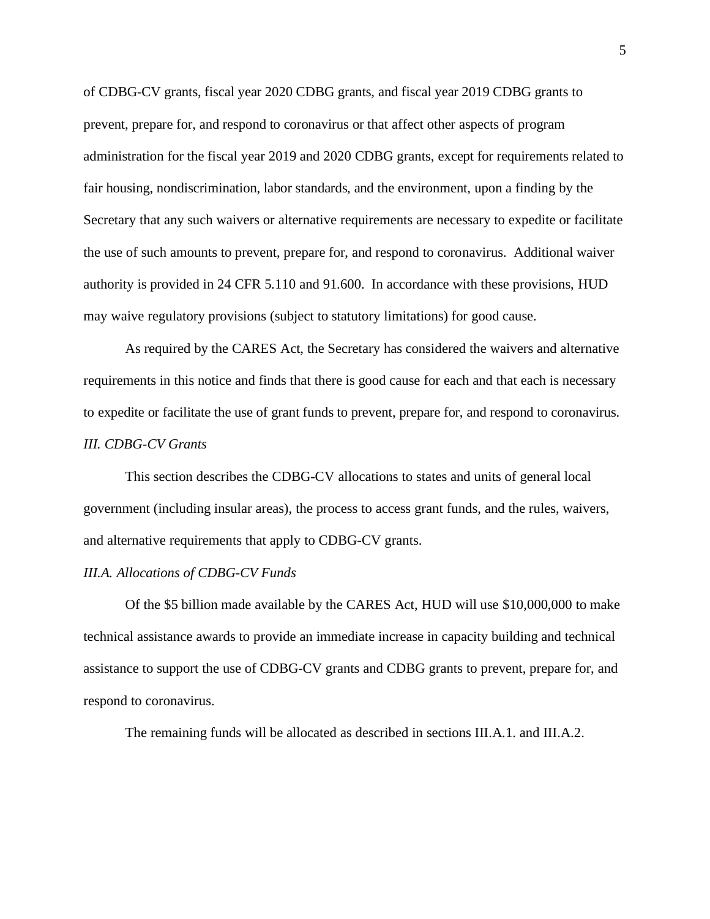of CDBG-CV grants, fiscal year 2020 CDBG grants, and fiscal year 2019 CDBG grants to prevent, prepare for, and respond to coronavirus or that affect other aspects of program administration for the fiscal year 2019 and 2020 CDBG grants, except for requirements related to fair housing, nondiscrimination, labor standards, and the environment, upon a finding by the Secretary that any such waivers or alternative requirements are necessary to expedite or facilitate the use of such amounts to prevent, prepare for, and respond to coronavirus. Additional waiver authority is provided in 24 CFR 5.110 and 91.600. In accordance with these provisions, HUD may waive regulatory provisions (subject to statutory limitations) for good cause.

As required by the CARES Act, the Secretary has considered the waivers and alternative requirements in this notice and finds that there is good cause for each and that each is necessary to expedite or facilitate the use of grant funds to prevent, prepare for, and respond to coronavirus.

*III. CDBG-CV Grants*

This section describes the CDBG-CV allocations to states and units of general local government (including insular areas), the process to access grant funds, and the rules, waivers, and alternative requirements that apply to CDBG-CV grants.

*III.A. Allocations of CDBG-CV Funds*

Of the $5 billion made available by the CARES Act, HUD will use $10,000,000 to make technical assistance awards to provide an immediate increase in capacity building and technical assistance to support the use of CDBG-CV grants and CDBG grants to prevent, prepare for, and respond to coronavirus.

The remaining funds will be allocated as described in sections III.A.1. and III.A.2.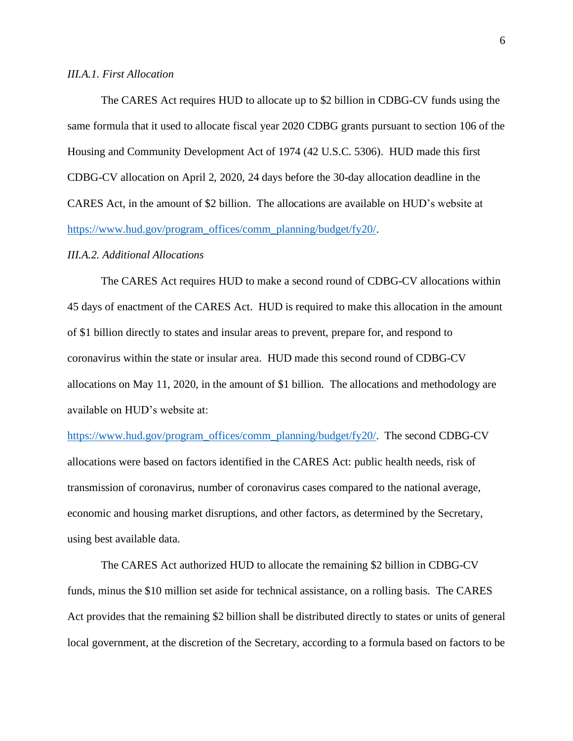*III.A.1. First Allocation*

The CARES Act requires HUD to allocate up to $2 billion in CDBG-CV funds using the same formula that it used to allocate fiscal year 2020 CDBG grants pursuant to section 106 of the Housing and Community Development Act of 1974 (42 U.S.C. 5306). HUD made this first CDBG-CV allocation on April 2, 2020, 24 days before the 30-day allocation deadline in the CARES Act, in the amount of $2 billion. The allocations are available on HUD's website at https://www.hud.gov/program_offices/comm_planning/budget/fy20/.

*III.A.2. Additional Allocations*

The CARES Act requires HUD to make a second round of CDBG-CV allocations within 45 days of enactment of the CARES Act. HUD is required to make this allocation in the amount of $1 billion directly to states and insular areas to prevent, prepare for, and respond to coronavirus within the state or insular area. HUD made this second round of CDBG-CV allocations on May 11, 2020, in the amount of $1 billion. The allocations and methodology are available on HUD's website at: https://www.hud.gov/program_offices/comm_planning/budget/fy20/. The second CDBG-CV allocations were based on factors identified in the CARES Act: public health needs, risk of transmission of coronavirus, number of coronavirus cases compared to the national average, economic and housing market disruptions, and other factors, as determined by the Secretary, using best available data.

The CARES Act authorized HUD to allocate the remaining $2 billion in CDBG-CV funds, minus the $10 million set aside for technical assistance, on a rolling basis. The CARES Act provides that the remaining $2 billion shall be distributed directly to states or units of general local government, at the discretion of the Secretary, according to a formula based on factors to be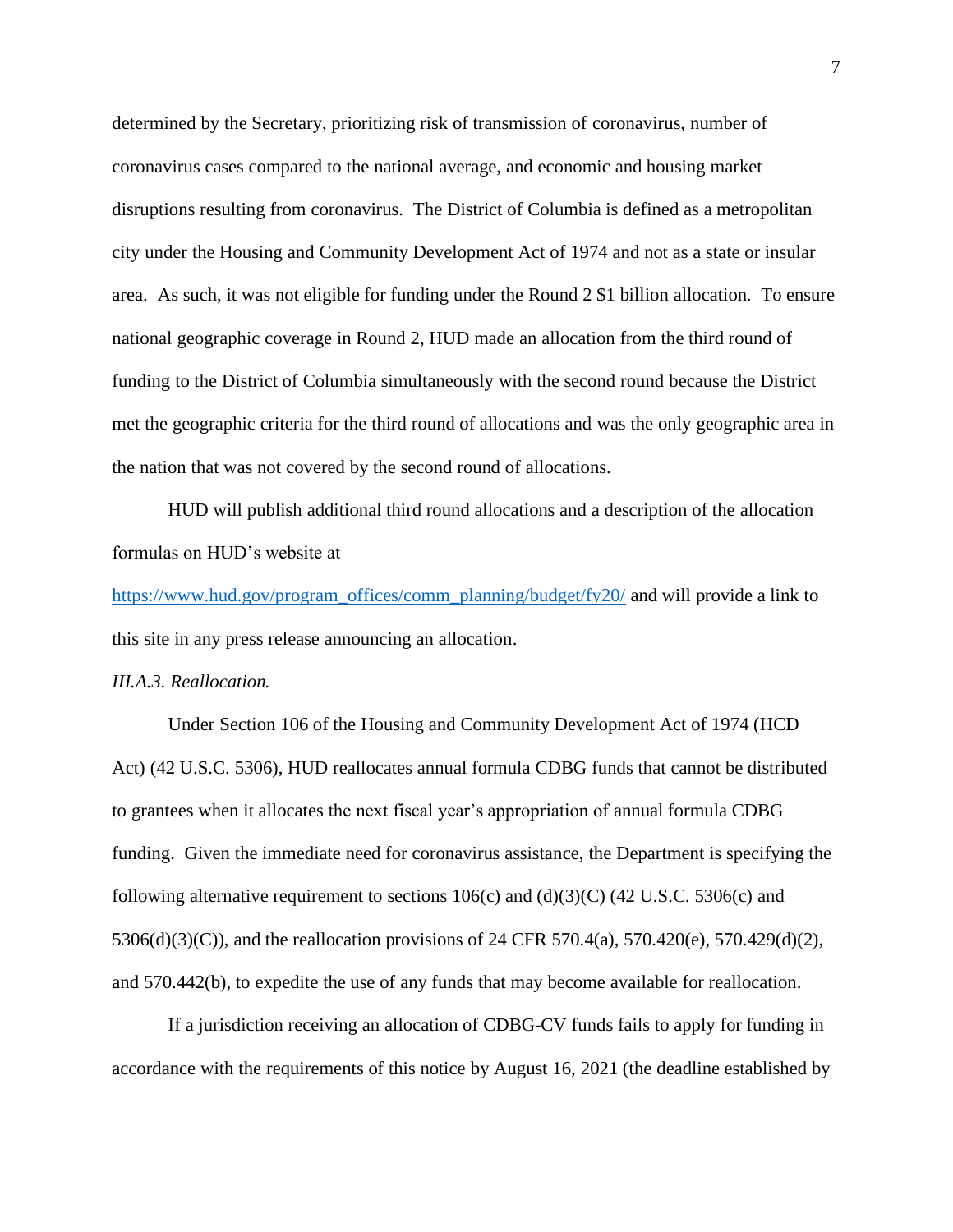determined by the Secretary, prioritizing risk of transmission of coronavirus, number of coronavirus cases compared to the national average, and economic and housing market disruptions resulting from coronavirus. The District of Columbia is defined as a metropolitan city under the Housing and Community Development Act of 1974 and not as a state or insular area. As such, it was not eligible for funding under the Round 2 $1 billion allocation. To ensure national geographic coverage in Round 2, HUD made an allocation from the third round of funding to the District of Columbia simultaneously with the second round because the District met the geographic criteria for the third round of allocations and was the only geographic area in the nation that was not covered by the second round of allocations.

HUD will publish additional third round allocations and a description of the allocation formulas on HUD's website at https://www.hud.gov/program_offices/comm_planning/budget/fy20/ and will provide a link to this site in any press release announcing an allocation.

*III.A.3. Reallocation.*

Under Section 106 of the Housing and Community Development Act of 1974 (HCD Act) (42 U.S.C. 5306), HUD reallocates annual formula CDBG funds that cannot be distributed to grantees when it allocates the next fiscal year's appropriation of annual formula CDBG funding. Given the immediate need for coronavirus assistance, the Department is specifying the following alternative requirement to sections 106(c) and (d)(3)(C) (42 U.S.C. 5306(c) and 5306(d)(3)(C)), and the reallocation provisions of 24 CFR 570.4(a), 570.420(e), 570.429(d)(2), and 570.442(b), to expedite the use of any funds that may become available for reallocation.

If a jurisdiction receiving an allocation of CDBG-CV funds fails to apply for funding in accordance with the requirements of this notice by August 16, 2021 (the deadline established by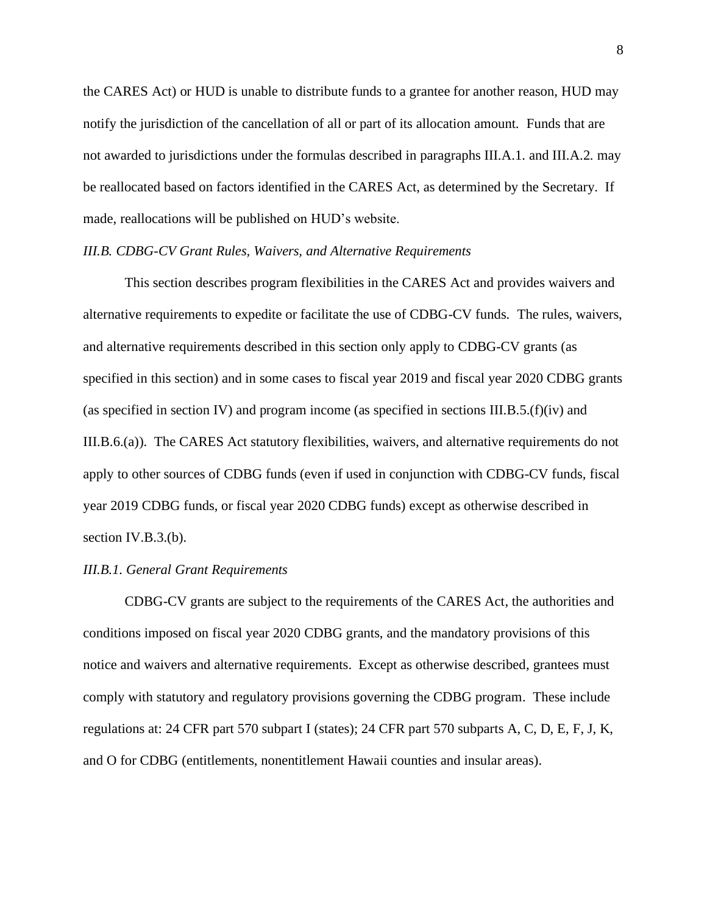the CARES Act) or HUD is unable to distribute funds to a grantee for another reason, HUD may notify the jurisdiction of the cancellation of all or part of its allocation amount. Funds that are not awarded to jurisdictions under the formulas described in paragraphs III.A.1. and III.A.2. may be reallocated based on factors identified in the CARES Act, as determined by the Secretary. If made, reallocations will be published on HUD's website.

*III.B. CDBG-CV Grant Rules, Waivers, and Alternative Requirements*

This section describes program flexibilities in the CARES Act and provides waivers and alternative requirements to expedite or facilitate the use of CDBG-CV funds. The rules, waivers, and alternative requirements described in this section only apply to CDBG-CV grants (as specified in this section) and in some cases to fiscal year 2019 and fiscal year 2020 CDBG grants (as specified in section IV) and program income (as specified in sections III.B.5.(f)(iv) and III.B.6.(a)). The CARES Act statutory flexibilities, waivers, and alternative requirements do not apply to other sources of CDBG funds (even if used in conjunction with CDBG-CV funds, fiscal year 2019 CDBG funds, or fiscal year 2020 CDBG funds) except as otherwise described in section IV.B.3.(b).

*III.B.1. General Grant Requirements*

CDBG-CV grants are subject to the requirements of the CARES Act, the authorities and conditions imposed on fiscal year 2020 CDBG grants, and the mandatory provisions of this notice and waivers and alternative requirements. Except as otherwise described, grantees must comply with statutory and regulatory provisions governing the CDBG program. These include regulations at: 24 CFR part 570 subpart I (states); 24 CFR part 570 subparts A, C, D, E, F, J, K, and O for CDBG (entitlements, nonentitlement Hawaii counties and insular areas).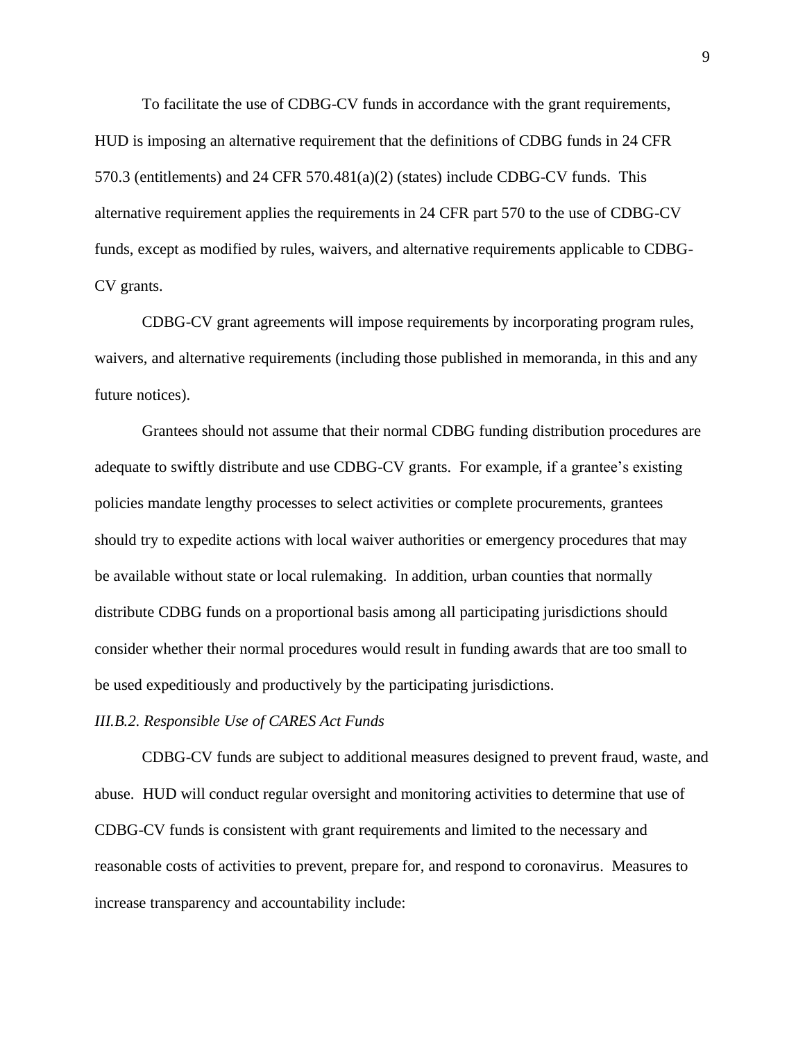To facilitate the use of CDBG-CV funds in accordance with the grant requirements, HUD is imposing an alternative requirement that the definitions of CDBG funds in 24 CFR 570.3 (entitlements) and 24 CFR 570.481(a)(2) (states) include CDBG-CV funds. This alternative requirement applies the requirements in 24 CFR part 570 to the use of CDBG-CV funds, except as modified by rules, waivers, and alternative requirements applicable to CDBG-CV grants.

CDBG-CV grant agreements will impose requirements by incorporating program rules, waivers, and alternative requirements (including those published in memoranda, in this and any future notices).

Grantees should not assume that their normal CDBG funding distribution procedures are adequate to swiftly distribute and use CDBG-CV grants. For example, if a grantee's existing policies mandate lengthy processes to select activities or complete procurements, grantees should try to expedite actions with local waiver authorities or emergency procedures that may be available without state or local rulemaking. In addition, urban counties that normally distribute CDBG funds on a proportional basis among all participating jurisdictions should consider whether their normal procedures would result in funding awards that are too small to be used expeditiously and productively by the participating jurisdictions.

*III.B.2. Responsible Use of CARES Act Funds*

CDBG-CV funds are subject to additional measures designed to prevent fraud, waste, and abuse. HUD will conduct regular oversight and monitoring activities to determine that use of CDBG-CV funds is consistent with grant requirements and limited to the necessary and reasonable costs of activities to prevent, prepare for, and respond to coronavirus. Measures to increase transparency and accountability include: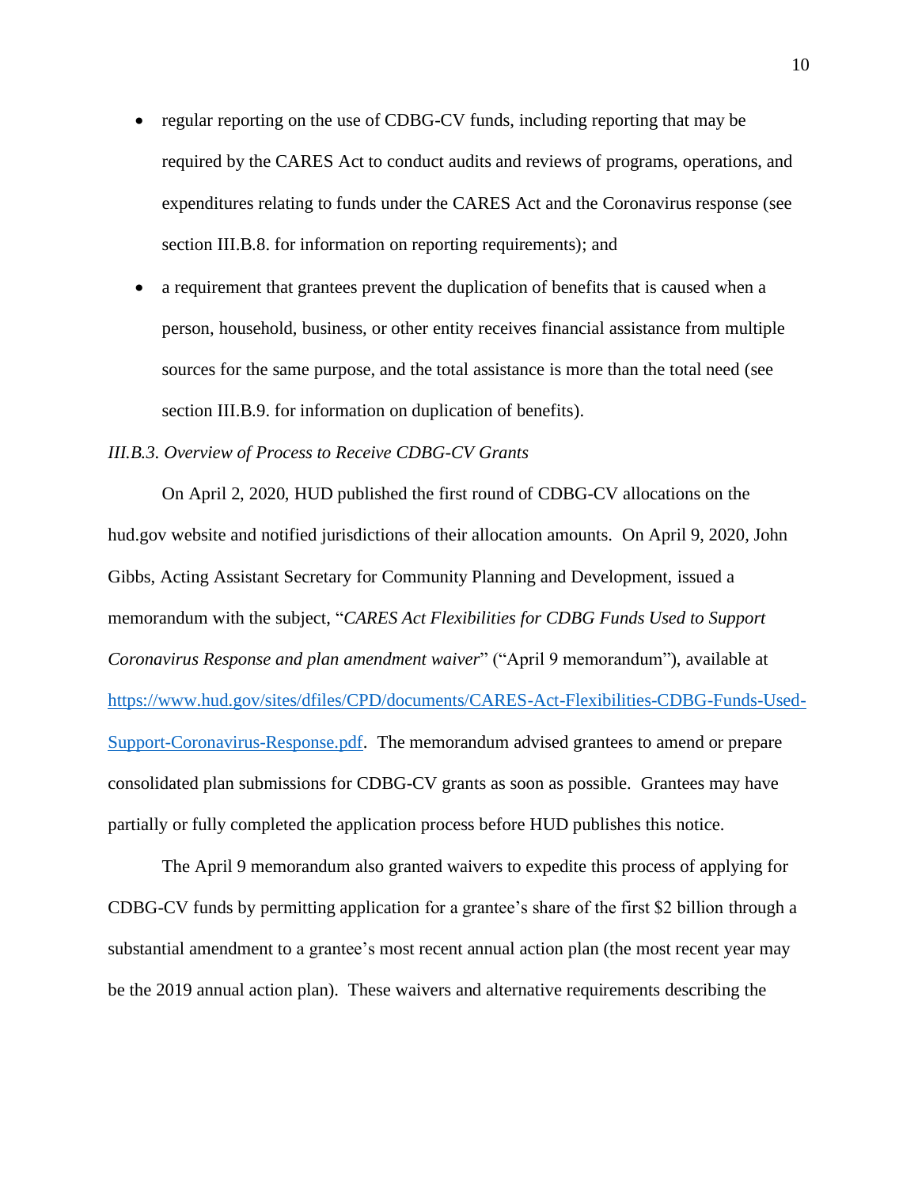- regular reporting on the use of CDBG-CV funds, including reporting that may be required by the CARES Act to conduct audits and reviews of programs, operations, and expenditures relating to funds under the CARES Act and the Coronavirus response (see section III.B.8. for information on reporting requirements); and
- a requirement that grantees prevent the duplication of benefits that is caused when a person, household, business, or other entity receives financial assistance from multiple sources for the same purpose, and the total assistance is more than the total need (see section III.B.9. for information on duplication of benefits).

*III.B.3. Overview of Process to Receive CDBG-CV Grants*

On April 2, 2020, HUD published the first round of CDBG-CV allocations on the hud.gov website and notified jurisdictions of their allocation amounts. On April 9, 2020, John Gibbs, Acting Assistant Secretary for Community Planning and Development, issued a memorandum with the subject, "*CARES Act Flexibilities for CDBG Funds Used to Support Coronavirus Response and plan amendment waiver*" ("April 9 memorandum"), available at [https://www.hud.gov/sites/dfiles/CPD/documents/CARES-Act-Flexibilities-CDBG-Funds-Used-Support-Coronavirus-Response.pdf](https://www.hud.gov/sites/dfiles/CPD/documents/CARES-Act-Flexibilities-CDBG-Funds-Used-Support-Coronavirus-Response.pdf). The memorandum advised grantees to amend or prepare consolidated plan submissions for CDBG-CV grants as soon as possible. Grantees may have partially or fully completed the application process before HUD publishes this notice.

The April 9 memorandum also granted waivers to expedite this process of applying for CDBG-CV funds by permitting application for a grantee's share of the first $2 billion through a substantial amendment to a grantee's most recent annual action plan (the most recent year may be the 2019 annual action plan). These waivers and alternative requirements describing the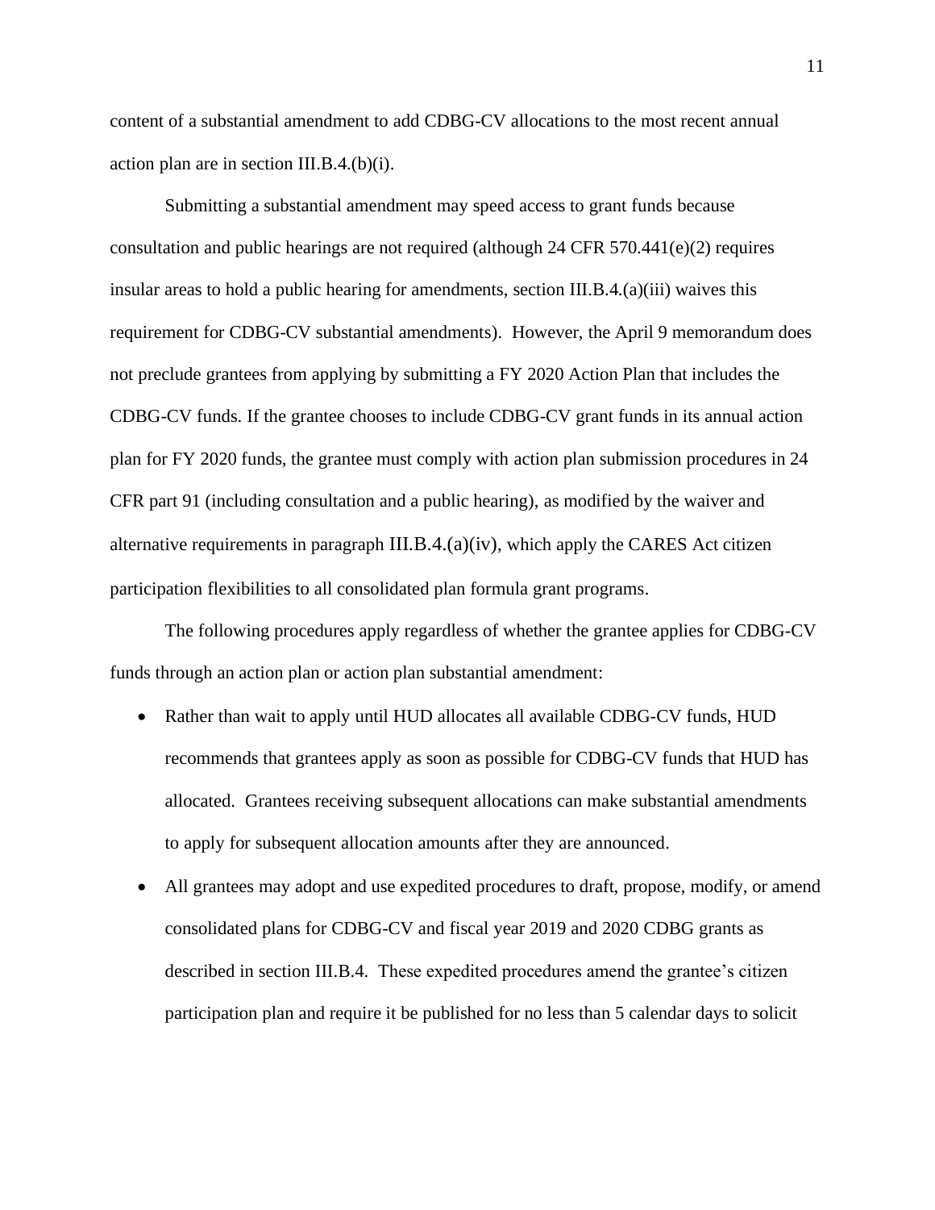content of a substantial amendment to add CDBG-CV allocations to the most recent annual action plan are in section III.B.4.(b)(i).

Submitting a substantial amendment may speed access to grant funds because consultation and public hearings are not required (although 24 CFR 570.441(e)(2) requires insular areas to hold a public hearing for amendments, section III.B.4.(a)(iii) waives this requirement for CDBG-CV substantial amendments). However, the April 9 memorandum does not preclude grantees from applying by submitting a FY 2020 Action Plan that includes the CDBG-CV funds. If the grantee chooses to include CDBG-CV grant funds in its annual action plan for FY 2020 funds, the grantee must comply with action plan submission procedures in 24 CFR part 91 (including consultation and a public hearing), as modified by the waiver and alternative requirements in paragraph III.B.4.(a)(iv), which apply the CARES Act citizen participation flexibilities to all consolidated plan formula grant programs.

The following procedures apply regardless of whether the grantee applies for CDBG-CV funds through an action plan or action plan substantial amendment:

- Rather than wait to apply until HUD allocates all available CDBG-CV funds, HUD recommends that grantees apply as soon as possible for CDBG-CV funds that HUD has allocated. Grantees receiving subsequent allocations can make substantial amendments to apply for subsequent allocation amounts after they are announced.
- All grantees may adopt and use expedited procedures to draft, propose, modify, or amend consolidated plans for CDBG-CV and fiscal year 2019 and 2020 CDBG grants as described in section III.B.4. These expedited procedures amend the grantee's citizen participation plan and require it be published for no less than 5 calendar days to solicit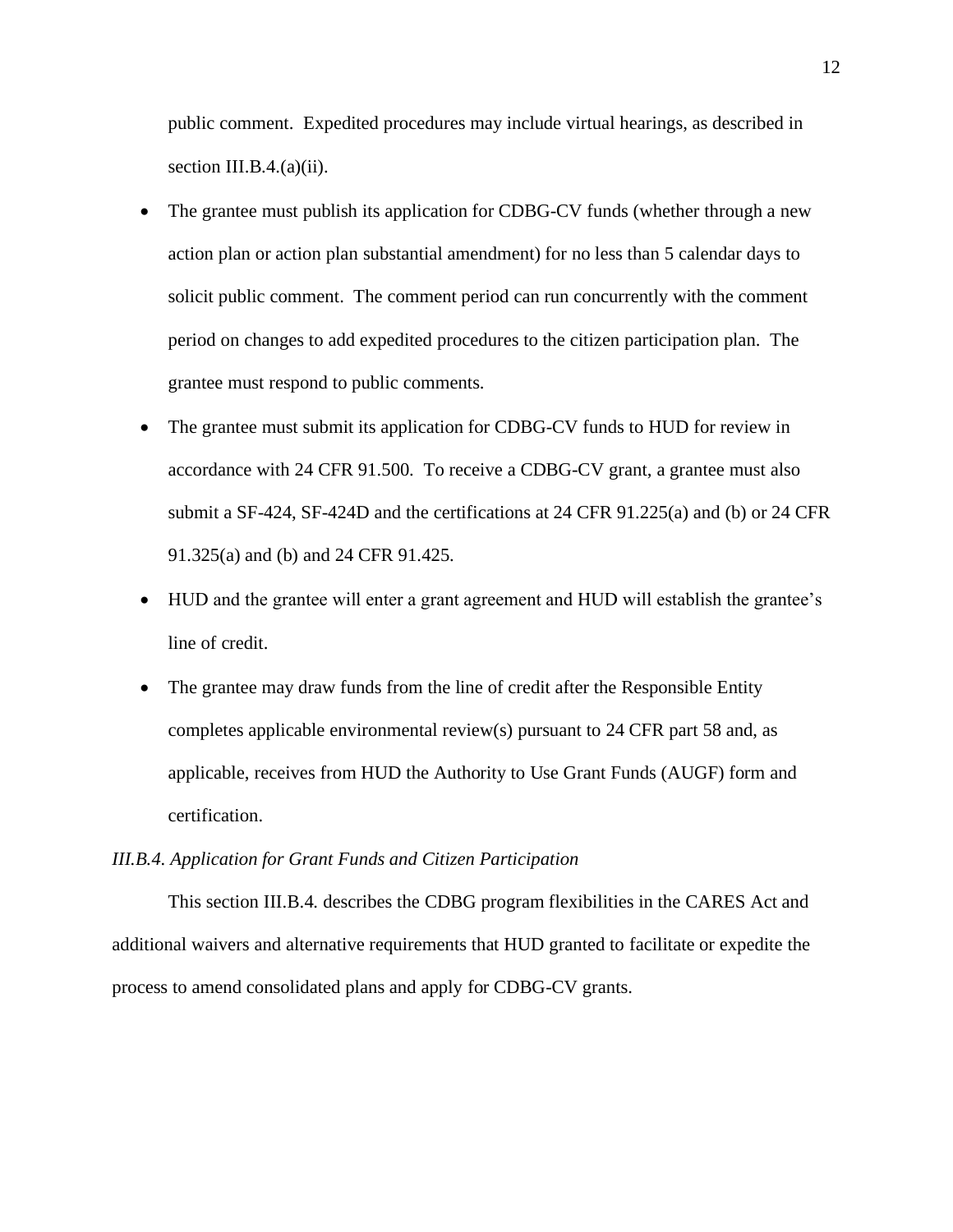public comment. Expedited procedures may include virtual hearings, as described in section III.B.4.(a)(ii).

- The grantee must publish its application for CDBG-CV funds (whether through a new action plan or action plan substantial amendment) for no less than 5 calendar days to solicit public comment. The comment period can run concurrently with the comment period on changes to add expedited procedures to the citizen participation plan. The grantee must respond to public comments.
- The grantee must submit its application for CDBG-CV funds to HUD for review in accordance with 24 CFR 91.500. To receive a CDBG-CV grant, a grantee must also submit a SF-424, SF-424D and the certifications at 24 CFR 91.225(a) and (b) or 24 CFR 91.325(a) and (b) and 24 CFR 91.425.
- HUD and the grantee will enter a grant agreement and HUD will establish the grantee's line of credit.
- The grantee may draw funds from the line of credit after the Responsible Entity completes applicable environmental review(s) pursuant to 24 CFR part 58 and, as applicable, receives from HUD the Authority to Use Grant Funds (AUGF) form and certification.

*III.B.4. Application for Grant Funds and Citizen Participation*

This section III.B.4. describes the CDBG program flexibilities in the CARES Act and additional waivers and alternative requirements that HUD granted to facilitate or expedite the process to amend consolidated plans and apply for CDBG-CV grants.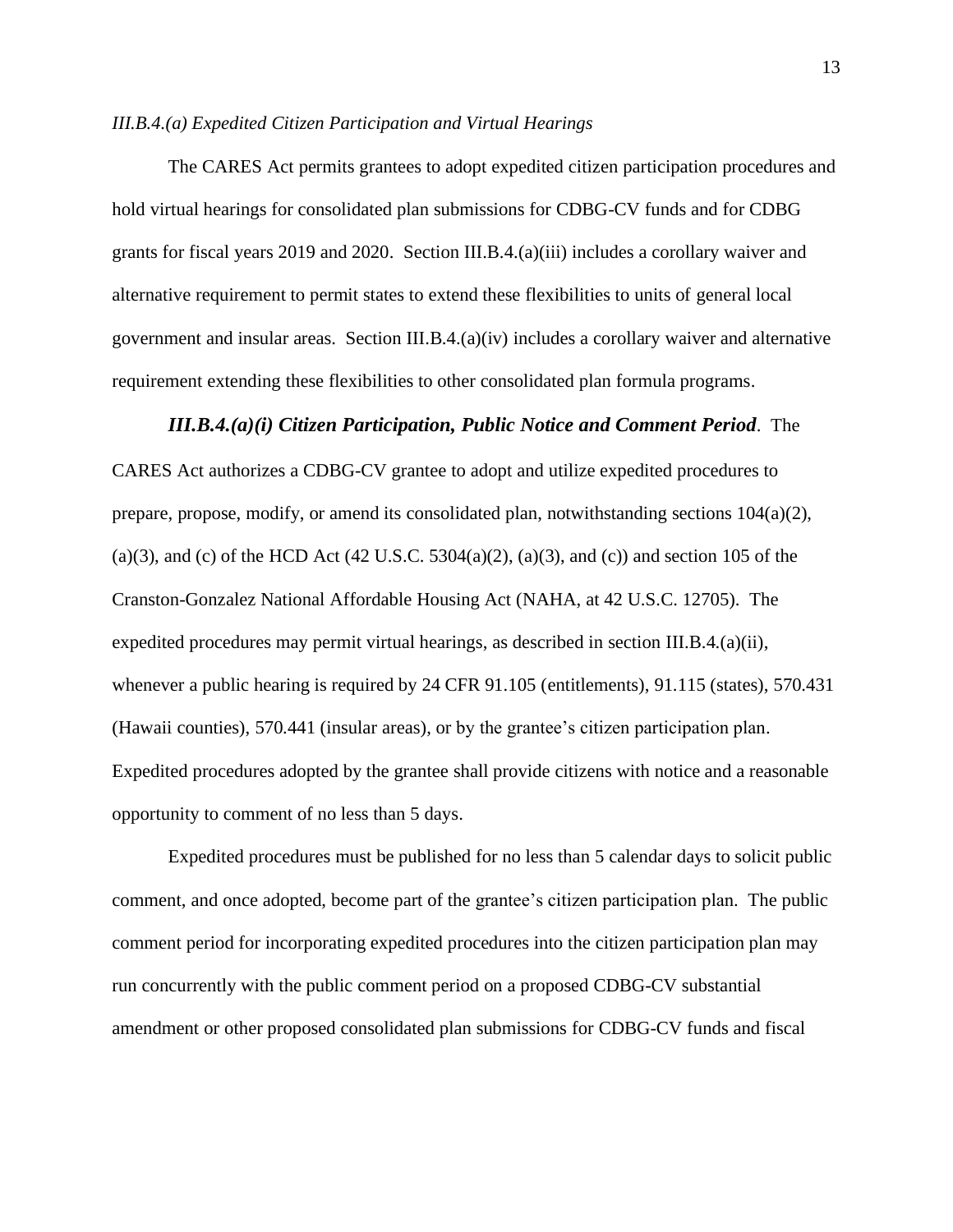*III.B.4.(a) Expedited Citizen Participation and Virtual Hearings*

The CARES Act permits grantees to adopt expedited citizen participation procedures and hold virtual hearings for consolidated plan submissions for CDBG-CV funds and for CDBG grants for fiscal years 2019 and 2020. Section III.B.4.(a)(iii) includes a corollary waiver and alternative requirement to permit states to extend these flexibilities to units of general local government and insular areas. Section III.B.4.(a)(iv) includes a corollary waiver and alternative requirement extending these flexibilities to other consolidated plan formula programs.

***III.B.4.(a)(i) Citizen Participation, Public Notice and Comment Period***. The CARES Act authorizes a CDBG-CV grantee to adopt and utilize expedited procedures to prepare, propose, modify, or amend its consolidated plan, notwithstanding sections 104(a)(2), (a)(3), and (c) of the HCD Act (42 U.S.C. 5304(a)(2), (a)(3), and (c)) and section 105 of the Cranston-Gonzalez National Affordable Housing Act (NAHA, at 42 U.S.C. 12705). The expedited procedures may permit virtual hearings, as described in section III.B.4.(a)(ii), whenever a public hearing is required by 24 CFR 91.105 (entitlements), 91.115 (states), 570.431 (Hawaii counties), 570.441 (insular areas), or by the grantee's citizen participation plan. Expedited procedures adopted by the grantee shall provide citizens with notice and a reasonable opportunity to comment of no less than 5 days.

Expedited procedures must be published for no less than 5 calendar days to solicit public comment, and once adopted, become part of the grantee's citizen participation plan. The public comment period for incorporating expedited procedures into the citizen participation plan may run concurrently with the public comment period on a proposed CDBG-CV substantial amendment or other proposed consolidated plan submissions for CDBG-CV funds and fiscal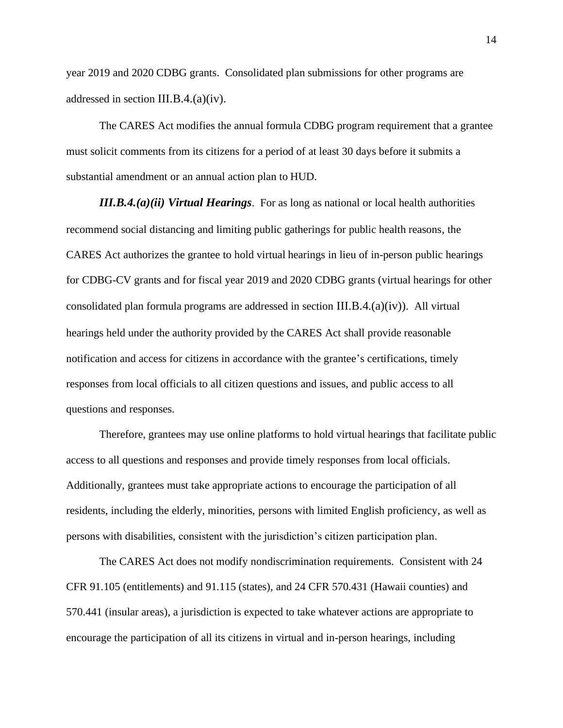year 2019 and 2020 CDBG grants. Consolidated plan submissions for other programs are addressed in section III.B.4.(a)(iv).

The CARES Act modifies the annual formula CDBG program requirement that a grantee must solicit comments from its citizens for a period of at least 30 days before it submits a substantial amendment or an annual action plan to HUD.

***III.B.4.(a)(ii) Virtual Hearings***. For as long as national or local health authorities recommend social distancing and limiting public gatherings for public health reasons, the CARES Act authorizes the grantee to hold virtual hearings in lieu of in-person public hearings for CDBG-CV grants and for fiscal year 2019 and 2020 CDBG grants (virtual hearings for other consolidated plan formula programs are addressed in section III.B.4.(a)(iv)). All virtual hearings held under the authority provided by the CARES Act shall provide reasonable notification and access for citizens in accordance with the grantee's certifications, timely responses from local officials to all citizen questions and issues, and public access to all questions and responses.

Therefore, grantees may use online platforms to hold virtual hearings that facilitate public access to all questions and responses and provide timely responses from local officials. Additionally, grantees must take appropriate actions to encourage the participation of all residents, including the elderly, minorities, persons with limited English proficiency, as well as persons with disabilities, consistent with the jurisdiction's citizen participation plan.

The CARES Act does not modify nondiscrimination requirements. Consistent with 24 CFR 91.105 (entitlements) and 91.115 (states), and 24 CFR 570.431 (Hawaii counties) and 570.441 (insular areas), a jurisdiction is expected to take whatever actions are appropriate to encourage the participation of all its citizens in virtual and in-person hearings, including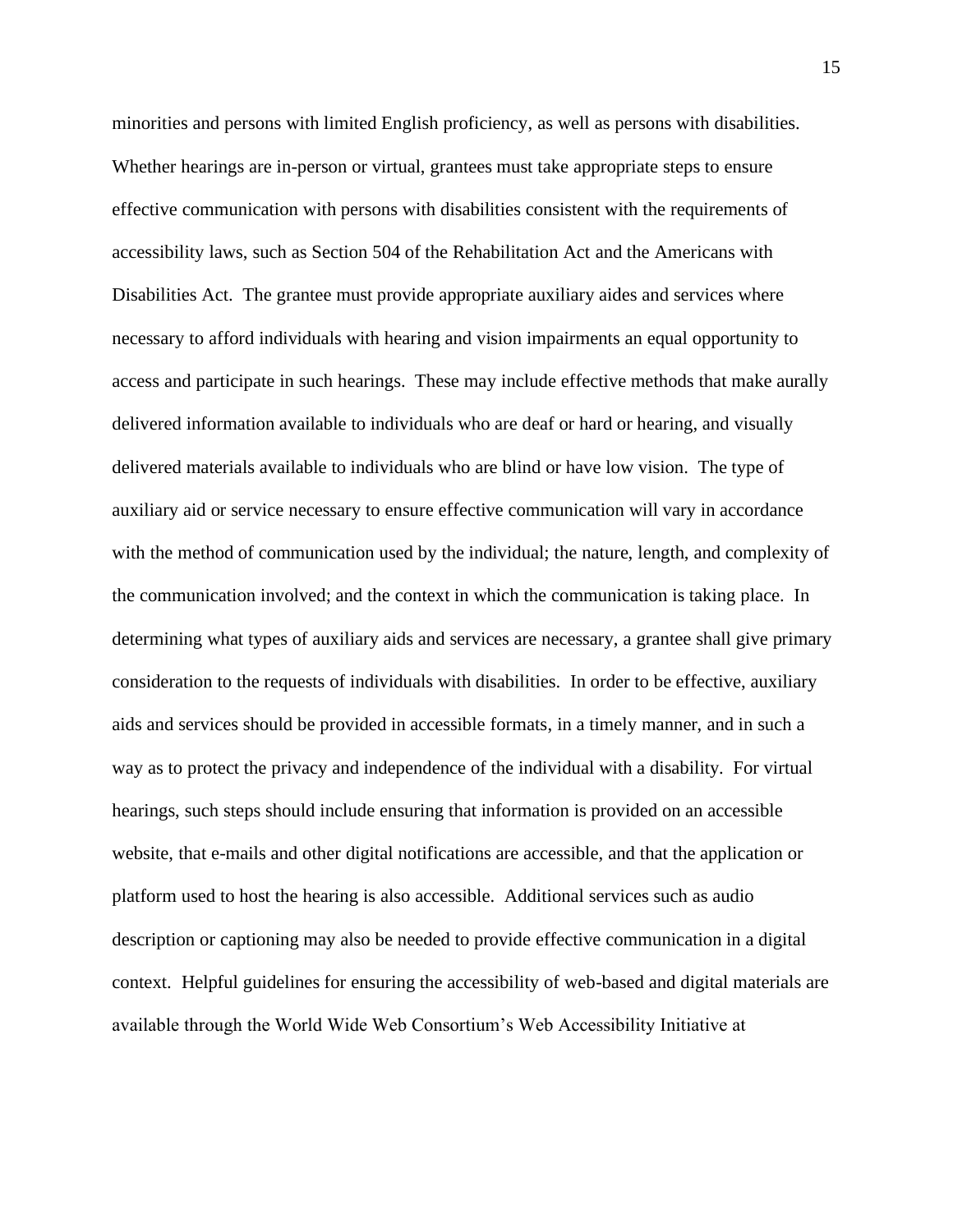minorities and persons with limited English proficiency, as well as persons with disabilities. Whether hearings are in-person or virtual, grantees must take appropriate steps to ensure effective communication with persons with disabilities consistent with the requirements of accessibility laws, such as Section 504 of the Rehabilitation Act and the Americans with Disabilities Act. The grantee must provide appropriate auxiliary aides and services where necessary to afford individuals with hearing and vision impairments an equal opportunity to access and participate in such hearings. These may include effective methods that make aurally delivered information available to individuals who are deaf or hard or hearing, and visually delivered materials available to individuals who are blind or have low vision. The type of auxiliary aid or service necessary to ensure effective communication will vary in accordance with the method of communication used by the individual; the nature, length, and complexity of the communication involved; and the context in which the communication is taking place. In determining what types of auxiliary aids and services are necessary, a grantee shall give primary consideration to the requests of individuals with disabilities. In order to be effective, auxiliary aids and services should be provided in accessible formats, in a timely manner, and in such a way as to protect the privacy and independence of the individual with a disability. For virtual hearings, such steps should include ensuring that information is provided on an accessible website, that e-mails and other digital notifications are accessible, and that the application or platform used to host the hearing is also accessible. Additional services such as audio description or captioning may also be needed to provide effective communication in a digital context. Helpful guidelines for ensuring the accessibility of web-based and digital materials are available through the World Wide Web Consortium's Web Accessibility Initiative at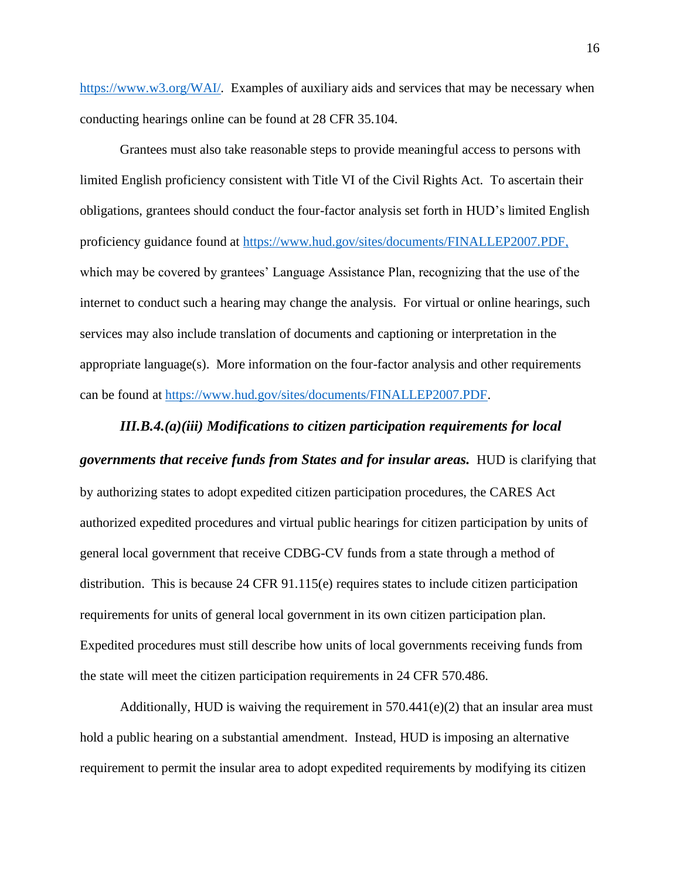https://www.w3.org/WAI/. Examples of auxiliary aids and services that may be necessary when conducting hearings online can be found at 28 CFR 35.104.

Grantees must also take reasonable steps to provide meaningful access to persons with limited English proficiency consistent with Title VI of the Civil Rights Act. To ascertain their obligations, grantees should conduct the four-factor analysis set forth in HUD's limited English proficiency guidance found at https://www.hud.gov/sites/documents/FINALLEP2007.PDF, which may be covered by grantees' Language Assistance Plan, recognizing that the use of the internet to conduct such a hearing may change the analysis. For virtual or online hearings, such services may also include translation of documents and captioning or interpretation in the appropriate language(s). More information on the four-factor analysis and other requirements can be found at https://www.hud.gov/sites/documents/FINALLEP2007.PDF.

***III.B.4.(a)(iii) Modifications to citizen participation requirements for local governments that receive funds from States and for insular areas.*** HUD is clarifying that by authorizing states to adopt expedited citizen participation procedures, the CARES Act authorized expedited procedures and virtual public hearings for citizen participation by units of general local government that receive CDBG-CV funds from a state through a method of distribution. This is because 24 CFR 91.115(e) requires states to include citizen participation requirements for units of general local government in its own citizen participation plan. Expedited procedures must still describe how units of local governments receiving funds from the state will meet the citizen participation requirements in 24 CFR 570.486.

Additionally, HUD is waiving the requirement in 570.441(e)(2) that an insular area must hold a public hearing on a substantial amendment. Instead, HUD is imposing an alternative requirement to permit the insular area to adopt expedited requirements by modifying its citizen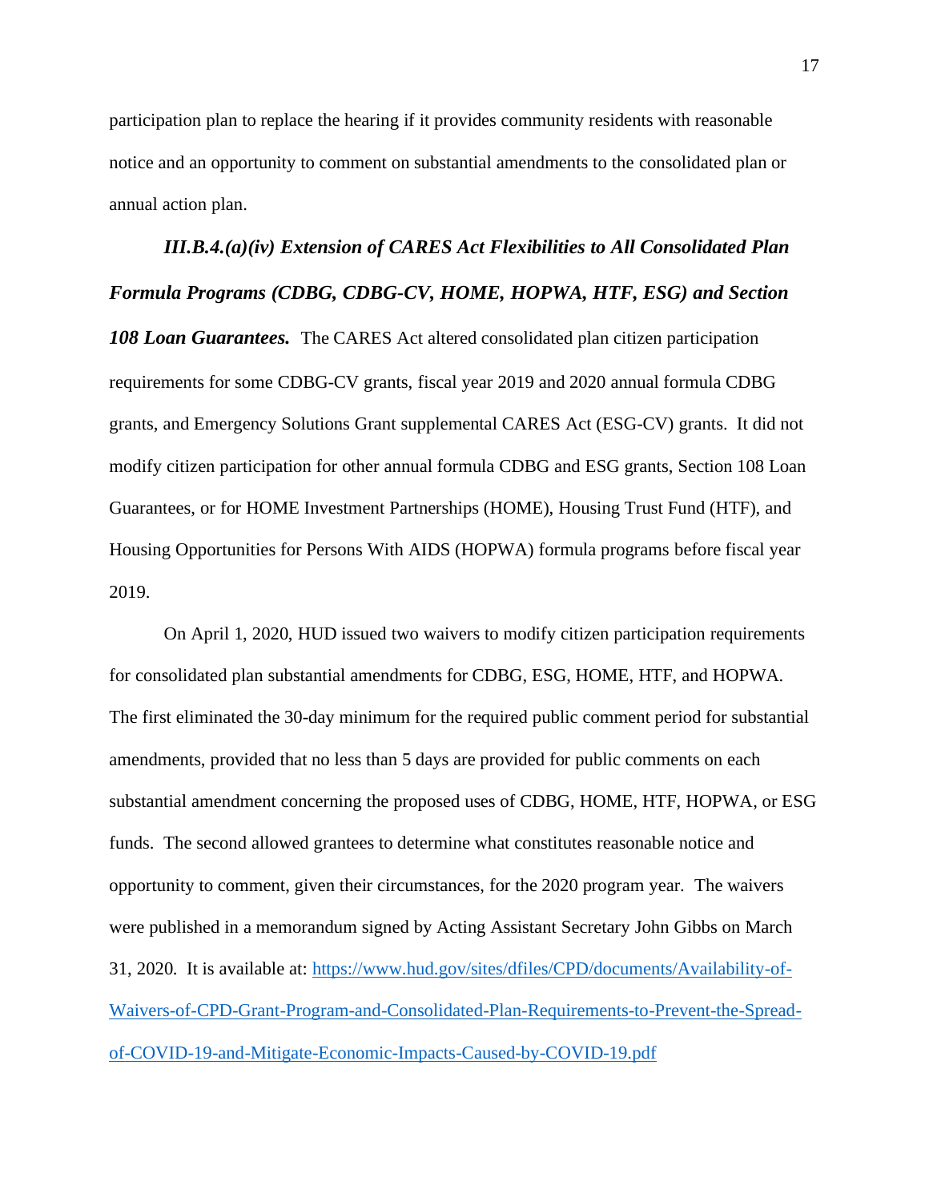participation plan to replace the hearing if it provides community residents with reasonable notice and an opportunity to comment on substantial amendments to the consolidated plan or annual action plan.

***III.B.4.(a)(iv) Extension of CARES Act Flexibilities to All Consolidated Plan Formula Programs (CDBG, CDBG-CV, HOME, HOPWA, HTF, ESG) and Section 108 Loan Guarantees.*** The CARES Act altered consolidated plan citizen participation requirements for some CDBG-CV grants, fiscal year 2019 and 2020 annual formula CDBG grants, and Emergency Solutions Grant supplemental CARES Act (ESG-CV) grants. It did not modify citizen participation for other annual formula CDBG and ESG grants, Section 108 Loan Guarantees, or for HOME Investment Partnerships (HOME), Housing Trust Fund (HTF), and Housing Opportunities for Persons With AIDS (HOPWA) formula programs before fiscal year 2019.

On April 1, 2020, HUD issued two waivers to modify citizen participation requirements for consolidated plan substantial amendments for CDBG, ESG, HOME, HTF, and HOPWA. The first eliminated the 30-day minimum for the required public comment period for substantial amendments, provided that no less than 5 days are provided for public comments on each substantial amendment concerning the proposed uses of CDBG, HOME, HTF, HOPWA, or ESG funds. The second allowed grantees to determine what constitutes reasonable notice and opportunity to comment, given their circumstances, for the 2020 program year. The waivers were published in a memorandum signed by Acting Assistant Secretary John Gibbs on March 31, 2020. It is available at: [https://www.hud.gov/sites/dfiles/CPD/documents/Availability-of-Waivers-of-CPD-Grant-Program-and-Consolidated-Plan-Requirements-to-Prevent-the-Spread-of-COVID-19-and-Mitigate-Economic-Impacts-Caused-by-COVID-19.pdf](https://www.hud.gov/sites/dfiles/CPD/documents/Availability-of-Waivers-of-CPD-Grant-Program-and-Consolidated-Plan-Requirements-to-Prevent-the-Spread-of-COVID-19-and-Mitigate-Economic-Impacts-Caused-by-COVID-19.pdf)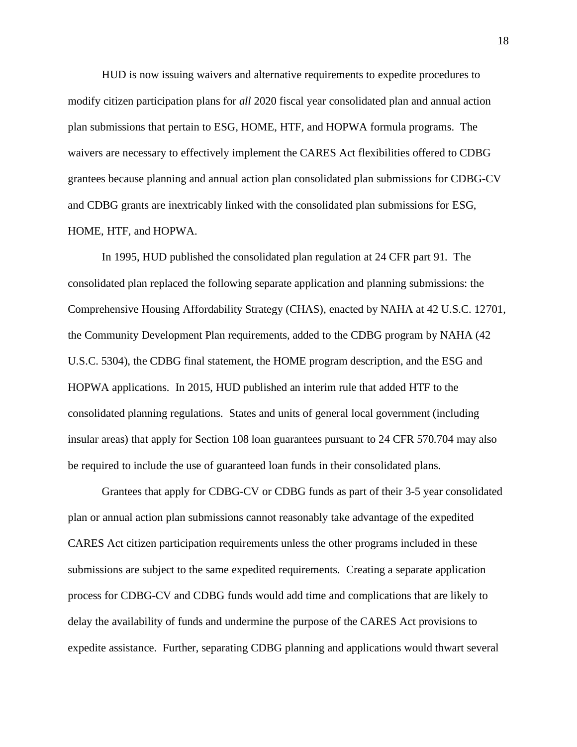HUD is now issuing waivers and alternative requirements to expedite procedures to modify citizen participation plans for *all* 2020 fiscal year consolidated plan and annual action plan submissions that pertain to ESG, HOME, HTF, and HOPWA formula programs. The waivers are necessary to effectively implement the CARES Act flexibilities offered to CDBG grantees because planning and annual action plan consolidated plan submissions for CDBG-CV and CDBG grants are inextricably linked with the consolidated plan submissions for ESG, HOME, HTF, and HOPWA.

In 1995, HUD published the consolidated plan regulation at 24 CFR part 91. The consolidated plan replaced the following separate application and planning submissions: the Comprehensive Housing Affordability Strategy (CHAS), enacted by NAHA at 42 U.S.C. 12701, the Community Development Plan requirements, added to the CDBG program by NAHA (42 U.S.C. 5304), the CDBG final statement, the HOME program description, and the ESG and HOPWA applications. In 2015, HUD published an interim rule that added HTF to the consolidated planning regulations. States and units of general local government (including insular areas) that apply for Section 108 loan guarantees pursuant to 24 CFR 570.704 may also be required to include the use of guaranteed loan funds in their consolidated plans.

Grantees that apply for CDBG-CV or CDBG funds as part of their 3-5 year consolidated plan or annual action plan submissions cannot reasonably take advantage of the expedited CARES Act citizen participation requirements unless the other programs included in these submissions are subject to the same expedited requirements. Creating a separate application process for CDBG-CV and CDBG funds would add time and complications that are likely to delay the availability of funds and undermine the purpose of the CARES Act provisions to expedite assistance. Further, separating CDBG planning and applications would thwart several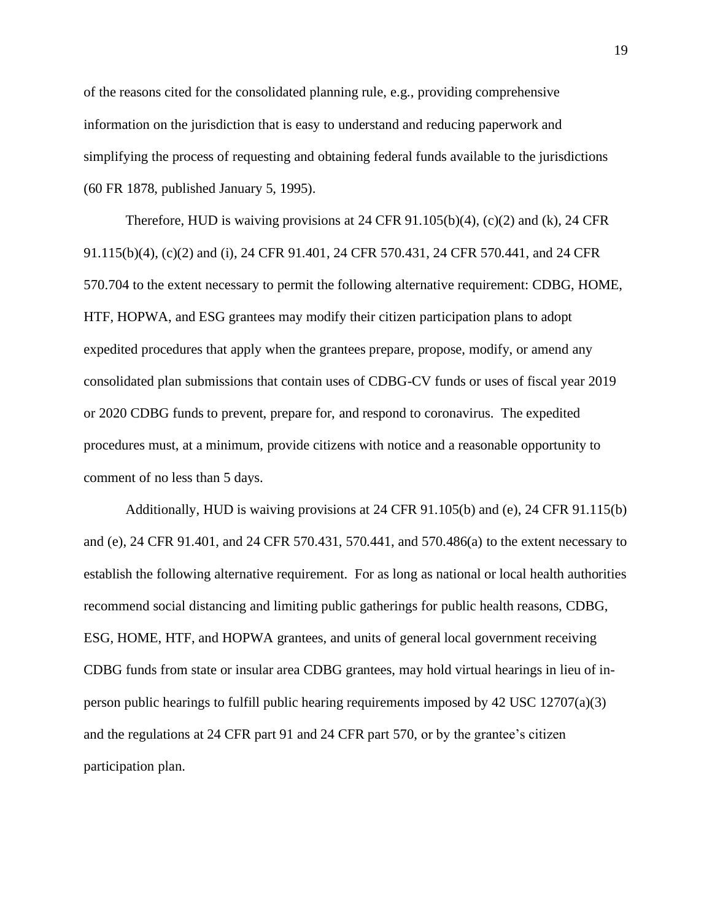of the reasons cited for the consolidated planning rule, e.g., providing comprehensive information on the jurisdiction that is easy to understand and reducing paperwork and simplifying the process of requesting and obtaining federal funds available to the jurisdictions (60 FR 1878, published January 5, 1995).

Therefore, HUD is waiving provisions at 24 CFR 91.105(b)(4), (c)(2) and (k), 24 CFR 91.115(b)(4), (c)(2) and (i), 24 CFR 91.401, 24 CFR 570.431, 24 CFR 570.441, and 24 CFR 570.704 to the extent necessary to permit the following alternative requirement: CDBG, HOME, HTF, HOPWA, and ESG grantees may modify their citizen participation plans to adopt expedited procedures that apply when the grantees prepare, propose, modify, or amend any consolidated plan submissions that contain uses of CDBG-CV funds or uses of fiscal year 2019 or 2020 CDBG funds to prevent, prepare for, and respond to coronavirus. The expedited procedures must, at a minimum, provide citizens with notice and a reasonable opportunity to comment of no less than 5 days.

Additionally, HUD is waiving provisions at 24 CFR 91.105(b) and (e), 24 CFR 91.115(b) and (e), 24 CFR 91.401, and 24 CFR 570.431, 570.441, and 570.486(a) to the extent necessary to establish the following alternative requirement. For as long as national or local health authorities recommend social distancing and limiting public gatherings for public health reasons, CDBG, ESG, HOME, HTF, and HOPWA grantees, and units of general local government receiving CDBG funds from state or insular area CDBG grantees, may hold virtual hearings in lieu of in-person public hearings to fulfill public hearing requirements imposed by 42 USC 12707(a)(3) and the regulations at 24 CFR part 91 and 24 CFR part 570, or by the grantee's citizen participation plan.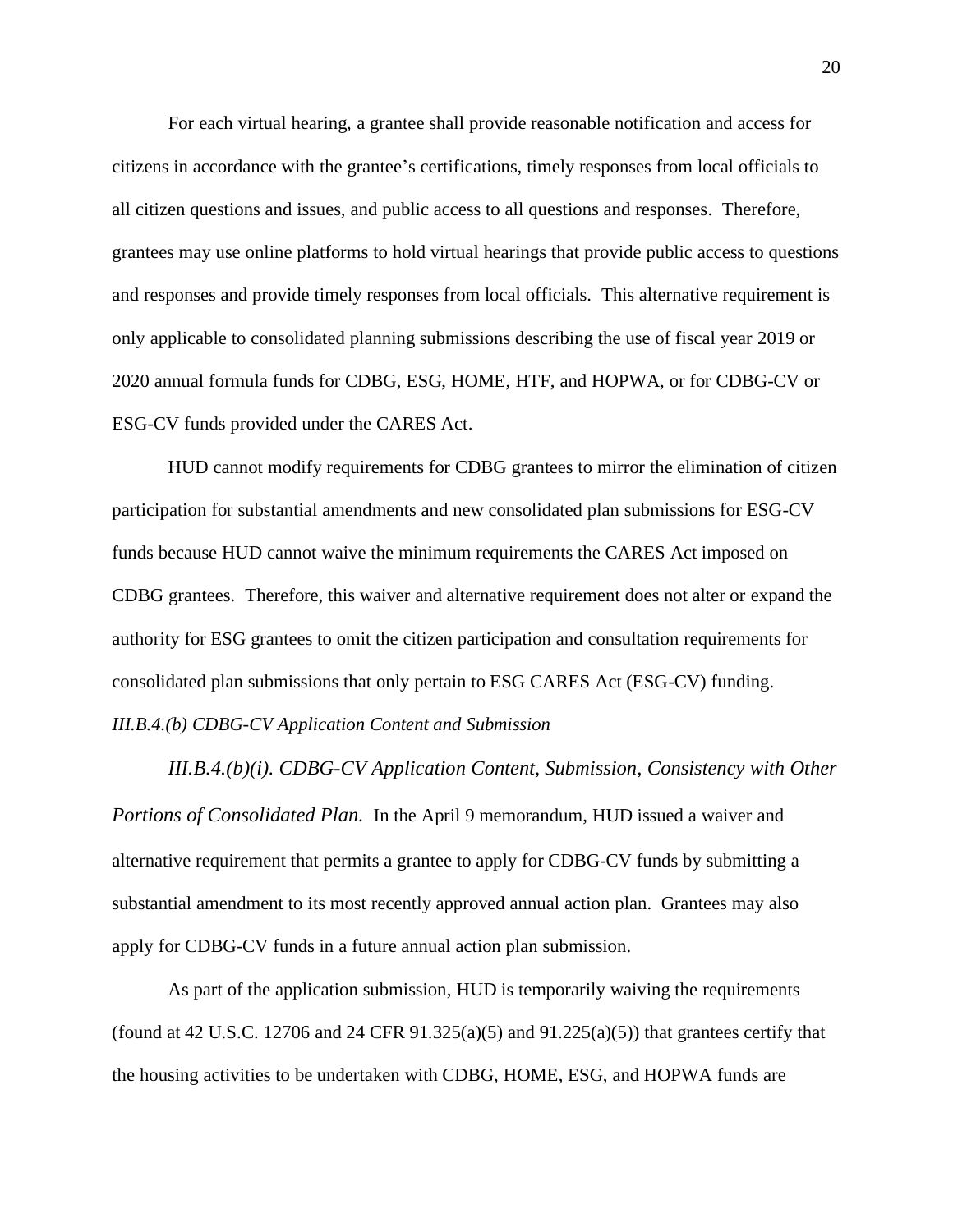For each virtual hearing, a grantee shall provide reasonable notification and access for citizens in accordance with the grantee's certifications, timely responses from local officials to all citizen questions and issues, and public access to all questions and responses. Therefore, grantees may use online platforms to hold virtual hearings that provide public access to questions and responses and provide timely responses from local officials. This alternative requirement is only applicable to consolidated planning submissions describing the use of fiscal year 2019 or 2020 annual formula funds for CDBG, ESG, HOME, HTF, and HOPWA, or for CDBG-CV or ESG-CV funds provided under the CARES Act.

HUD cannot modify requirements for CDBG grantees to mirror the elimination of citizen participation for substantial amendments and new consolidated plan submissions for ESG-CV funds because HUD cannot waive the minimum requirements the CARES Act imposed on CDBG grantees. Therefore, this waiver and alternative requirement does not alter or expand the authority for ESG grantees to omit the citizen participation and consultation requirements for consolidated plan submissions that only pertain to ESG CARES Act (ESG-CV) funding.

*III.B.4.(b) CDBG-CV Application Content and Submission*

*III.B.4.(b)(i). CDBG-CV Application Content, Submission, Consistency with Other Portions of Consolidated Plan.* In the April 9 memorandum, HUD issued a waiver and alternative requirement that permits a grantee to apply for CDBG-CV funds by submitting a substantial amendment to its most recently approved annual action plan. Grantees may also apply for CDBG-CV funds in a future annual action plan submission.

As part of the application submission, HUD is temporarily waiving the requirements (found at 42 U.S.C. 12706 and 24 CFR 91.325(a)(5) and 91.225(a)(5)) that grantees certify that the housing activities to be undertaken with CDBG, HOME, ESG, and HOPWA funds are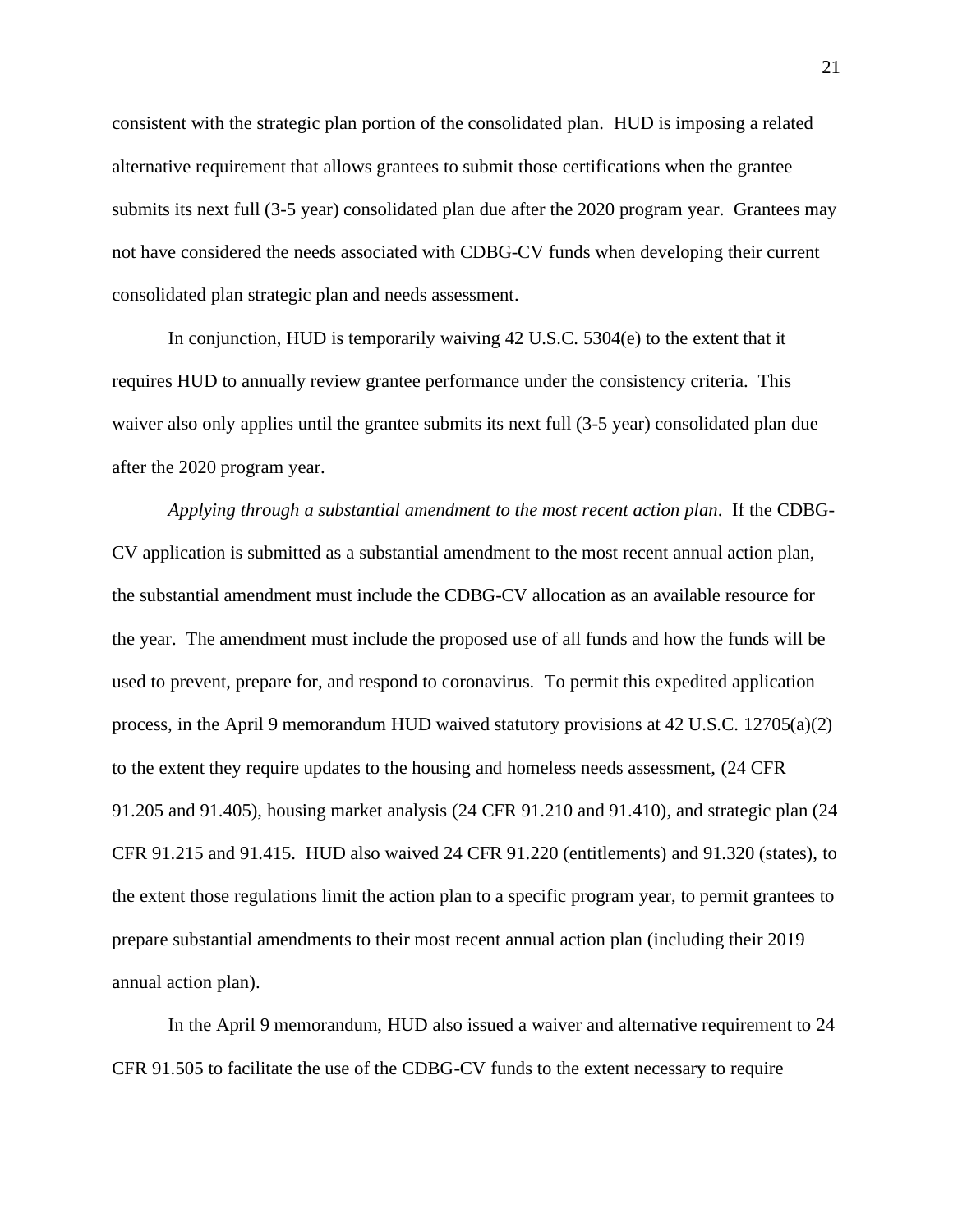consistent with the strategic plan portion of the consolidated plan. HUD is imposing a related alternative requirement that allows grantees to submit those certifications when the grantee submits its next full (3-5 year) consolidated plan due after the 2020 program year. Grantees may not have considered the needs associated with CDBG-CV funds when developing their current consolidated plan strategic plan and needs assessment.

In conjunction, HUD is temporarily waiving 42 U.S.C. 5304(e) to the extent that it requires HUD to annually review grantee performance under the consistency criteria. This waiver also only applies until the grantee submits its next full (3-5 year) consolidated plan due after the 2020 program year.

*Applying through a substantial amendment to the most recent action plan*. If the CDBG-CV application is submitted as a substantial amendment to the most recent annual action plan, the substantial amendment must include the CDBG-CV allocation as an available resource for the year. The amendment must include the proposed use of all funds and how the funds will be used to prevent, prepare for, and respond to coronavirus. To permit this expedited application process, in the April 9 memorandum HUD waived statutory provisions at 42 U.S.C. 12705(a)(2) to the extent they require updates to the housing and homeless needs assessment, (24 CFR 91.205 and 91.405), housing market analysis (24 CFR 91.210 and 91.410), and strategic plan (24 CFR 91.215 and 91.415. HUD also waived 24 CFR 91.220 (entitlements) and 91.320 (states), to the extent those regulations limit the action plan to a specific program year, to permit grantees to prepare substantial amendments to their most recent annual action plan (including their 2019 annual action plan).

In the April 9 memorandum, HUD also issued a waiver and alternative requirement to 24 CFR 91.505 to facilitate the use of the CDBG-CV funds to the extent necessary to require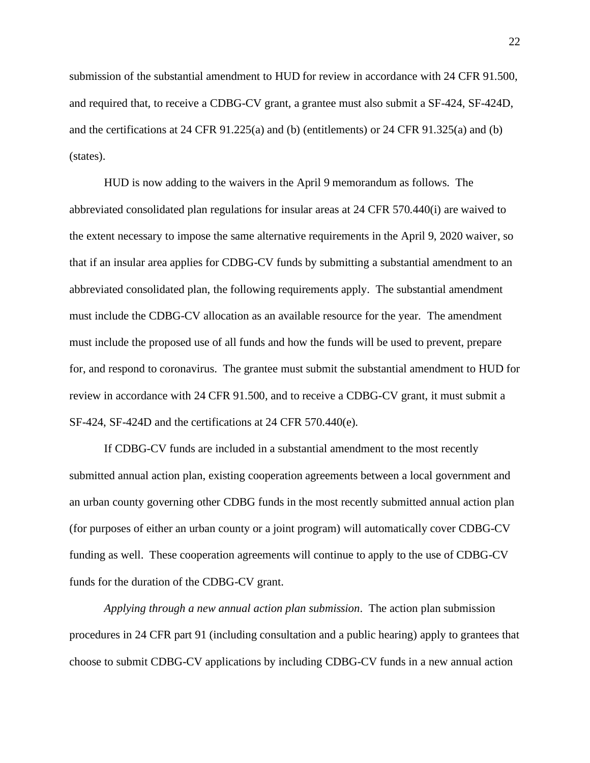submission of the substantial amendment to HUD for review in accordance with 24 CFR 91.500, and required that, to receive a CDBG-CV grant, a grantee must also submit a SF-424, SF-424D, and the certifications at 24 CFR 91.225(a) and (b) (entitlements) or 24 CFR 91.325(a) and (b) (states).

HUD is now adding to the waivers in the April 9 memorandum as follows. The abbreviated consolidated plan regulations for insular areas at 24 CFR 570.440(i) are waived to the extent necessary to impose the same alternative requirements in the April 9, 2020 waiver, so that if an insular area applies for CDBG-CV funds by submitting a substantial amendment to an abbreviated consolidated plan, the following requirements apply. The substantial amendment must include the CDBG-CV allocation as an available resource for the year. The amendment must include the proposed use of all funds and how the funds will be used to prevent, prepare for, and respond to coronavirus. The grantee must submit the substantial amendment to HUD for review in accordance with 24 CFR 91.500, and to receive a CDBG-CV grant, it must submit a SF-424, SF-424D and the certifications at 24 CFR 570.440(e).

If CDBG-CV funds are included in a substantial amendment to the most recently submitted annual action plan, existing cooperation agreements between a local government and an urban county governing other CDBG funds in the most recently submitted annual action plan (for purposes of either an urban county or a joint program) will automatically cover CDBG-CV funding as well. These cooperation agreements will continue to apply to the use of CDBG-CV funds for the duration of the CDBG-CV grant.

*Applying through a new annual action plan submission*. The action plan submission procedures in 24 CFR part 91 (including consultation and a public hearing) apply to grantees that choose to submit CDBG-CV applications by including CDBG-CV funds in a new annual action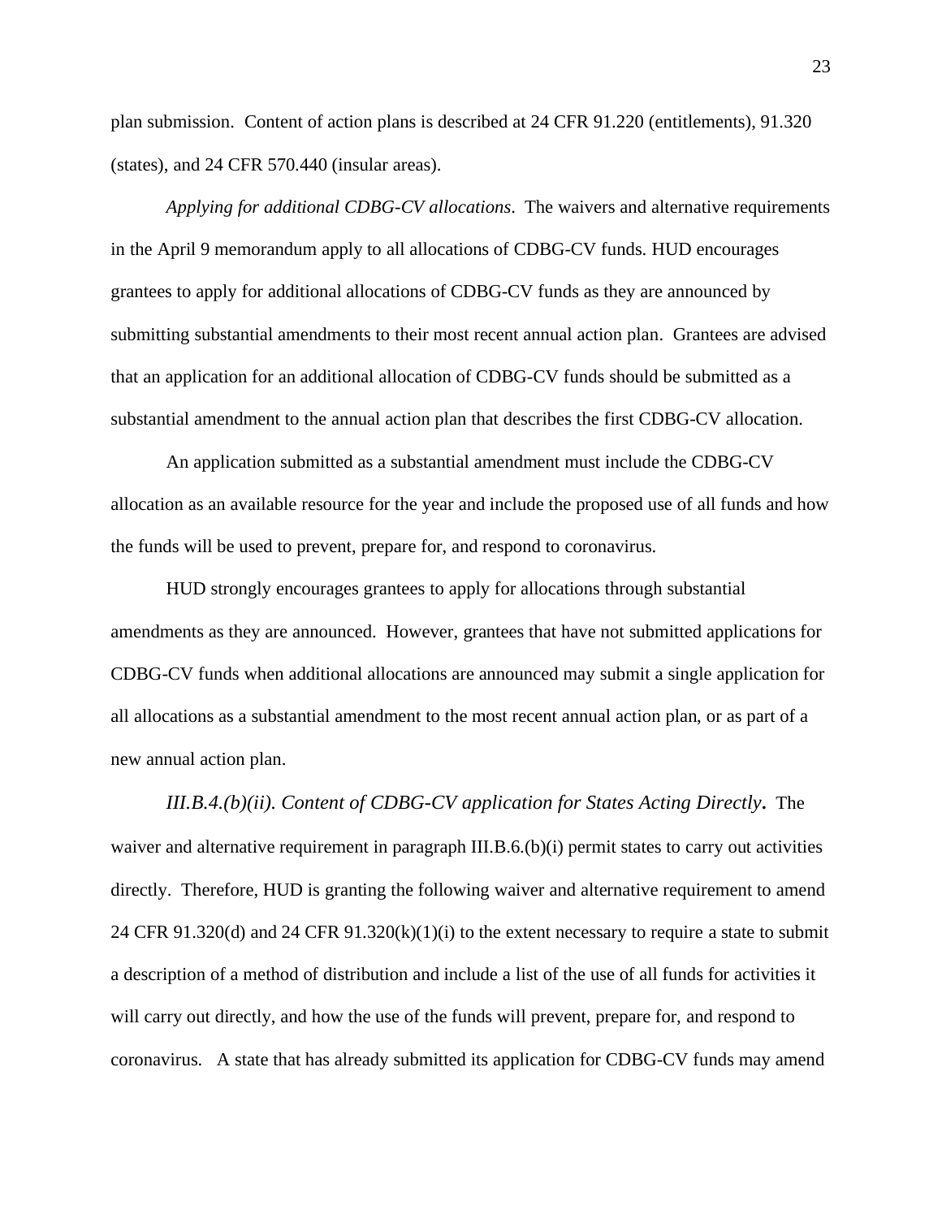plan submission. Content of action plans is described at 24 CFR 91.220 (entitlements), 91.320 (states), and 24 CFR 570.440 (insular areas).

*Applying for additional CDBG-CV allocations*. The waivers and alternative requirements in the April 9 memorandum apply to all allocations of CDBG-CV funds. HUD encourages grantees to apply for additional allocations of CDBG-CV funds as they are announced by submitting substantial amendments to their most recent annual action plan. Grantees are advised that an application for an additional allocation of CDBG-CV funds should be submitted as a substantial amendment to the annual action plan that describes the first CDBG-CV allocation.

An application submitted as a substantial amendment must include the CDBG-CV allocation as an available resource for the year and include the proposed use of all funds and how the funds will be used to prevent, prepare for, and respond to coronavirus.

HUD strongly encourages grantees to apply for allocations through substantial amendments as they are announced. However, grantees that have not submitted applications for CDBG-CV funds when additional allocations are announced may submit a single application for all allocations as a substantial amendment to the most recent annual action plan, or as part of a new annual action plan.

***III.B.4.(b)(ii). Content of CDBG-CV application for States Acting Directly.*** The waiver and alternative requirement in paragraph III.B.6.(b)(i) permit states to carry out activities directly. Therefore, HUD is granting the following waiver and alternative requirement to amend 24 CFR 91.320(d) and 24 CFR 91.320(k)(1)(i) to the extent necessary to require a state to submit a description of a method of distribution and include a list of the use of all funds for activities it will carry out directly, and how the use of the funds will prevent, prepare for, and respond to coronavirus. A state that has already submitted its application for CDBG-CV funds may amend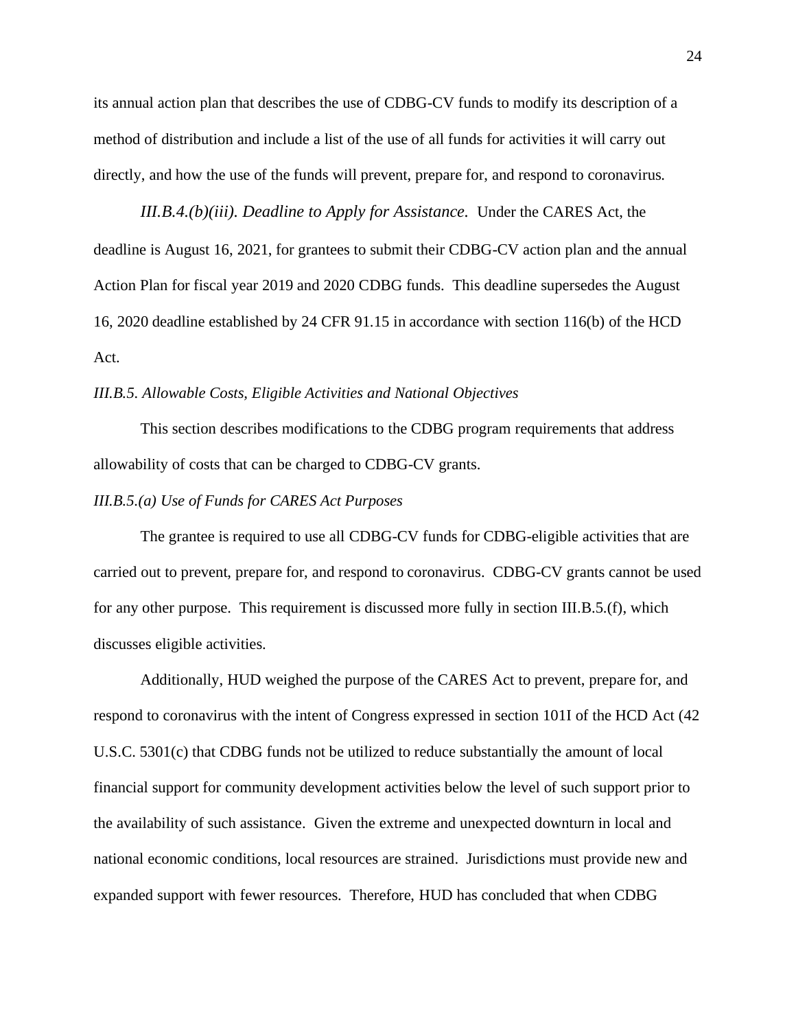its annual action plan that describes the use of CDBG-CV funds to modify its description of a method of distribution and include a list of the use of all funds for activities it will carry out directly, and how the use of the funds will prevent, prepare for, and respond to coronavirus.

*III.B.4.(b)(iii). Deadline to Apply for Assistance.* Under the CARES Act, the deadline is August 16, 2021, for grantees to submit their CDBG-CV action plan and the annual Action Plan for fiscal year 2019 and 2020 CDBG funds. This deadline supersedes the August 16, 2020 deadline established by 24 CFR 91.15 in accordance with section 116(b) of the HCD Act.

*III.B.5. Allowable Costs, Eligible Activities and National Objectives*

This section describes modifications to the CDBG program requirements that address allowability of costs that can be charged to CDBG-CV grants.

*III.B.5.(a) Use of Funds for CARES Act Purposes*

The grantee is required to use all CDBG-CV funds for CDBG-eligible activities that are carried out to prevent, prepare for, and respond to coronavirus. CDBG-CV grants cannot be used for any other purpose. This requirement is discussed more fully in section III.B.5.(f), which discusses eligible activities.

Additionally, HUD weighed the purpose of the CARES Act to prevent, prepare for, and respond to coronavirus with the intent of Congress expressed in section 101I of the HCD Act (42 U.S.C. 5301(c) that CDBG funds not be utilized to reduce substantially the amount of local financial support for community development activities below the level of such support prior to the availability of such assistance. Given the extreme and unexpected downturn in local and national economic conditions, local resources are strained. Jurisdictions must provide new and expanded support with fewer resources. Therefore, HUD has concluded that when CDBG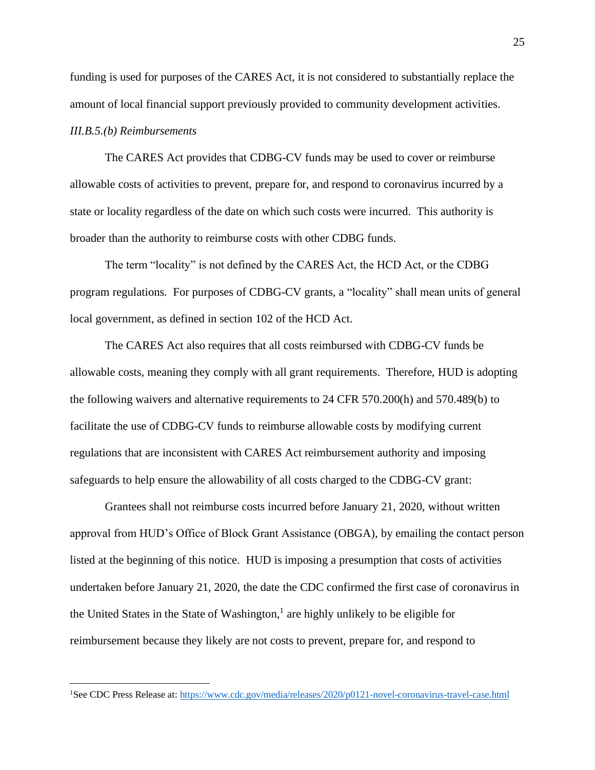funding is used for purposes of the CARES Act, it is not considered to substantially replace the amount of local financial support previously provided to community development activities.

*III.B.5.(b) Reimbursements*

The CARES Act provides that CDBG-CV funds may be used to cover or reimburse allowable costs of activities to prevent, prepare for, and respond to coronavirus incurred by a state or locality regardless of the date on which such costs were incurred. This authority is broader than the authority to reimburse costs with other CDBG funds.

The term "locality" is not defined by the CARES Act, the HCD Act, or the CDBG program regulations. For purposes of CDBG-CV grants, a "locality" shall mean units of general local government, as defined in section 102 of the HCD Act.

The CARES Act also requires that all costs reimbursed with CDBG-CV funds be allowable costs, meaning they comply with all grant requirements. Therefore, HUD is adopting the following waivers and alternative requirements to 24 CFR 570.200(h) and 570.489(b) to facilitate the use of CDBG-CV funds to reimburse allowable costs by modifying current regulations that are inconsistent with CARES Act reimbursement authority and imposing safeguards to help ensure the allowability of all costs charged to the CDBG-CV grant:

Grantees shall not reimburse costs incurred before January 21, 2020, without written approval from HUD's Office of Block Grant Assistance (OBGA), by emailing the contact person listed at the beginning of this notice. HUD is imposing a presumption that costs of activities undertaken before January 21, 2020, the date the CDC confirmed the first case of coronavirus in the United States in the State of Washington,[1] are highly unlikely to be eligible for reimbursement because they likely are not costs to prevent, prepare for, and respond to

[1]See CDC Press Release at: https://www.cdc.gov/media/releases/2020/p0121-novel-coronavirus-travel-case.html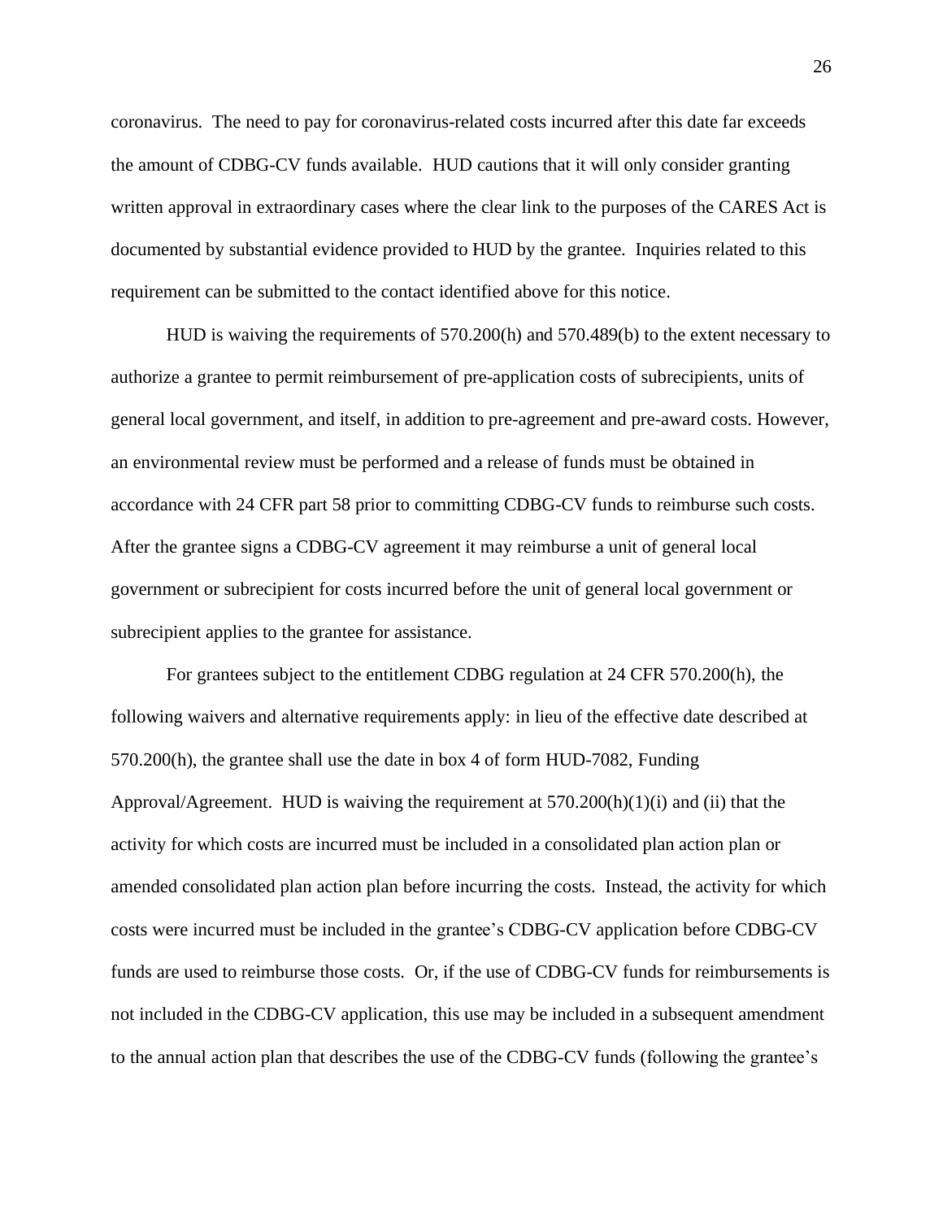coronavirus. The need to pay for coronavirus-related costs incurred after this date far exceeds the amount of CDBG-CV funds available. HUD cautions that it will only consider granting written approval in extraordinary cases where the clear link to the purposes of the CARES Act is documented by substantial evidence provided to HUD by the grantee. Inquiries related to this requirement can be submitted to the contact identified above for this notice.

HUD is waiving the requirements of 570.200(h) and 570.489(b) to the extent necessary to authorize a grantee to permit reimbursement of pre-application costs of subrecipients, units of general local government, and itself, in addition to pre-agreement and pre-award costs. However, an environmental review must be performed and a release of funds must be obtained in accordance with 24 CFR part 58 prior to committing CDBG-CV funds to reimburse such costs. After the grantee signs a CDBG-CV agreement it may reimburse a unit of general local government or subrecipient for costs incurred before the unit of general local government or subrecipient applies to the grantee for assistance.

For grantees subject to the entitlement CDBG regulation at 24 CFR 570.200(h), the following waivers and alternative requirements apply: in lieu of the effective date described at 570.200(h), the grantee shall use the date in box 4 of form HUD-7082, Funding Approval/Agreement. HUD is waiving the requirement at 570.200(h)(1)(i) and (ii) that the activity for which costs are incurred must be included in a consolidated plan action plan or amended consolidated plan action plan before incurring the costs. Instead, the activity for which costs were incurred must be included in the grantee's CDBG-CV application before CDBG-CV funds are used to reimburse those costs. Or, if the use of CDBG-CV funds for reimbursements is not included in the CDBG-CV application, this use may be included in a subsequent amendment to the annual action plan that describes the use of the CDBG-CV funds (following the grantee's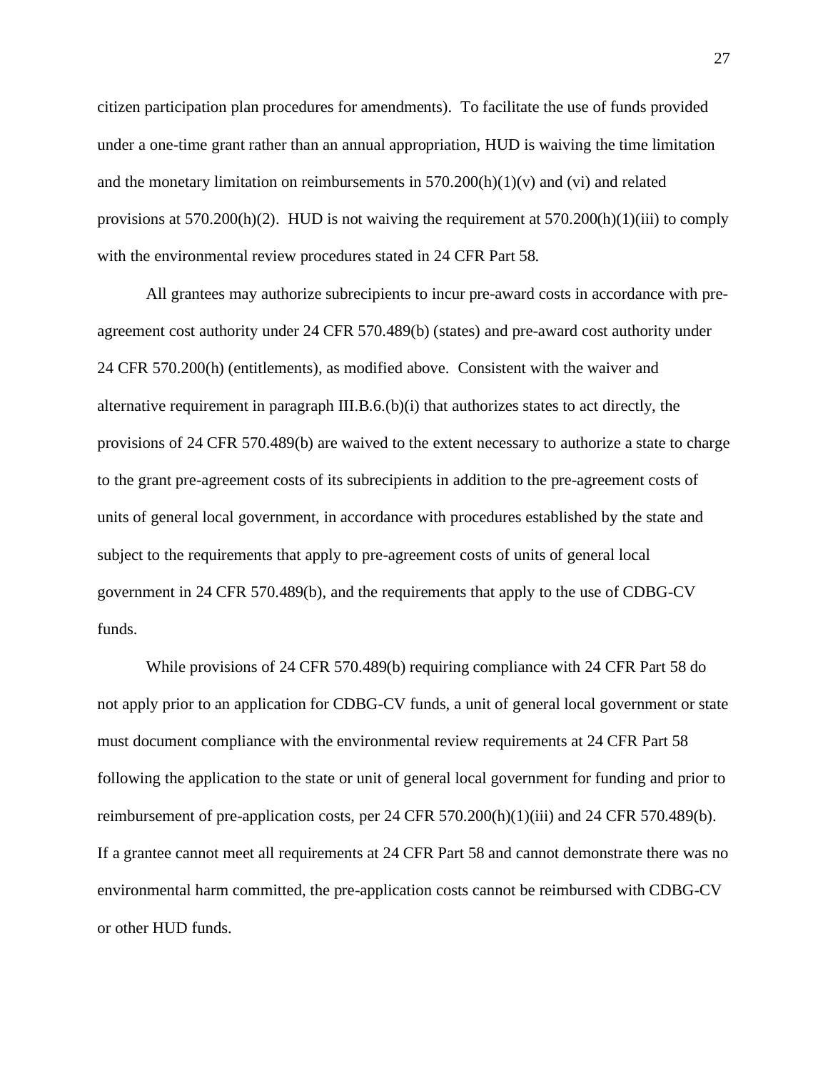citizen participation plan procedures for amendments). To facilitate the use of funds provided under a one-time grant rather than an annual appropriation, HUD is waiving the time limitation and the monetary limitation on reimbursements in 570.200(h)(1)(v) and (vi) and related provisions at 570.200(h)(2). HUD is not waiving the requirement at 570.200(h)(1)(iii) to comply with the environmental review procedures stated in 24 CFR Part 58.

All grantees may authorize subrecipients to incur pre-award costs in accordance with pre-agreement cost authority under 24 CFR 570.489(b) (states) and pre-award cost authority under 24 CFR 570.200(h) (entitlements), as modified above. Consistent with the waiver and alternative requirement in paragraph III.B.6.(b)(i) that authorizes states to act directly, the provisions of 24 CFR 570.489(b) are waived to the extent necessary to authorize a state to charge to the grant pre-agreement costs of its subrecipients in addition to the pre-agreement costs of units of general local government, in accordance with procedures established by the state and subject to the requirements that apply to pre-agreement costs of units of general local government in 24 CFR 570.489(b), and the requirements that apply to the use of CDBG-CV funds.

While provisions of 24 CFR 570.489(b) requiring compliance with 24 CFR Part 58 do not apply prior to an application for CDBG-CV funds, a unit of general local government or state must document compliance with the environmental review requirements at 24 CFR Part 58 following the application to the state or unit of general local government for funding and prior to reimbursement of pre-application costs, per 24 CFR 570.200(h)(1)(iii) and 24 CFR 570.489(b). If a grantee cannot meet all requirements at 24 CFR Part 58 and cannot demonstrate there was no environmental harm committed, the pre-application costs cannot be reimbursed with CDBG-CV or other HUD funds.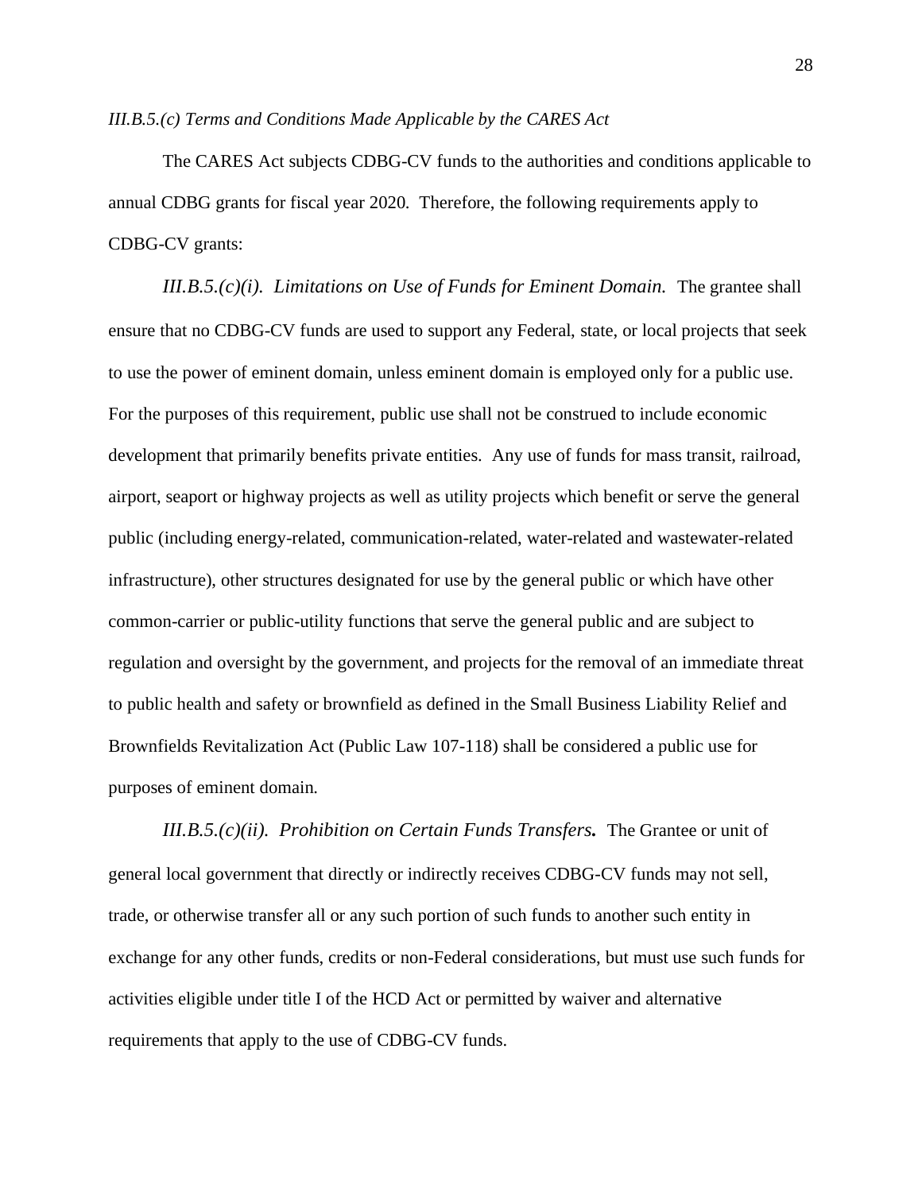*III.B.5.(c) Terms and Conditions Made Applicable by the CARES Act*

The CARES Act subjects CDBG-CV funds to the authorities and conditions applicable to annual CDBG grants for fiscal year 2020. Therefore, the following requirements apply to CDBG-CV grants:

*III.B.5.(c)(i). Limitations on Use of Funds for Eminent Domain.* The grantee shall ensure that no CDBG-CV funds are used to support any Federal, state, or local projects that seek to use the power of eminent domain, unless eminent domain is employed only for a public use. For the purposes of this requirement, public use shall not be construed to include economic development that primarily benefits private entities. Any use of funds for mass transit, railroad, airport, seaport or highway projects as well as utility projects which benefit or serve the general public (including energy-related, communication-related, water-related and wastewater-related infrastructure), other structures designated for use by the general public or which have other common-carrier or public-utility functions that serve the general public and are subject to regulation and oversight by the government, and projects for the removal of an immediate threat to public health and safety or brownfield as defined in the Small Business Liability Relief and Brownfields Revitalization Act (Public Law 107-118) shall be considered a public use for purposes of eminent domain.

***III.B.5.(c)(ii). Prohibition on Certain Funds Transfers.*** The Grantee or unit of general local government that directly or indirectly receives CDBG-CV funds may not sell, trade, or otherwise transfer all or any such portion of such funds to another such entity in exchange for any other funds, credits or non-Federal considerations, but must use such funds for activities eligible under title I of the HCD Act or permitted by waiver and alternative requirements that apply to the use of CDBG-CV funds.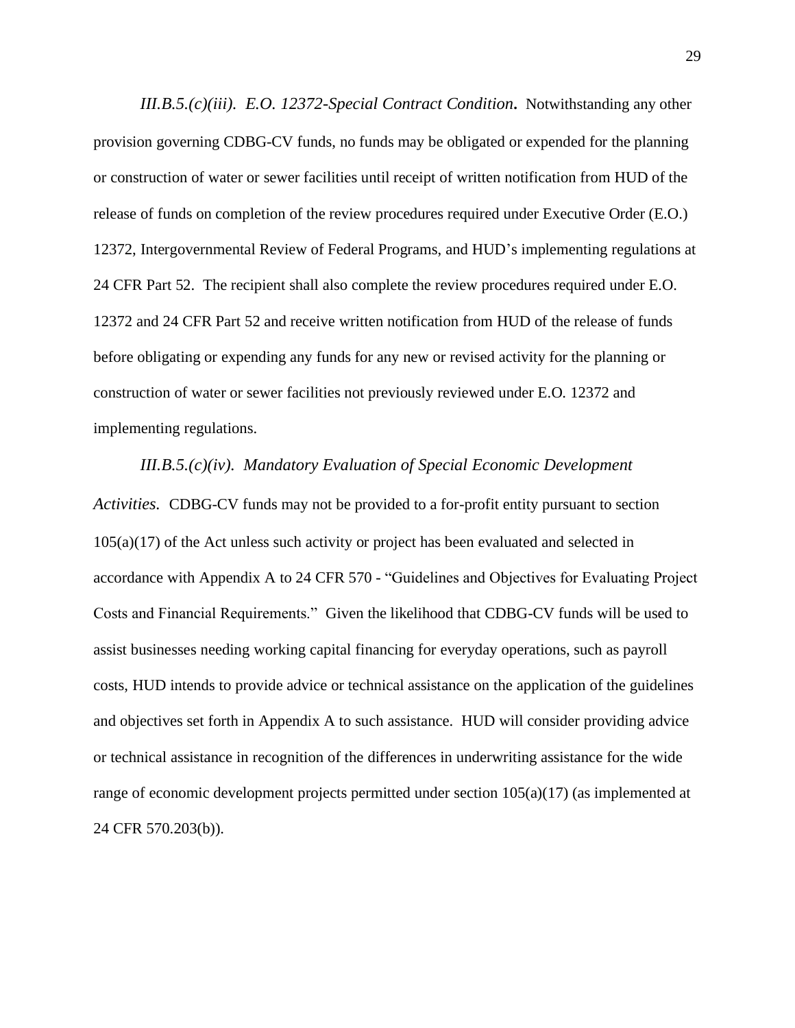*III.B.5.(c)(iii). E.O. 12372-Special Contract Condition.* Notwithstanding any other provision governing CDBG-CV funds, no funds may be obligated or expended for the planning or construction of water or sewer facilities until receipt of written notification from HUD of the release of funds on completion of the review procedures required under Executive Order (E.O.) 12372, Intergovernmental Review of Federal Programs, and HUD's implementing regulations at 24 CFR Part 52. The recipient shall also complete the review procedures required under E.O. 12372 and 24 CFR Part 52 and receive written notification from HUD of the release of funds before obligating or expending any funds for any new or revised activity for the planning or construction of water or sewer facilities not previously reviewed under E.O. 12372 and implementing regulations.

*III.B.5.(c)(iv). Mandatory Evaluation of Special Economic Development Activities.* CDBG-CV funds may not be provided to a for-profit entity pursuant to section 105(a)(17) of the Act unless such activity or project has been evaluated and selected in accordance with Appendix A to 24 CFR 570 - "Guidelines and Objectives for Evaluating Project Costs and Financial Requirements." Given the likelihood that CDBG-CV funds will be used to assist businesses needing working capital financing for everyday operations, such as payroll costs, HUD intends to provide advice or technical assistance on the application of the guidelines and objectives set forth in Appendix A to such assistance. HUD will consider providing advice or technical assistance in recognition of the differences in underwriting assistance for the wide range of economic development projects permitted under section 105(a)(17) (as implemented at 24 CFR 570.203(b)).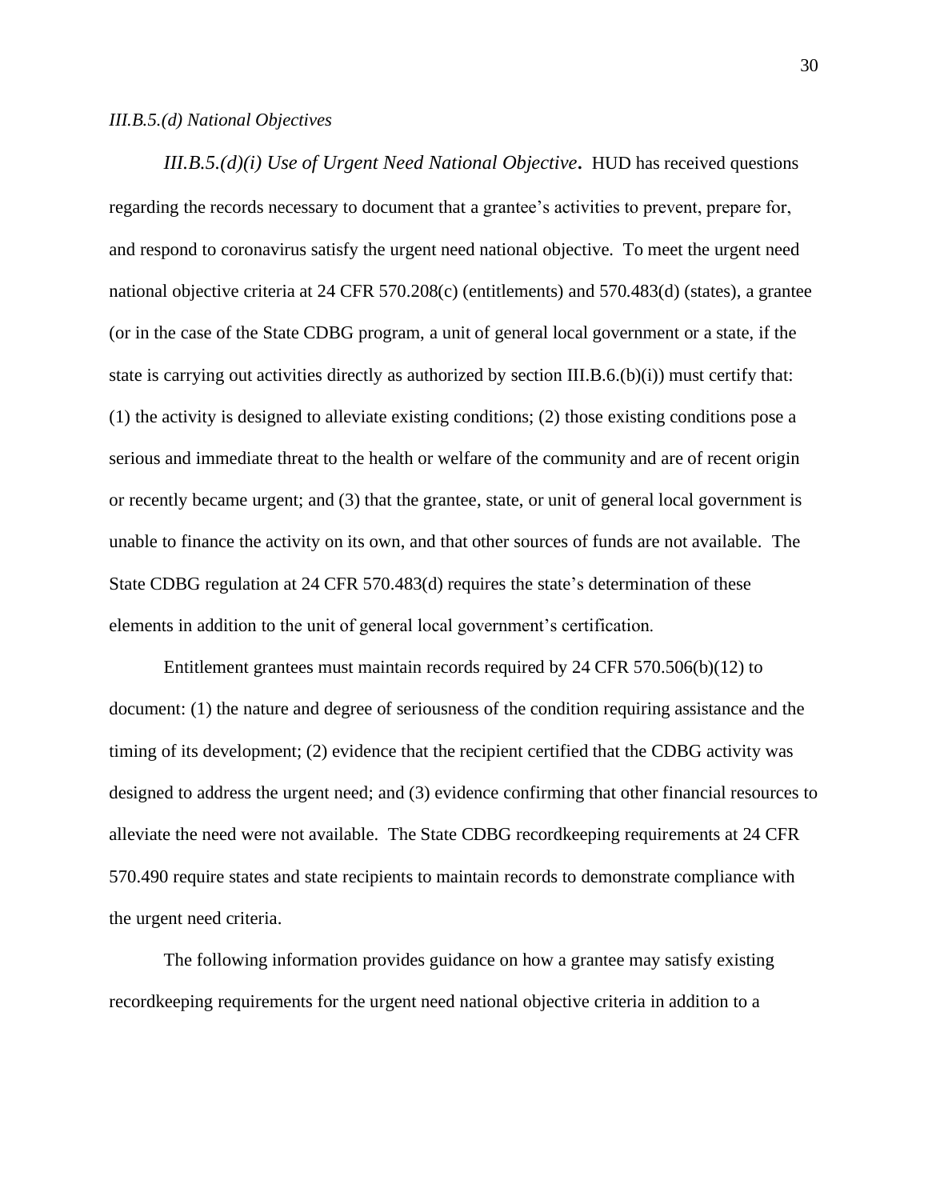*III.B.5.(d) National Objectives*

*III.B.5.(d)(i) Use of Urgent Need National Objective*. HUD has received questions regarding the records necessary to document that a grantee's activities to prevent, prepare for, and respond to coronavirus satisfy the urgent need national objective. To meet the urgent need national objective criteria at 24 CFR 570.208(c) (entitlements) and 570.483(d) (states), a grantee (or in the case of the State CDBG program, a unit of general local government or a state, if the state is carrying out activities directly as authorized by section III.B.6.(b)(i)) must certify that: (1) the activity is designed to alleviate existing conditions; (2) those existing conditions pose a serious and immediate threat to the health or welfare of the community and are of recent origin or recently became urgent; and (3) that the grantee, state, or unit of general local government is unable to finance the activity on its own, and that other sources of funds are not available. The State CDBG regulation at 24 CFR 570.483(d) requires the state's determination of these elements in addition to the unit of general local government's certification.

Entitlement grantees must maintain records required by 24 CFR 570.506(b)(12) to document: (1) the nature and degree of seriousness of the condition requiring assistance and the timing of its development; (2) evidence that the recipient certified that the CDBG activity was designed to address the urgent need; and (3) evidence confirming that other financial resources to alleviate the need were not available. The State CDBG recordkeeping requirements at 24 CFR 570.490 require states and state recipients to maintain records to demonstrate compliance with the urgent need criteria.

The following information provides guidance on how a grantee may satisfy existing recordkeeping requirements for the urgent need national objective criteria in addition to a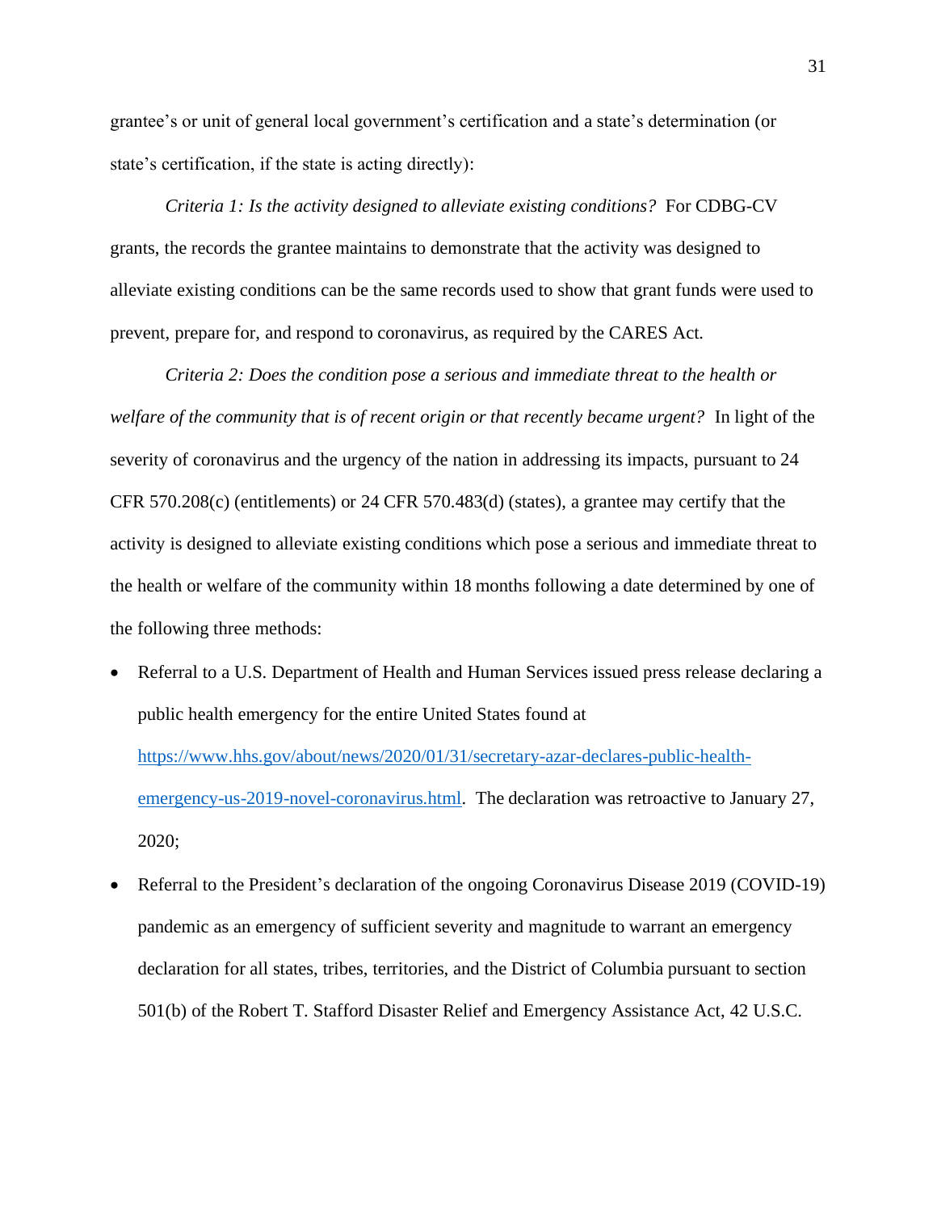grantee's or unit of general local government's certification and a state's determination (or state's certification, if the state is acting directly):

*Criteria 1: Is the activity designed to alleviate existing conditions?* For CDBG-CV grants, the records the grantee maintains to demonstrate that the activity was designed to alleviate existing conditions can be the same records used to show that grant funds were used to prevent, prepare for, and respond to coronavirus, as required by the CARES Act.

*Criteria 2: Does the condition pose a serious and immediate threat to the health or welfare of the community that is of recent origin or that recently became urgent?* In light of the severity of coronavirus and the urgency of the nation in addressing its impacts, pursuant to 24 CFR 570.208(c) (entitlements) or 24 CFR 570.483(d) (states), a grantee may certify that the activity is designed to alleviate existing conditions which pose a serious and immediate threat to the health or welfare of the community within 18 months following a date determined by one of the following three methods:

- Referral to a U.S. Department of Health and Human Services issued press release declaring a public health emergency for the entire United States found at [https://www.hhs.gov/about/news/2020/01/31/secretary-azar-declares-public-health-emergency-us-2019-novel-coronavirus.html](https://www.hhs.gov/about/news/2020/01/31/secretary-azar-declares-public-health-emergency-us-2019-novel-coronavirus.html). The declaration was retroactive to January 27, 2020;
- Referral to the President's declaration of the ongoing Coronavirus Disease 2019 (COVID-19) pandemic as an emergency of sufficient severity and magnitude to warrant an emergency declaration for all states, tribes, territories, and the District of Columbia pursuant to section 501(b) of the Robert T. Stafford Disaster Relief and Emergency Assistance Act, 42 U.S.C.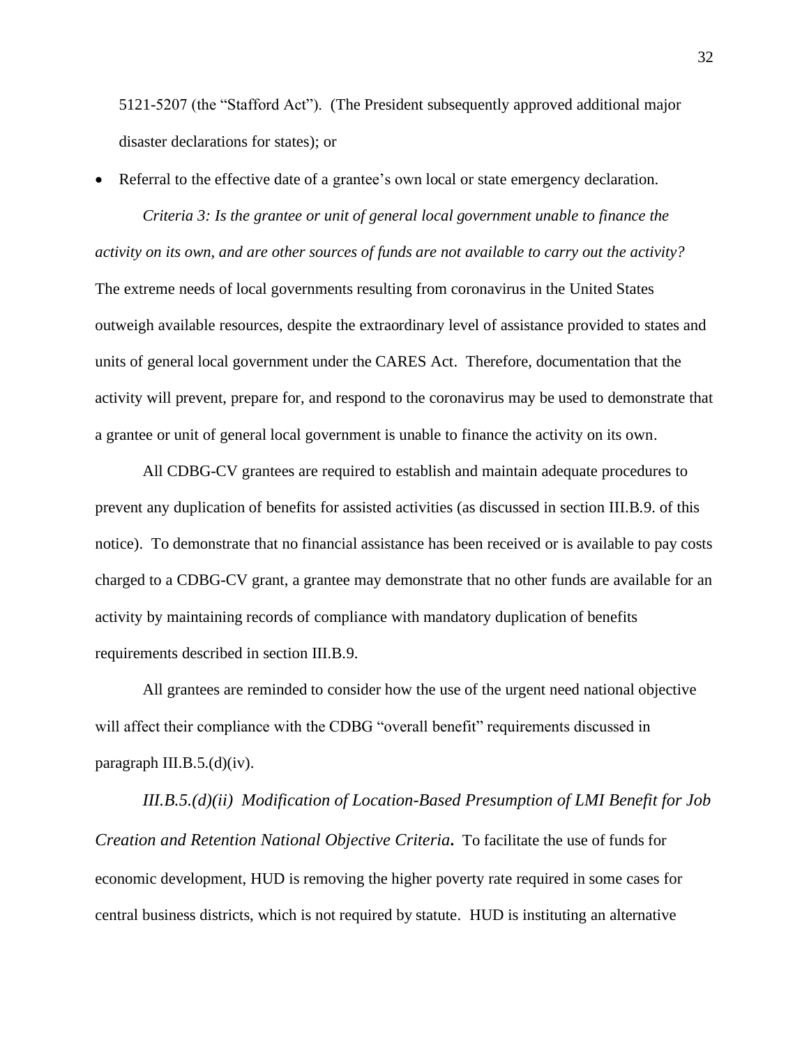5121-5207 (the “Stafford Act”). (The President subsequently approved additional major disaster declarations for states); or

- Referral to the effective date of a grantee’s own local or state emergency declaration.

*Criteria 3: Is the grantee or unit of general local government unable to finance the activity on its own, and are other sources of funds are not available to carry out the activity?* The extreme needs of local governments resulting from coronavirus in the United States outweigh available resources, despite the extraordinary level of assistance provided to states and units of general local government under the CARES Act. Therefore, documentation that the activity will prevent, prepare for, and respond to the coronavirus may be used to demonstrate that a grantee or unit of general local government is unable to finance the activity on its own.

All CDBG-CV grantees are required to establish and maintain adequate procedures to prevent any duplication of benefits for assisted activities (as discussed in section III.B.9. of this notice). To demonstrate that no financial assistance has been received or is available to pay costs charged to a CDBG-CV grant, a grantee may demonstrate that no other funds are available for an activity by maintaining records of compliance with mandatory duplication of benefits requirements described in section III.B.9.

All grantees are reminded to consider how the use of the urgent need national objective will affect their compliance with the CDBG “overall benefit” requirements discussed in paragraph III.B.5.(d)(iv).

***III.B.5.(d)(ii) Modification of Location-Based Presumption of LMI Benefit for Job Creation and Retention National Objective Criteria.*** To facilitate the use of funds for economic development, HUD is removing the higher poverty rate required in some cases for central business districts, which is not required by statute. HUD is instituting an alternative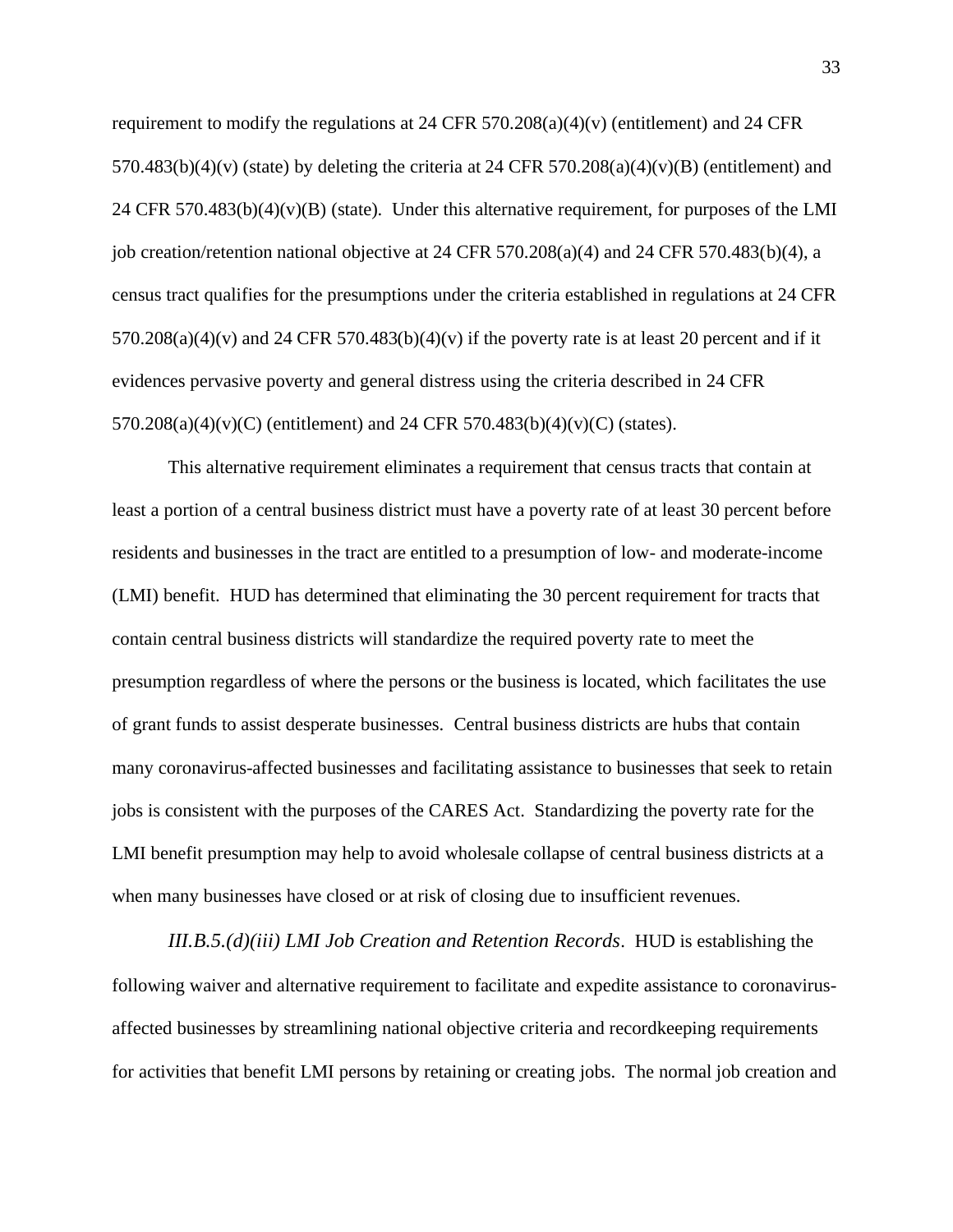requirement to modify the regulations at 24 CFR 570.208(a)(4)(v) (entitlement) and 24 CFR 570.483(b)(4)(v) (state) by deleting the criteria at 24 CFR 570.208(a)(4)(v)(B) (entitlement) and 24 CFR 570.483(b)(4)(v)(B) (state). Under this alternative requirement, for purposes of the LMI job creation/retention national objective at 24 CFR 570.208(a)(4) and 24 CFR 570.483(b)(4), a census tract qualifies for the presumptions under the criteria established in regulations at 24 CFR 570.208(a)(4)(v) and 24 CFR 570.483(b)(4)(v) if the poverty rate is at least 20 percent and if it evidences pervasive poverty and general distress using the criteria described in 24 CFR 570.208(a)(4)(v)(C) (entitlement) and 24 CFR 570.483(b)(4)(v)(C) (states).

This alternative requirement eliminates a requirement that census tracts that contain at least a portion of a central business district must have a poverty rate of at least 30 percent before residents and businesses in the tract are entitled to a presumption of low- and moderate-income (LMI) benefit. HUD has determined that eliminating the 30 percent requirement for tracts that contain central business districts will standardize the required poverty rate to meet the presumption regardless of where the persons or the business is located, which facilitates the use of grant funds to assist desperate businesses. Central business districts are hubs that contain many coronavirus-affected businesses and facilitating assistance to businesses that seek to retain jobs is consistent with the purposes of the CARES Act. Standardizing the poverty rate for the LMI benefit presumption may help to avoid wholesale collapse of central business districts at a when many businesses have closed or at risk of closing due to insufficient revenues.

*III.B.5.(d)(iii) LMI Job Creation and Retention Records*. HUD is establishing the following waiver and alternative requirement to facilitate and expedite assistance to coronavirus-affected businesses by streamlining national objective criteria and recordkeeping requirements for activities that benefit LMI persons by retaining or creating jobs. The normal job creation and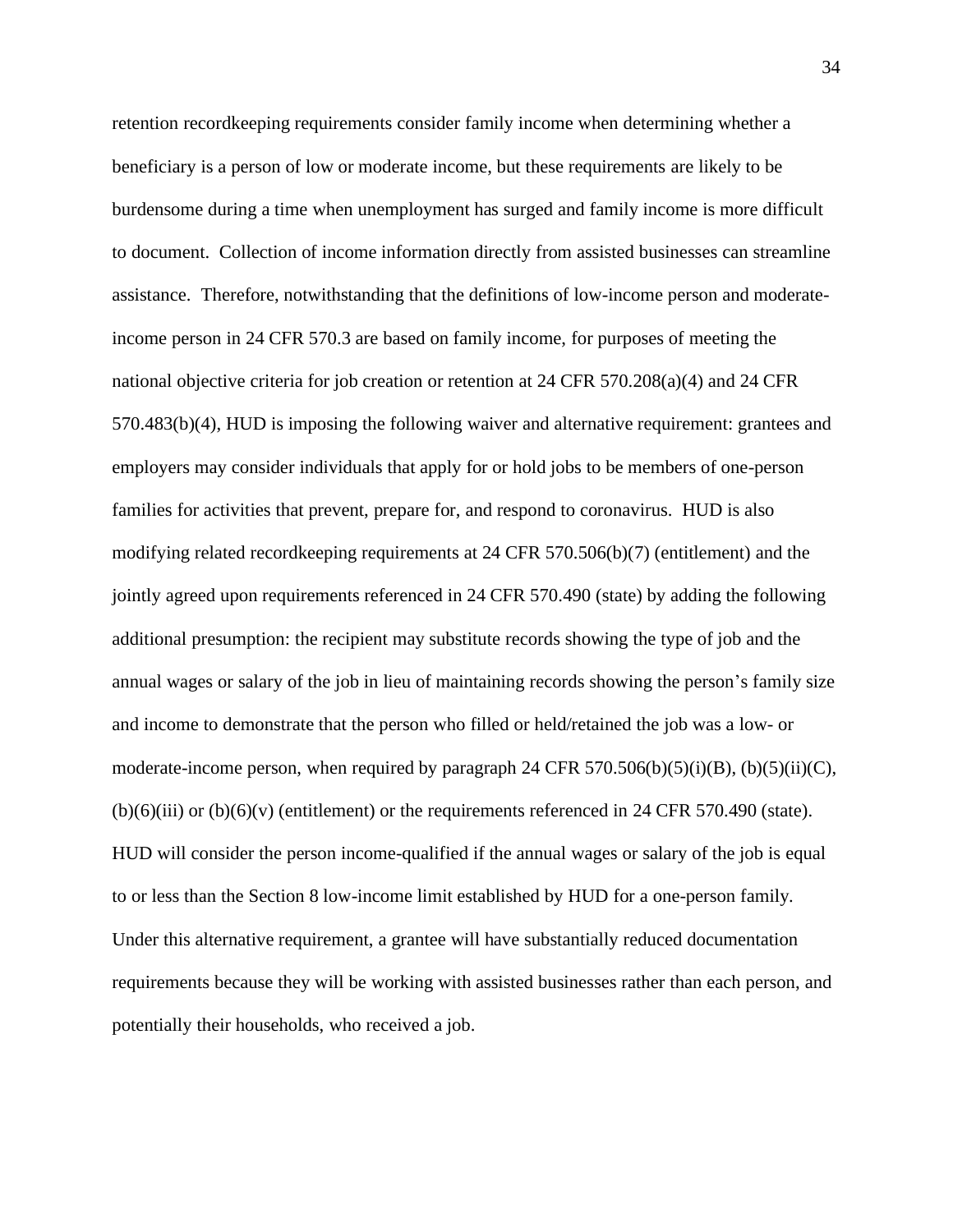retention recordkeeping requirements consider family income when determining whether a beneficiary is a person of low or moderate income, but these requirements are likely to be burdensome during a time when unemployment has surged and family income is more difficult to document. Collection of income information directly from assisted businesses can streamline assistance. Therefore, notwithstanding that the definitions of low-income person and moderate-income person in 24 CFR 570.3 are based on family income, for purposes of meeting the national objective criteria for job creation or retention at 24 CFR 570.208(a)(4) and 24 CFR 570.483(b)(4), HUD is imposing the following waiver and alternative requirement: grantees and employers may consider individuals that apply for or hold jobs to be members of one-person families for activities that prevent, prepare for, and respond to coronavirus. HUD is also modifying related recordkeeping requirements at 24 CFR 570.506(b)(7) (entitlement) and the jointly agreed upon requirements referenced in 24 CFR 570.490 (state) by adding the following additional presumption: the recipient may substitute records showing the type of job and the annual wages or salary of the job in lieu of maintaining records showing the person's family size and income to demonstrate that the person who filled or held/retained the job was a low- or moderate-income person, when required by paragraph 24 CFR 570.506(b)(5)(i)(B), (b)(5)(ii)(C), (b)(6)(iii) or (b)(6)(v) (entitlement) or the requirements referenced in 24 CFR 570.490 (state). HUD will consider the person income-qualified if the annual wages or salary of the job is equal to or less than the Section 8 low-income limit established by HUD for a one-person family. Under this alternative requirement, a grantee will have substantially reduced documentation requirements because they will be working with assisted businesses rather than each person, and potentially their households, who received a job.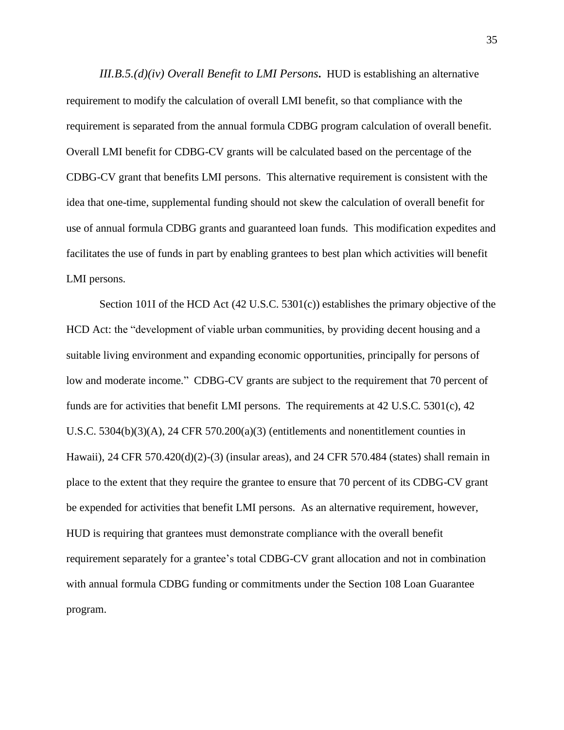*III.B.5.(d)(iv) Overall Benefit to LMI Persons***.** HUD is establishing an alternative requirement to modify the calculation of overall LMI benefit, so that compliance with the requirement is separated from the annual formula CDBG program calculation of overall benefit. Overall LMI benefit for CDBG-CV grants will be calculated based on the percentage of the CDBG-CV grant that benefits LMI persons. This alternative requirement is consistent with the idea that one-time, supplemental funding should not skew the calculation of overall benefit for use of annual formula CDBG grants and guaranteed loan funds. This modification expedites and facilitates the use of funds in part by enabling grantees to best plan which activities will benefit LMI persons.

Section 101I of the HCD Act (42 U.S.C. 5301(c)) establishes the primary objective of the HCD Act: the "development of viable urban communities, by providing decent housing and a suitable living environment and expanding economic opportunities, principally for persons of low and moderate income." CDBG-CV grants are subject to the requirement that 70 percent of funds are for activities that benefit LMI persons. The requirements at 42 U.S.C. 5301(c), 42 U.S.C. 5304(b)(3)(A), 24 CFR 570.200(a)(3) (entitlements and nonentitlement counties in Hawaii), 24 CFR 570.420(d)(2)-(3) (insular areas), and 24 CFR 570.484 (states) shall remain in place to the extent that they require the grantee to ensure that 70 percent of its CDBG-CV grant be expended for activities that benefit LMI persons. As an alternative requirement, however, HUD is requiring that grantees must demonstrate compliance with the overall benefit requirement separately for a grantee's total CDBG-CV grant allocation and not in combination with annual formula CDBG funding or commitments under the Section 108 Loan Guarantee program.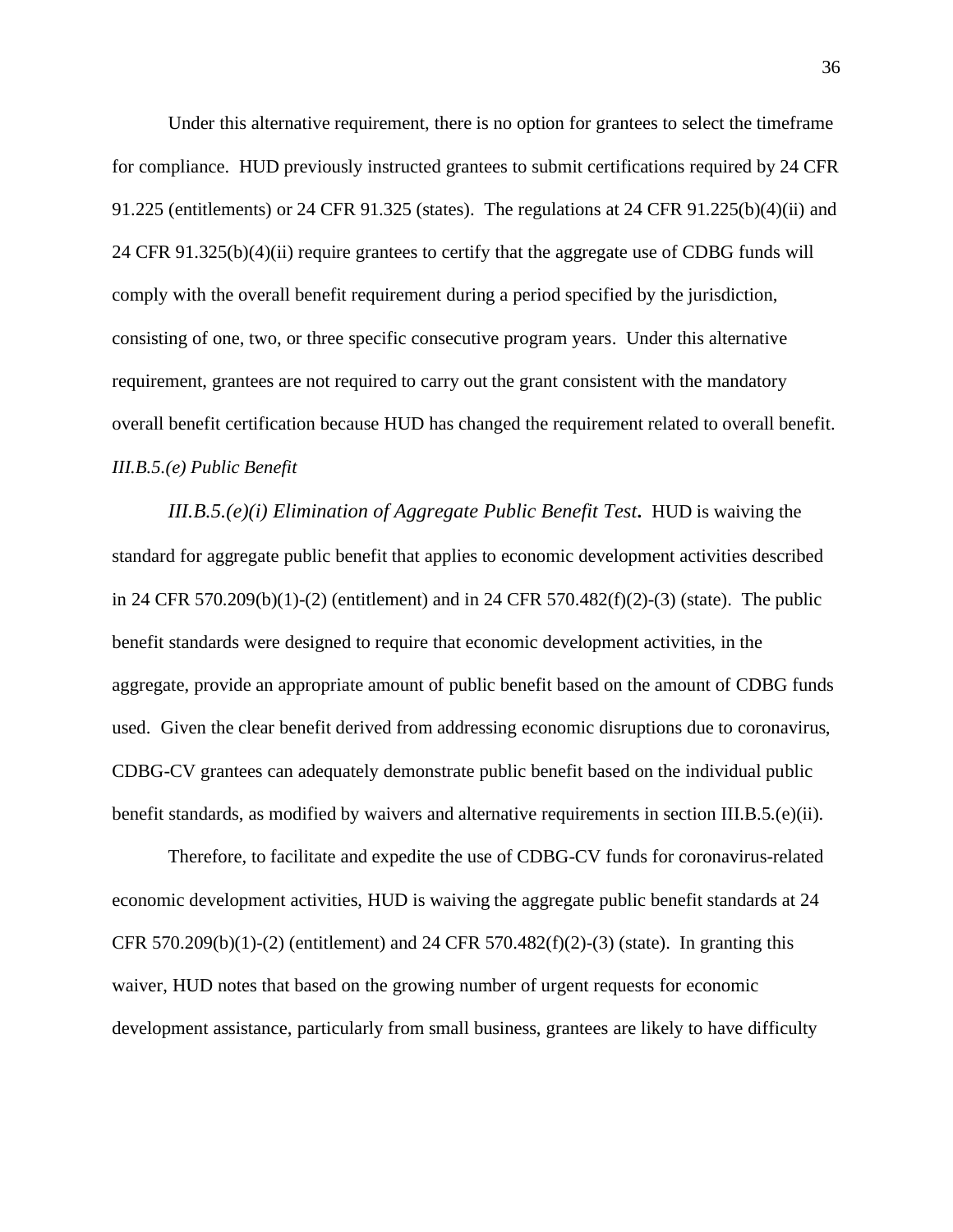Under this alternative requirement, there is no option for grantees to select the timeframe for compliance. HUD previously instructed grantees to submit certifications required by 24 CFR 91.225 (entitlements) or 24 CFR 91.325 (states). The regulations at 24 CFR 91.225(b)(4)(ii) and 24 CFR 91.325(b)(4)(ii) require grantees to certify that the aggregate use of CDBG funds will comply with the overall benefit requirement during a period specified by the jurisdiction, consisting of one, two, or three specific consecutive program years. Under this alternative requirement, grantees are not required to carry out the grant consistent with the mandatory overall benefit certification because HUD has changed the requirement related to overall benefit.

*III.B.5.(e) Public Benefit*

***III.B.5.(e)(i) Elimination of Aggregate Public Benefit Test.*** HUD is waiving the standard for aggregate public benefit that applies to economic development activities described in 24 CFR 570.209(b)(1)-(2) (entitlement) and in 24 CFR 570.482(f)(2)-(3) (state). The public benefit standards were designed to require that economic development activities, in the aggregate, provide an appropriate amount of public benefit based on the amount of CDBG funds used. Given the clear benefit derived from addressing economic disruptions due to coronavirus, CDBG-CV grantees can adequately demonstrate public benefit based on the individual public benefit standards, as modified by waivers and alternative requirements in section III.B.5.(e)(ii).

Therefore, to facilitate and expedite the use of CDBG-CV funds for coronavirus-related economic development activities, HUD is waiving the aggregate public benefit standards at 24 CFR 570.209(b)(1)-(2) (entitlement) and 24 CFR 570.482(f)(2)-(3) (state). In granting this waiver, HUD notes that based on the growing number of urgent requests for economic development assistance, particularly from small business, grantees are likely to have difficulty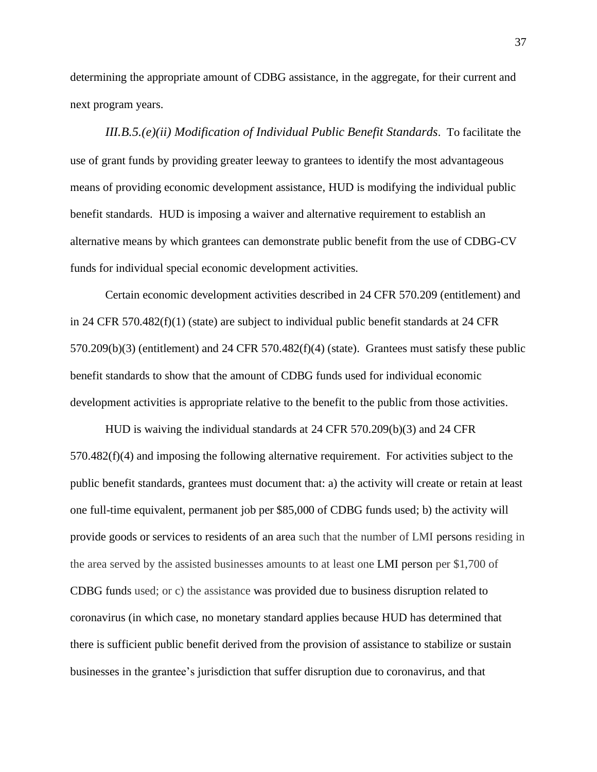determining the appropriate amount of CDBG assistance, in the aggregate, for their current and next program years.

*III.B.5.(e)(ii) Modification of Individual Public Benefit Standards*. To facilitate the use of grant funds by providing greater leeway to grantees to identify the most advantageous means of providing economic development assistance, HUD is modifying the individual public benefit standards. HUD is imposing a waiver and alternative requirement to establish an alternative means by which grantees can demonstrate public benefit from the use of CDBG-CV funds for individual special economic development activities.

Certain economic development activities described in 24 CFR 570.209 (entitlement) and in 24 CFR 570.482(f)(1) (state) are subject to individual public benefit standards at 24 CFR 570.209(b)(3) (entitlement) and 24 CFR 570.482(f)(4) (state). Grantees must satisfy these public benefit standards to show that the amount of CDBG funds used for individual economic development activities is appropriate relative to the benefit to the public from those activities.

HUD is waiving the individual standards at 24 CFR 570.209(b)(3) and 24 CFR 570.482(f)(4) and imposing the following alternative requirement. For activities subject to the public benefit standards, grantees must document that: a) the activity will create or retain at least one full-time equivalent, permanent job per $85,000 of CDBG funds used; b) the activity will provide goods or services to residents of an area such that the number of LMI persons residing in the area served by the assisted businesses amounts to at least one LMI person per $1,700 of CDBG funds used; or c) the assistance was provided due to business disruption related to coronavirus (in which case, no monetary standard applies because HUD has determined that there is sufficient public benefit derived from the provision of assistance to stabilize or sustain businesses in the grantee's jurisdiction that suffer disruption due to coronavirus, and that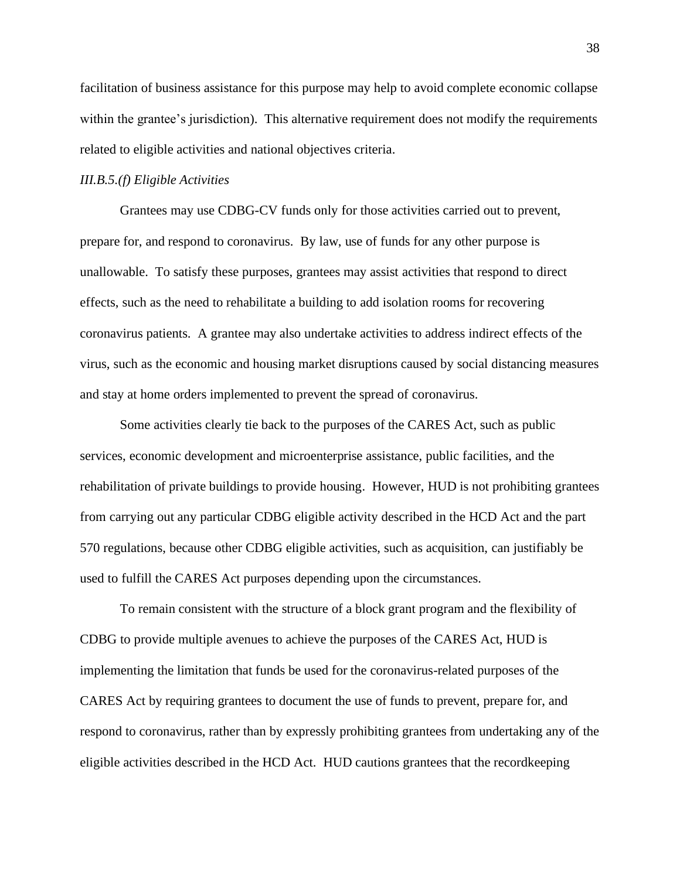facilitation of business assistance for this purpose may help to avoid complete economic collapse within the grantee's jurisdiction). This alternative requirement does not modify the requirements related to eligible activities and national objectives criteria.

*III.B.5.(f) Eligible Activities*

Grantees may use CDBG-CV funds only for those activities carried out to prevent, prepare for, and respond to coronavirus. By law, use of funds for any other purpose is unallowable. To satisfy these purposes, grantees may assist activities that respond to direct effects, such as the need to rehabilitate a building to add isolation rooms for recovering coronavirus patients. A grantee may also undertake activities to address indirect effects of the virus, such as the economic and housing market disruptions caused by social distancing measures and stay at home orders implemented to prevent the spread of coronavirus.

Some activities clearly tie back to the purposes of the CARES Act, such as public services, economic development and microenterprise assistance, public facilities, and the rehabilitation of private buildings to provide housing. However, HUD is not prohibiting grantees from carrying out any particular CDBG eligible activity described in the HCD Act and the part 570 regulations, because other CDBG eligible activities, such as acquisition, can justifiably be used to fulfill the CARES Act purposes depending upon the circumstances.

To remain consistent with the structure of a block grant program and the flexibility of CDBG to provide multiple avenues to achieve the purposes of the CARES Act, HUD is implementing the limitation that funds be used for the coronavirus-related purposes of the CARES Act by requiring grantees to document the use of funds to prevent, prepare for, and respond to coronavirus, rather than by expressly prohibiting grantees from undertaking any of the eligible activities described in the HCD Act. HUD cautions grantees that the recordkeeping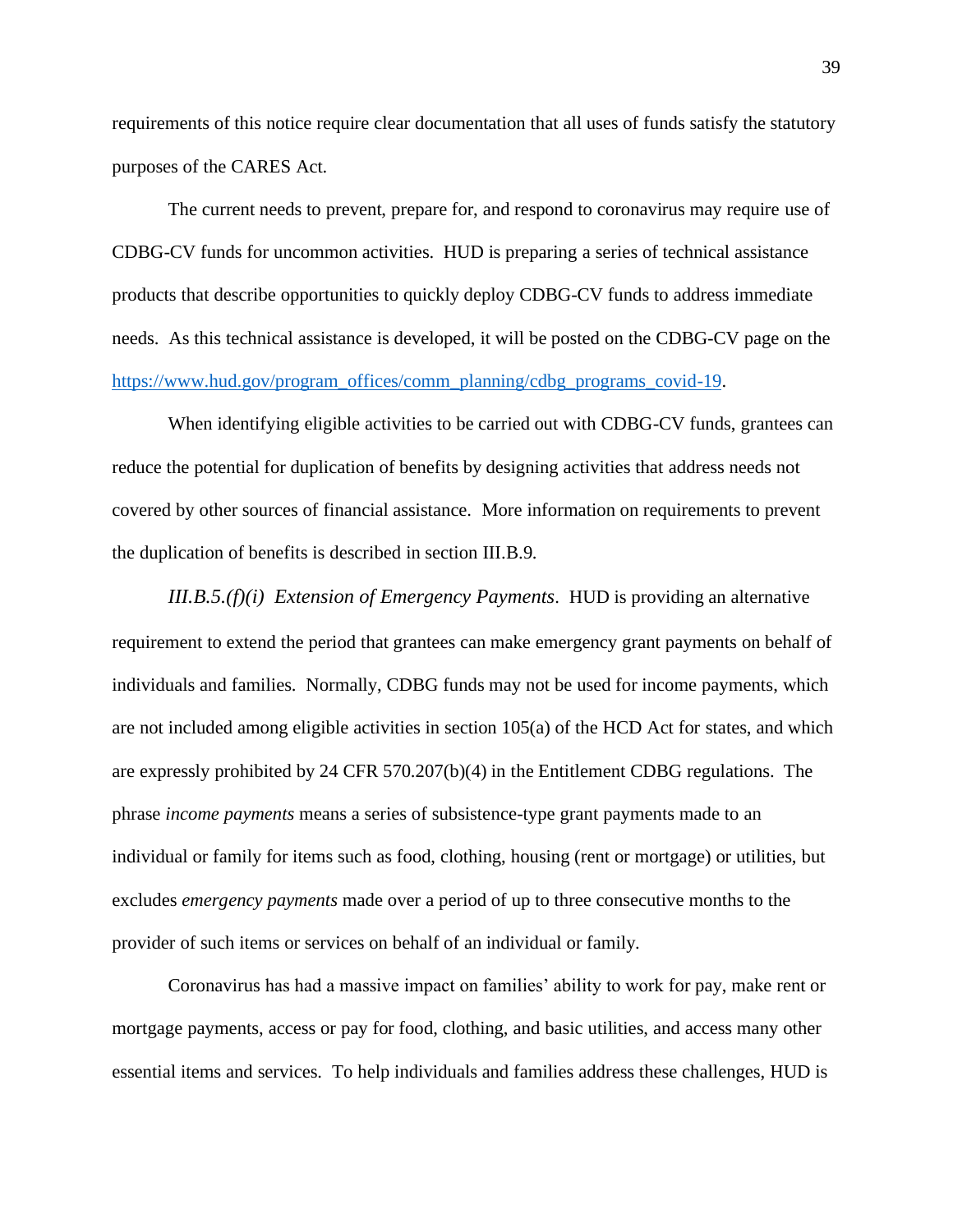requirements of this notice require clear documentation that all uses of funds satisfy the statutory purposes of the CARES Act.

The current needs to prevent, prepare for, and respond to coronavirus may require use of CDBG-CV funds for uncommon activities. HUD is preparing a series of technical assistance products that describe opportunities to quickly deploy CDBG-CV funds to address immediate needs. As this technical assistance is developed, it will be posted on the CDBG-CV page on the [https://www.hud.gov/program_offices/comm_planning/cdbg_programs_covid-19](https://www.hud.gov/program_offices/comm_planning/cdbg_programs_covid-19).

When identifying eligible activities to be carried out with CDBG-CV funds, grantees can reduce the potential for duplication of benefits by designing activities that address needs not covered by other sources of financial assistance. More information on requirements to prevent the duplication of benefits is described in section III.B.9.

*III.B.5.(f)(i) Extension of Emergency Payments*. HUD is providing an alternative requirement to extend the period that grantees can make emergency grant payments on behalf of individuals and families. Normally, CDBG funds may not be used for income payments, which are not included among eligible activities in section 105(a) of the HCD Act for states, and which are expressly prohibited by 24 CFR 570.207(b)(4) in the Entitlement CDBG regulations. The phrase *income payments* means a series of subsistence-type grant payments made to an individual or family for items such as food, clothing, housing (rent or mortgage) or utilities, but excludes *emergency payments* made over a period of up to three consecutive months to the provider of such items or services on behalf of an individual or family.

Coronavirus has had a massive impact on families' ability to work for pay, make rent or mortgage payments, access or pay for food, clothing, and basic utilities, and access many other essential items and services. To help individuals and families address these challenges, HUD is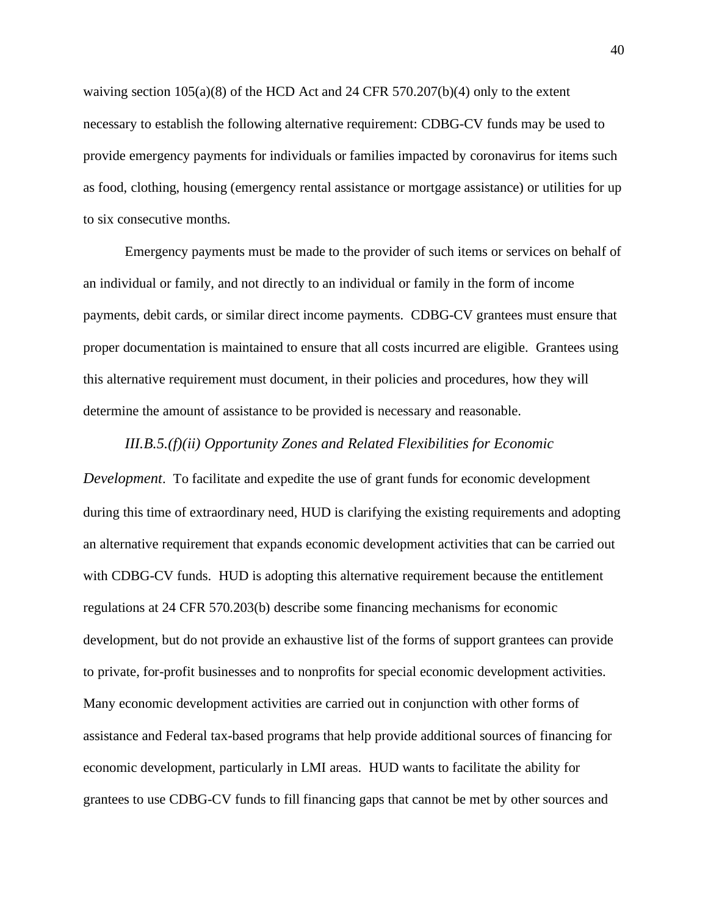waiving section 105(a)(8) of the HCD Act and 24 CFR 570.207(b)(4) only to the extent necessary to establish the following alternative requirement: CDBG-CV funds may be used to provide emergency payments for individuals or families impacted by coronavirus for items such as food, clothing, housing (emergency rental assistance or mortgage assistance) or utilities for up to six consecutive months.

Emergency payments must be made to the provider of such items or services on behalf of an individual or family, and not directly to an individual or family in the form of income payments, debit cards, or similar direct income payments. CDBG-CV grantees must ensure that proper documentation is maintained to ensure that all costs incurred are eligible. Grantees using this alternative requirement must document, in their policies and procedures, how they will determine the amount of assistance to be provided is necessary and reasonable.

*III.B.5.(f)(ii) Opportunity Zones and Related Flexibilities for Economic Development*. To facilitate and expedite the use of grant funds for economic development during this time of extraordinary need, HUD is clarifying the existing requirements and adopting an alternative requirement that expands economic development activities that can be carried out with CDBG-CV funds. HUD is adopting this alternative requirement because the entitlement regulations at 24 CFR 570.203(b) describe some financing mechanisms for economic development, but do not provide an exhaustive list of the forms of support grantees can provide to private, for-profit businesses and to nonprofits for special economic development activities. Many economic development activities are carried out in conjunction with other forms of assistance and Federal tax-based programs that help provide additional sources of financing for economic development, particularly in LMI areas. HUD wants to facilitate the ability for grantees to use CDBG-CV funds to fill financing gaps that cannot be met by other sources and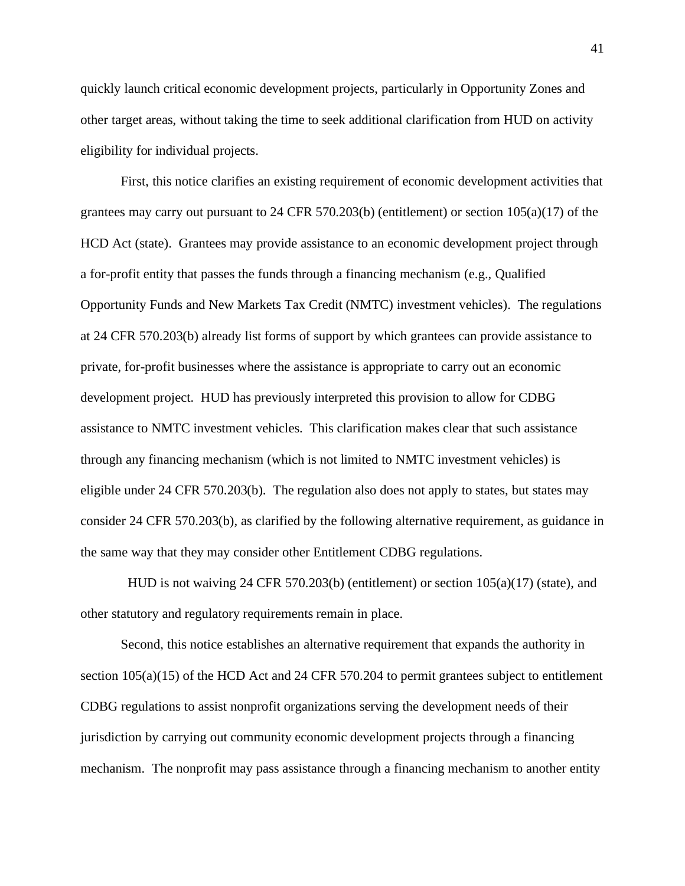quickly launch critical economic development projects, particularly in Opportunity Zones and other target areas, without taking the time to seek additional clarification from HUD on activity eligibility for individual projects.

First, this notice clarifies an existing requirement of economic development activities that grantees may carry out pursuant to 24 CFR 570.203(b) (entitlement) or section 105(a)(17) of the HCD Act (state). Grantees may provide assistance to an economic development project through a for-profit entity that passes the funds through a financing mechanism (e.g., Qualified Opportunity Funds and New Markets Tax Credit (NMTC) investment vehicles). The regulations at 24 CFR 570.203(b) already list forms of support by which grantees can provide assistance to private, for-profit businesses where the assistance is appropriate to carry out an economic development project. HUD has previously interpreted this provision to allow for CDBG assistance to NMTC investment vehicles. This clarification makes clear that such assistance through any financing mechanism (which is not limited to NMTC investment vehicles) is eligible under 24 CFR 570.203(b). The regulation also does not apply to states, but states may consider 24 CFR 570.203(b), as clarified by the following alternative requirement, as guidance in the same way that they may consider other Entitlement CDBG regulations.

HUD is not waiving 24 CFR 570.203(b) (entitlement) or section 105(a)(17) (state), and other statutory and regulatory requirements remain in place.

Second, this notice establishes an alternative requirement that expands the authority in section 105(a)(15) of the HCD Act and 24 CFR 570.204 to permit grantees subject to entitlement CDBG regulations to assist nonprofit organizations serving the development needs of their jurisdiction by carrying out community economic development projects through a financing mechanism. The nonprofit may pass assistance through a financing mechanism to another entity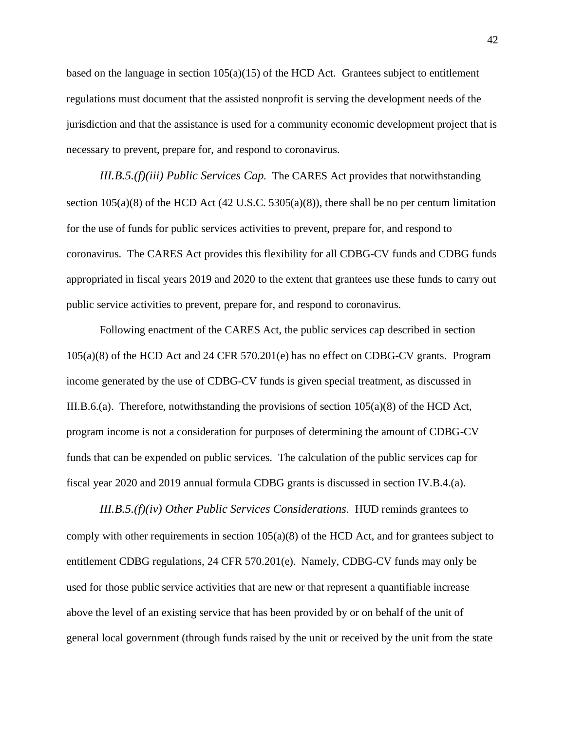based on the language in section 105(a)(15) of the HCD Act. Grantees subject to entitlement regulations must document that the assisted nonprofit is serving the development needs of the jurisdiction and that the assistance is used for a community economic development project that is necessary to prevent, prepare for, and respond to coronavirus.

*III.B.5.(f)(iii) Public Services Cap.* The CARES Act provides that notwithstanding section 105(a)(8) of the HCD Act (42 U.S.C. 5305(a)(8)), there shall be no per centum limitation for the use of funds for public services activities to prevent, prepare for, and respond to coronavirus. The CARES Act provides this flexibility for all CDBG-CV funds and CDBG funds appropriated in fiscal years 2019 and 2020 to the extent that grantees use these funds to carry out public service activities to prevent, prepare for, and respond to coronavirus.

Following enactment of the CARES Act, the public services cap described in section 105(a)(8) of the HCD Act and 24 CFR 570.201(e) has no effect on CDBG-CV grants. Program income generated by the use of CDBG-CV funds is given special treatment, as discussed in III.B.6.(a). Therefore, notwithstanding the provisions of section 105(a)(8) of the HCD Act, program income is not a consideration for purposes of determining the amount of CDBG-CV funds that can be expended on public services. The calculation of the public services cap for fiscal year 2020 and 2019 annual formula CDBG grants is discussed in section IV.B.4.(a).

*III.B.5.(f)(iv) Other Public Services Considerations*. HUD reminds grantees to comply with other requirements in section 105(a)(8) of the HCD Act, and for grantees subject to entitlement CDBG regulations, 24 CFR 570.201(e). Namely, CDBG-CV funds may only be used for those public service activities that are new or that represent a quantifiable increase above the level of an existing service that has been provided by or on behalf of the unit of general local government (through funds raised by the unit or received by the unit from the state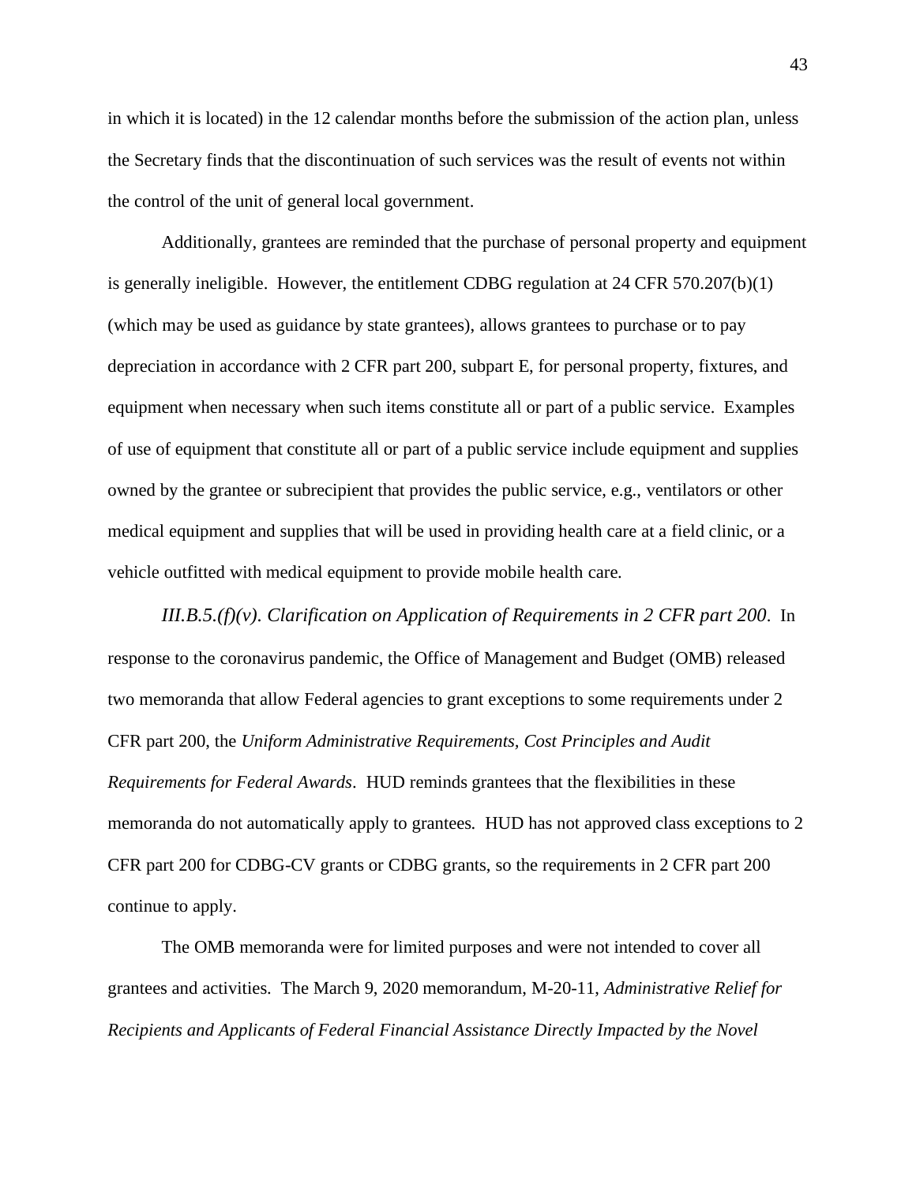in which it is located) in the 12 calendar months before the submission of the action plan, unless the Secretary finds that the discontinuation of such services was the result of events not within the control of the unit of general local government.

Additionally, grantees are reminded that the purchase of personal property and equipment is generally ineligible. However, the entitlement CDBG regulation at 24 CFR 570.207(b)(1) (which may be used as guidance by state grantees), allows grantees to purchase or to pay depreciation in accordance with 2 CFR part 200, subpart E, for personal property, fixtures, and equipment when necessary when such items constitute all or part of a public service. Examples of use of equipment that constitute all or part of a public service include equipment and supplies owned by the grantee or subrecipient that provides the public service, e.g., ventilators or other medical equipment and supplies that will be used in providing health care at a field clinic, or a vehicle outfitted with medical equipment to provide mobile health care.

*III.B.5.(f)(v). Clarification on Application of Requirements in 2 CFR part 200*. In response to the coronavirus pandemic, the Office of Management and Budget (OMB) released two memoranda that allow Federal agencies to grant exceptions to some requirements under 2 CFR part 200, the *Uniform Administrative Requirements, Cost Principles and Audit Requirements for Federal Awards*. HUD reminds grantees that the flexibilities in these memoranda do not automatically apply to grantees. HUD has not approved class exceptions to 2 CFR part 200 for CDBG-CV grants or CDBG grants, so the requirements in 2 CFR part 200 continue to apply.

The OMB memoranda were for limited purposes and were not intended to cover all grantees and activities. The March 9, 2020 memorandum, M-20-11, *Administrative Relief for Recipients and Applicants of Federal Financial Assistance Directly Impacted by the Novel*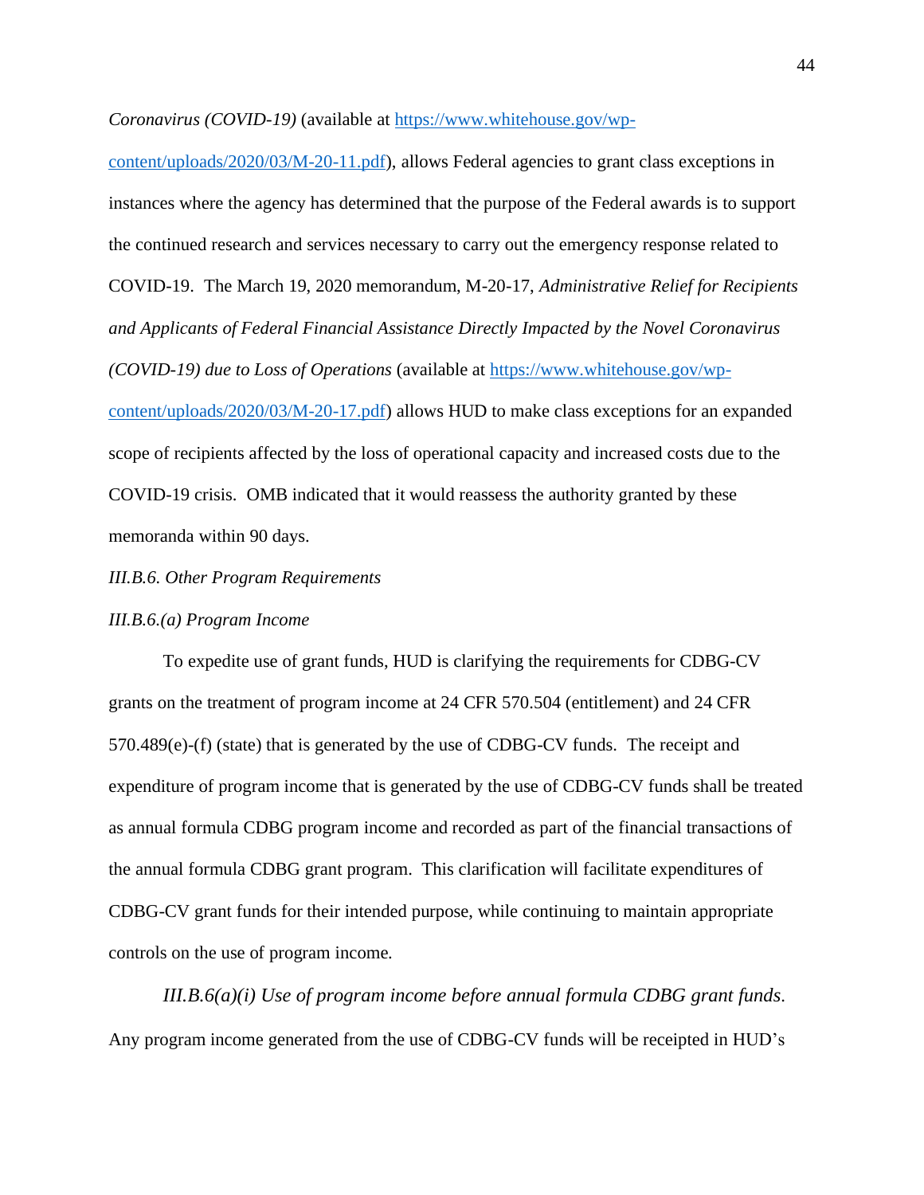*Coronavirus (COVID-19)* (available at [https://www.whitehouse.gov/wp-content/uploads/2020/03/M-20-11.pdf](https://www.whitehouse.gov/wp-content/uploads/2020/03/M-20-11.pdf)), allows Federal agencies to grant class exceptions in instances where the agency has determined that the purpose of the Federal awards is to support the continued research and services necessary to carry out the emergency response related to COVID-19. The March 19, 2020 memorandum, M-20-17, *Administrative Relief for Recipients and Applicants of Federal Financial Assistance Directly Impacted by the Novel Coronavirus (COVID-19) due to Loss of Operations* (available at [https://www.whitehouse.gov/wp-content/uploads/2020/03/M-20-17.pdf](https://www.whitehouse.gov/wp-content/uploads/2020/03/M-20-17.pdf)) allows HUD to make class exceptions for an expanded scope of recipients affected by the loss of operational capacity and increased costs due to the COVID-19 crisis. OMB indicated that it would reassess the authority granted by these memoranda within 90 days.

*III.B.6. Other Program Requirements*

*III.B.6.(a) Program Income*

To expedite use of grant funds, HUD is clarifying the requirements for CDBG-CV grants on the treatment of program income at 24 CFR 570.504 (entitlement) and 24 CFR 570.489(e)-(f) (state) that is generated by the use of CDBG-CV funds. The receipt and expenditure of program income that is generated by the use of CDBG-CV funds shall be treated as annual formula CDBG program income and recorded as part of the financial transactions of the annual formula CDBG grant program. This clarification will facilitate expenditures of CDBG-CV grant funds for their intended purpose, while continuing to maintain appropriate controls on the use of program income.

*III.B.6(a)(i) Use of program income before annual formula CDBG grant funds.* Any program income generated from the use of CDBG-CV funds will be receipted in HUD's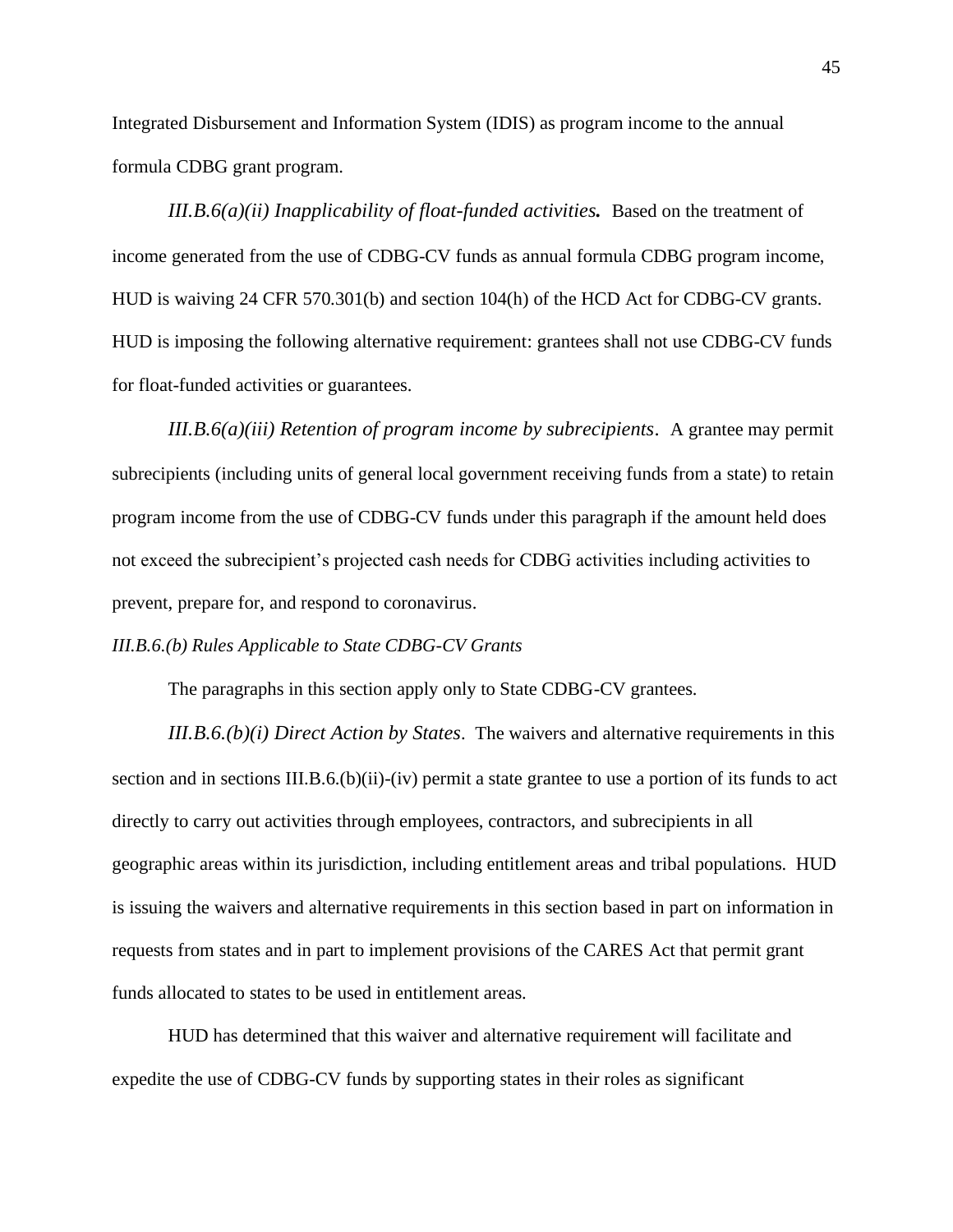Integrated Disbursement and Information System (IDIS) as program income to the annual formula CDBG grant program.

*III.B.6(a)(ii) Inapplicability of float-funded activities.* Based on the treatment of income generated from the use of CDBG-CV funds as annual formula CDBG program income, HUD is waiving 24 CFR 570.301(b) and section 104(h) of the HCD Act for CDBG-CV grants. HUD is imposing the following alternative requirement: grantees shall not use CDBG-CV funds for float-funded activities or guarantees.

*III.B.6(a)(iii) Retention of program income by subrecipients*. A grantee may permit subrecipients (including units of general local government receiving funds from a state) to retain program income from the use of CDBG-CV funds under this paragraph if the amount held does not exceed the subrecipient's projected cash needs for CDBG activities including activities to prevent, prepare for, and respond to coronavirus.

*III.B.6.(b) Rules Applicable to State CDBG-CV Grants*

The paragraphs in this section apply only to State CDBG-CV grantees.

*III.B.6.(b)(i) Direct Action by States*. The waivers and alternative requirements in this section and in sections III.B.6.(b)(ii)-(iv) permit a state grantee to use a portion of its funds to act directly to carry out activities through employees, contractors, and subrecipients in all geographic areas within its jurisdiction, including entitlement areas and tribal populations. HUD is issuing the waivers and alternative requirements in this section based in part on information in requests from states and in part to implement provisions of the CARES Act that permit grant funds allocated to states to be used in entitlement areas.

HUD has determined that this waiver and alternative requirement will facilitate and expedite the use of CDBG-CV funds by supporting states in their roles as significant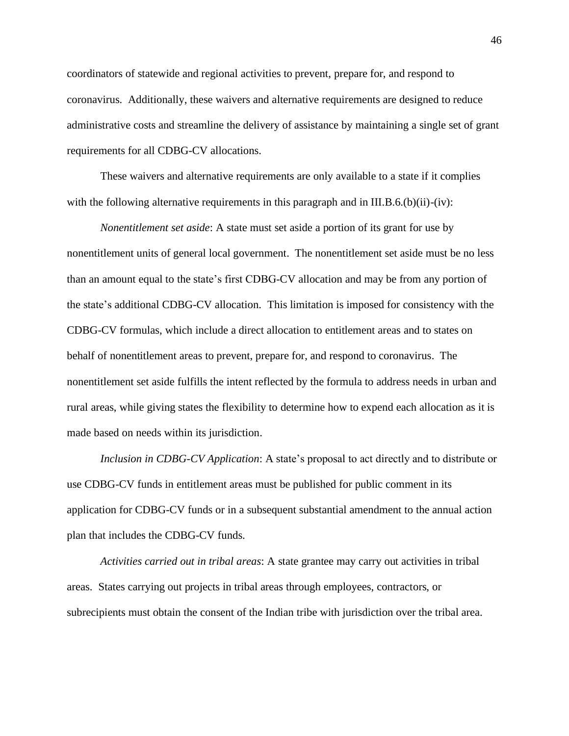coordinators of statewide and regional activities to prevent, prepare for, and respond to coronavirus. Additionally, these waivers and alternative requirements are designed to reduce administrative costs and streamline the delivery of assistance by maintaining a single set of grant requirements for all CDBG-CV allocations.

These waivers and alternative requirements are only available to a state if it complies with the following alternative requirements in this paragraph and in III.B.6.(b)(ii)-(iv):

*Nonentitlement set aside*: A state must set aside a portion of its grant for use by nonentitlement units of general local government. The nonentitlement set aside must be no less than an amount equal to the state's first CDBG-CV allocation and may be from any portion of the state's additional CDBG-CV allocation. This limitation is imposed for consistency with the CDBG-CV formulas, which include a direct allocation to entitlement areas and to states on behalf of nonentitlement areas to prevent, prepare for, and respond to coronavirus. The nonentitlement set aside fulfills the intent reflected by the formula to address needs in urban and rural areas, while giving states the flexibility to determine how to expend each allocation as it is made based on needs within its jurisdiction.

*Inclusion in CDBG-CV Application*: A state's proposal to act directly and to distribute or use CDBG-CV funds in entitlement areas must be published for public comment in its application for CDBG-CV funds or in a subsequent substantial amendment to the annual action plan that includes the CDBG-CV funds.

*Activities carried out in tribal areas*: A state grantee may carry out activities in tribal areas. States carrying out projects in tribal areas through employees, contractors, or subrecipients must obtain the consent of the Indian tribe with jurisdiction over the tribal area.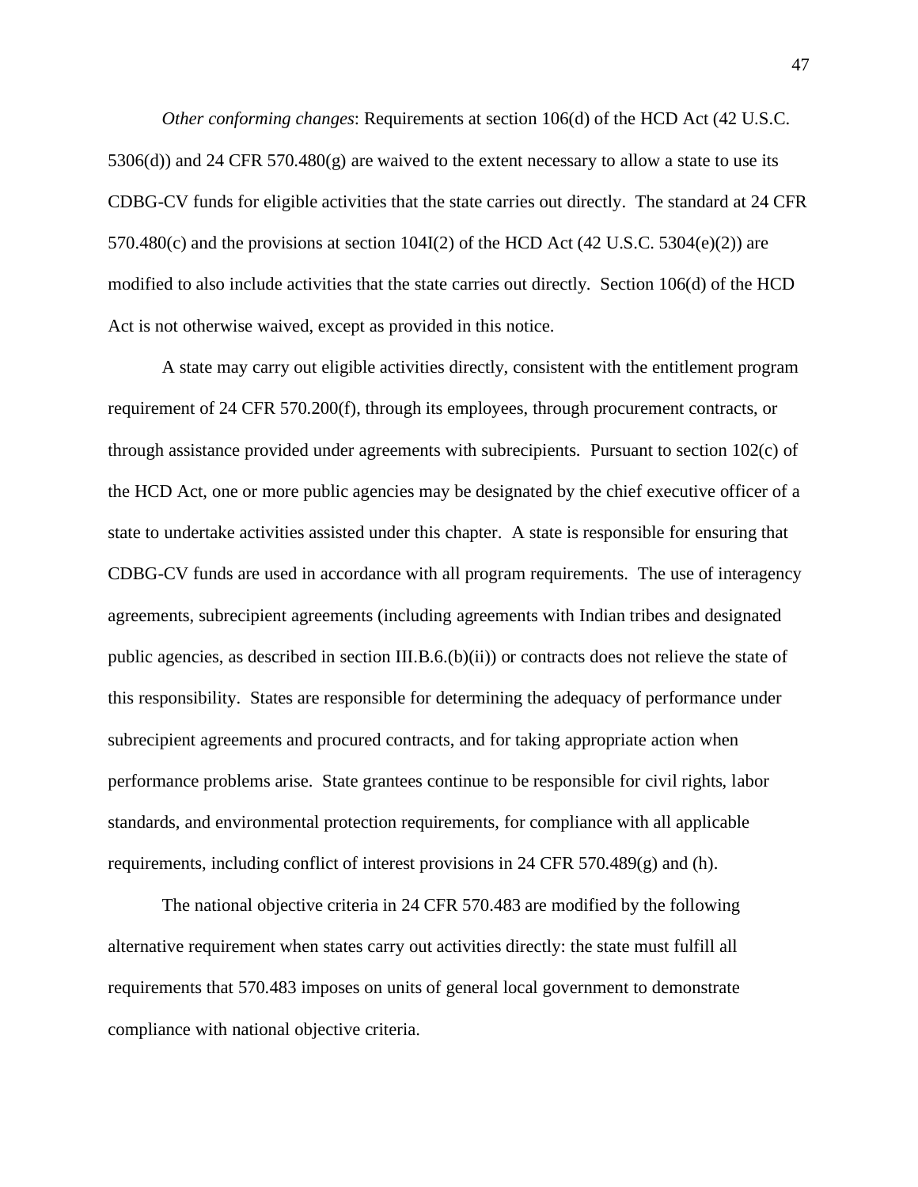*Other conforming changes*: Requirements at section 106(d) of the HCD Act (42 U.S.C. 5306(d)) and 24 CFR 570.480(g) are waived to the extent necessary to allow a state to use its CDBG-CV funds for eligible activities that the state carries out directly. The standard at 24 CFR 570.480(c) and the provisions at section 104I(2) of the HCD Act (42 U.S.C. 5304(e)(2)) are modified to also include activities that the state carries out directly. Section 106(d) of the HCD Act is not otherwise waived, except as provided in this notice.

A state may carry out eligible activities directly, consistent with the entitlement program requirement of 24 CFR 570.200(f), through its employees, through procurement contracts, or through assistance provided under agreements with subrecipients. Pursuant to section 102(c) of the HCD Act, one or more public agencies may be designated by the chief executive officer of a state to undertake activities assisted under this chapter. A state is responsible for ensuring that CDBG-CV funds are used in accordance with all program requirements. The use of interagency agreements, subrecipient agreements (including agreements with Indian tribes and designated public agencies, as described in section III.B.6.(b)(ii)) or contracts does not relieve the state of this responsibility. States are responsible for determining the adequacy of performance under subrecipient agreements and procured contracts, and for taking appropriate action when performance problems arise. State grantees continue to be responsible for civil rights, labor standards, and environmental protection requirements, for compliance with all applicable requirements, including conflict of interest provisions in 24 CFR 570.489(g) and (h).

The national objective criteria in 24 CFR 570.483 are modified by the following alternative requirement when states carry out activities directly: the state must fulfill all requirements that 570.483 imposes on units of general local government to demonstrate compliance with national objective criteria.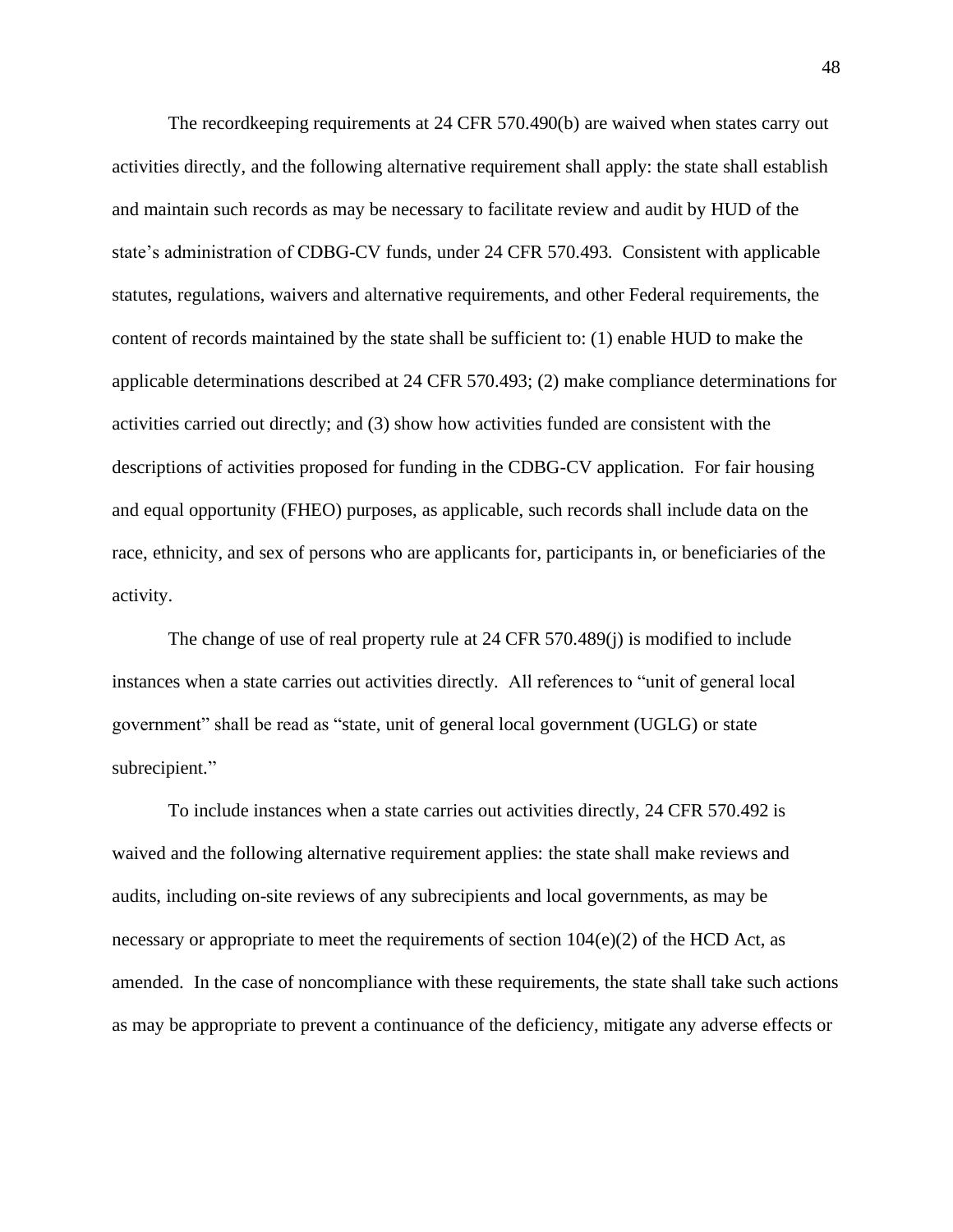The recordkeeping requirements at 24 CFR 570.490(b) are waived when states carry out activities directly, and the following alternative requirement shall apply: the state shall establish and maintain such records as may be necessary to facilitate review and audit by HUD of the state's administration of CDBG-CV funds, under 24 CFR 570.493. Consistent with applicable statutes, regulations, waivers and alternative requirements, and other Federal requirements, the content of records maintained by the state shall be sufficient to: (1) enable HUD to make the applicable determinations described at 24 CFR 570.493; (2) make compliance determinations for activities carried out directly; and (3) show how activities funded are consistent with the descriptions of activities proposed for funding in the CDBG-CV application. For fair housing and equal opportunity (FHEO) purposes, as applicable, such records shall include data on the race, ethnicity, and sex of persons who are applicants for, participants in, or beneficiaries of the activity.

The change of use of real property rule at 24 CFR 570.489(j) is modified to include instances when a state carries out activities directly. All references to "unit of general local government" shall be read as "state, unit of general local government (UGLG) or state subrecipient."

To include instances when a state carries out activities directly, 24 CFR 570.492 is waived and the following alternative requirement applies: the state shall make reviews and audits, including on-site reviews of any subrecipients and local governments, as may be necessary or appropriate to meet the requirements of section 104(e)(2) of the HCD Act, as amended. In the case of noncompliance with these requirements, the state shall take such actions as may be appropriate to prevent a continuance of the deficiency, mitigate any adverse effects or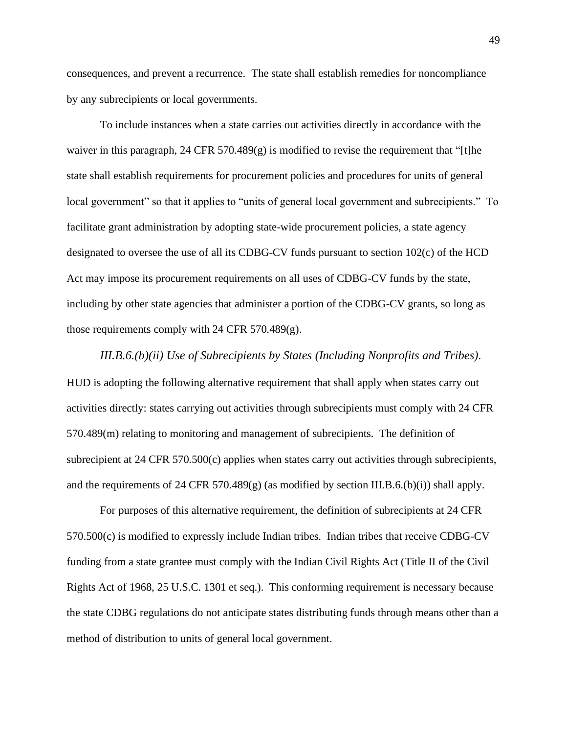consequences, and prevent a recurrence. The state shall establish remedies for noncompliance by any subrecipients or local governments.

To include instances when a state carries out activities directly in accordance with the waiver in this paragraph, 24 CFR 570.489(g) is modified to revise the requirement that "[t]he state shall establish requirements for procurement policies and procedures for units of general local government" so that it applies to "units of general local government and subrecipients." To facilitate grant administration by adopting state-wide procurement policies, a state agency designated to oversee the use of all its CDBG-CV funds pursuant to section 102(c) of the HCD Act may impose its procurement requirements on all uses of CDBG-CV funds by the state, including by other state agencies that administer a portion of the CDBG-CV grants, so long as those requirements comply with 24 CFR 570.489(g).

*III.B.6.(b)(ii) Use of Subrecipients by States (Including Nonprofits and Tribes).* HUD is adopting the following alternative requirement that shall apply when states carry out activities directly: states carrying out activities through subrecipients must comply with 24 CFR 570.489(m) relating to monitoring and management of subrecipients. The definition of subrecipient at 24 CFR 570.500(c) applies when states carry out activities through subrecipients, and the requirements of 24 CFR 570.489(g) (as modified by section III.B.6.(b)(i)) shall apply.

For purposes of this alternative requirement, the definition of subrecipients at 24 CFR 570.500(c) is modified to expressly include Indian tribes. Indian tribes that receive CDBG-CV funding from a state grantee must comply with the Indian Civil Rights Act (Title II of the Civil Rights Act of 1968, 25 U.S.C. 1301 et seq.). This conforming requirement is necessary because the state CDBG regulations do not anticipate states distributing funds through means other than a method of distribution to units of general local government.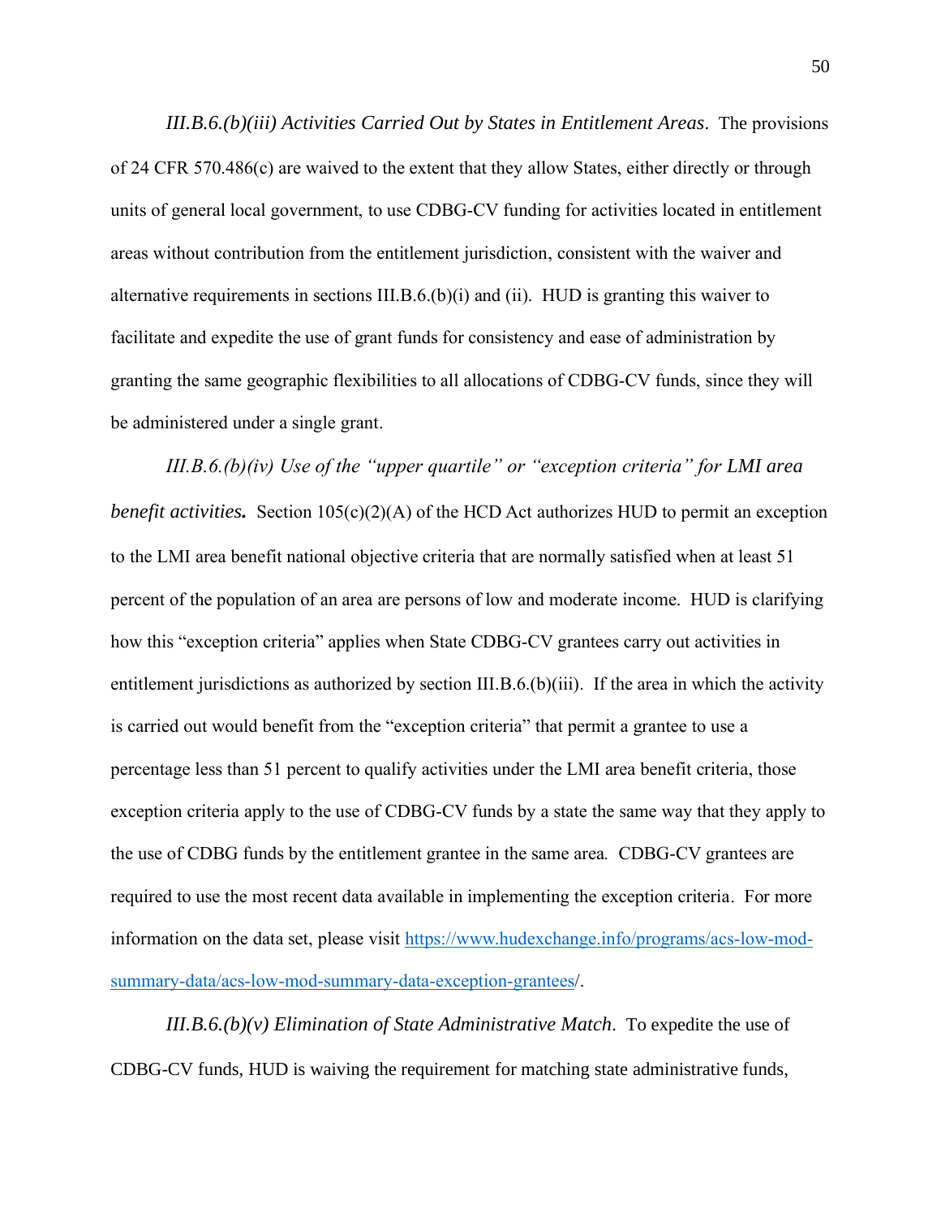*III.B.6.(b)(iii) Activities Carried Out by States in Entitlement Areas*. The provisions of 24 CFR 570.486(c) are waived to the extent that they allow States, either directly or through units of general local government, to use CDBG-CV funding for activities located in entitlement areas without contribution from the entitlement jurisdiction, consistent with the waiver and alternative requirements in sections III.B.6.(b)(i) and (ii). HUD is granting this waiver to facilitate and expedite the use of grant funds for consistency and ease of administration by granting the same geographic flexibilities to all allocations of CDBG-CV funds, since they will be administered under a single grant.

***III.B.6.(b)(iv) Use of the "upper quartile" or "exception criteria" for LMI area benefit activities.*** Section 105(c)(2)(A) of the HCD Act authorizes HUD to permit an exception to the LMI area benefit national objective criteria that are normally satisfied when at least 51 percent of the population of an area are persons of low and moderate income. HUD is clarifying how this "exception criteria" applies when State CDBG-CV grantees carry out activities in entitlement jurisdictions as authorized by section III.B.6.(b)(iii). If the area in which the activity is carried out would benefit from the "exception criteria" that permit a grantee to use a percentage less than 51 percent to qualify activities under the LMI area benefit criteria, those exception criteria apply to the use of CDBG-CV funds by a state the same way that they apply to the use of CDBG funds by the entitlement grantee in the same area. CDBG-CV grantees are required to use the most recent data available in implementing the exception criteria. For more information on the data set, please visit [https://www.hudexchange.info/programs/acs-low-mod-summary-data/acs-low-mod-summary-data-exception-grantees](https://www.hudexchange.info/programs/acs-low-mod-summary-data/acs-low-mod-summary-data-exception-grantees)/.

*III.B.6.(b)(v) Elimination of State Administrative Match*. To expedite the use of CDBG-CV funds, HUD is waiving the requirement for matching state administrative funds,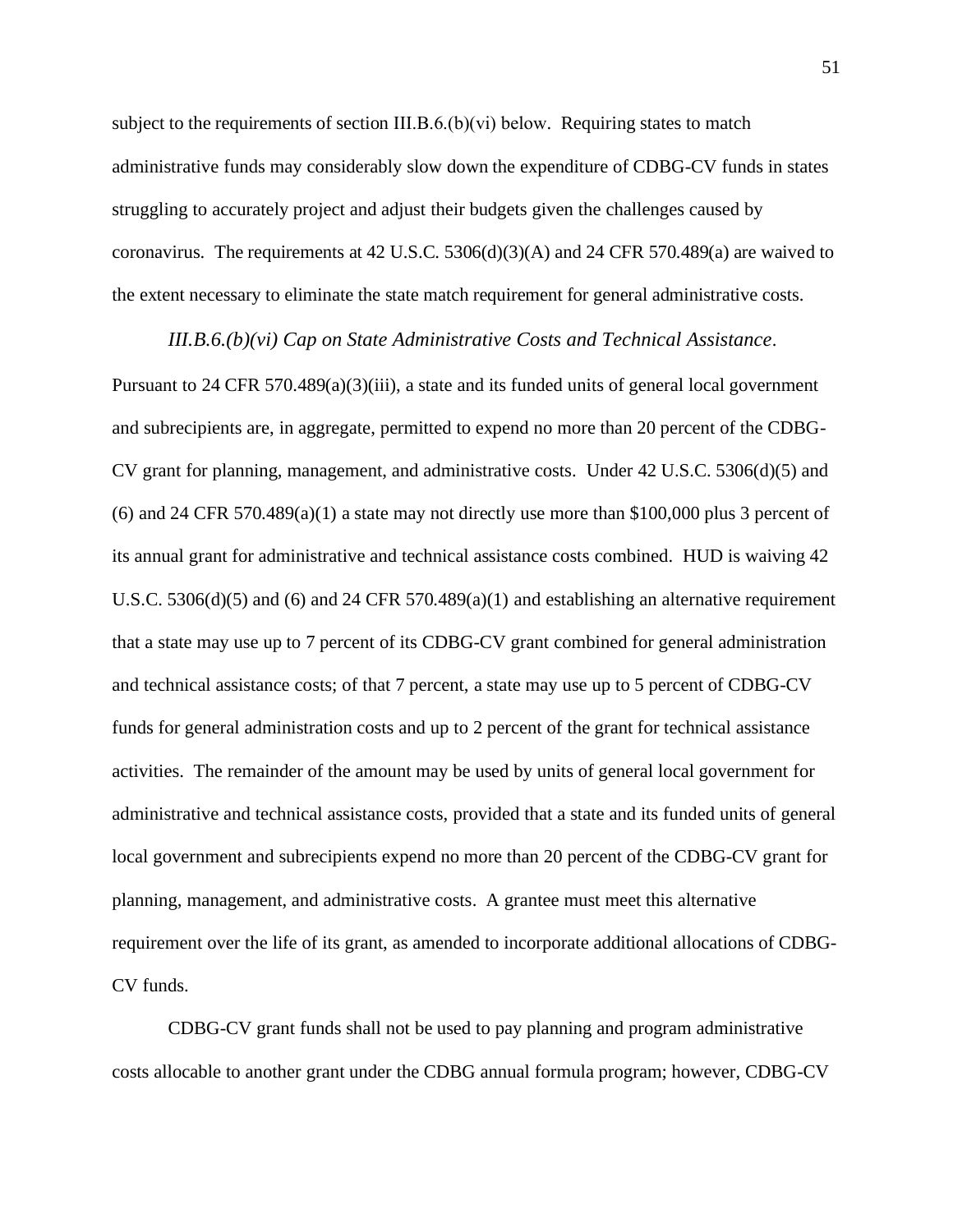subject to the requirements of section III.B.6.(b)(vi) below. Requiring states to match administrative funds may considerably slow down the expenditure of CDBG-CV funds in states struggling to accurately project and adjust their budgets given the challenges caused by coronavirus. The requirements at 42 U.S.C. 5306(d)(3)(A) and 24 CFR 570.489(a) are waived to the extent necessary to eliminate the state match requirement for general administrative costs.

*III.B.6.(b)(vi) Cap on State Administrative Costs and Technical Assistance*. Pursuant to 24 CFR 570.489(a)(3)(iii), a state and its funded units of general local government and subrecipients are, in aggregate, permitted to expend no more than 20 percent of the CDBG-CV grant for planning, management, and administrative costs. Under 42 U.S.C. 5306(d)(5) and (6) and 24 CFR 570.489(a)(1) a state may not directly use more than $100,000 plus 3 percent of its annual grant for administrative and technical assistance costs combined. HUD is waiving 42 U.S.C. 5306(d)(5) and (6) and 24 CFR 570.489(a)(1) and establishing an alternative requirement that a state may use up to 7 percent of its CDBG-CV grant combined for general administration and technical assistance costs; of that 7 percent, a state may use up to 5 percent of CDBG-CV funds for general administration costs and up to 2 percent of the grant for technical assistance activities. The remainder of the amount may be used by units of general local government for administrative and technical assistance costs, provided that a state and its funded units of general local government and subrecipients expend no more than 20 percent of the CDBG-CV grant for planning, management, and administrative costs. A grantee must meet this alternative requirement over the life of its grant, as amended to incorporate additional allocations of CDBG-CV funds.

CDBG-CV grant funds shall not be used to pay planning and program administrative costs allocable to another grant under the CDBG annual formula program; however, CDBG-CV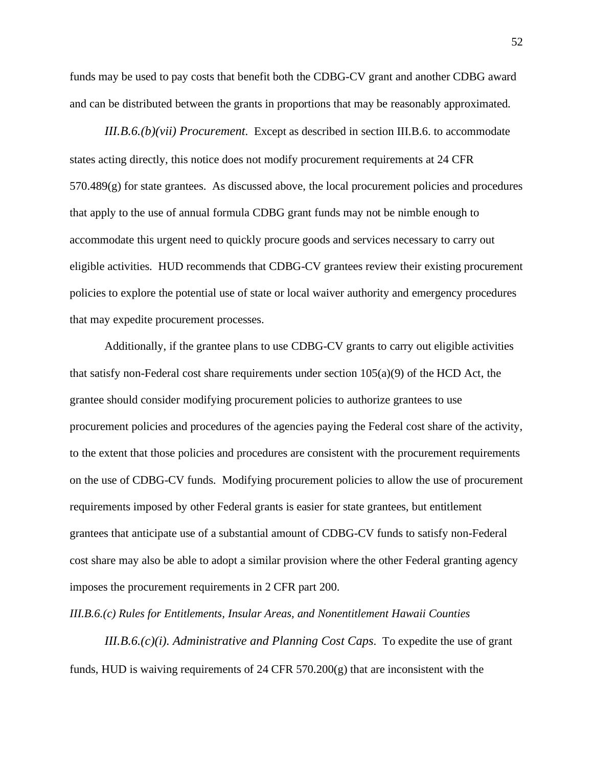funds may be used to pay costs that benefit both the CDBG-CV grant and another CDBG award and can be distributed between the grants in proportions that may be reasonably approximated.

*III.B.6.(b)(vii) Procurement.* Except as described in section III.B.6. to accommodate states acting directly, this notice does not modify procurement requirements at 24 CFR 570.489(g) for state grantees. As discussed above, the local procurement policies and procedures that apply to the use of annual formula CDBG grant funds may not be nimble enough to accommodate this urgent need to quickly procure goods and services necessary to carry out eligible activities. HUD recommends that CDBG-CV grantees review their existing procurement policies to explore the potential use of state or local waiver authority and emergency procedures that may expedite procurement processes.

Additionally, if the grantee plans to use CDBG-CV grants to carry out eligible activities that satisfy non-Federal cost share requirements under section 105(a)(9) of the HCD Act, the grantee should consider modifying procurement policies to authorize grantees to use procurement policies and procedures of the agencies paying the Federal cost share of the activity, to the extent that those policies and procedures are consistent with the procurement requirements on the use of CDBG-CV funds. Modifying procurement policies to allow the use of procurement requirements imposed by other Federal grants is easier for state grantees, but entitlement grantees that anticipate use of a substantial amount of CDBG-CV funds to satisfy non-Federal cost share may also be able to adopt a similar provision where the other Federal granting agency imposes the procurement requirements in 2 CFR part 200.

*III.B.6.(c) Rules for Entitlements, Insular Areas, and Nonentitlement Hawaii Counties*

*III.B.6.(c)(i). Administrative and Planning Cost Caps.* To expedite the use of grant funds, HUD is waiving requirements of 24 CFR 570.200(g) that are inconsistent with the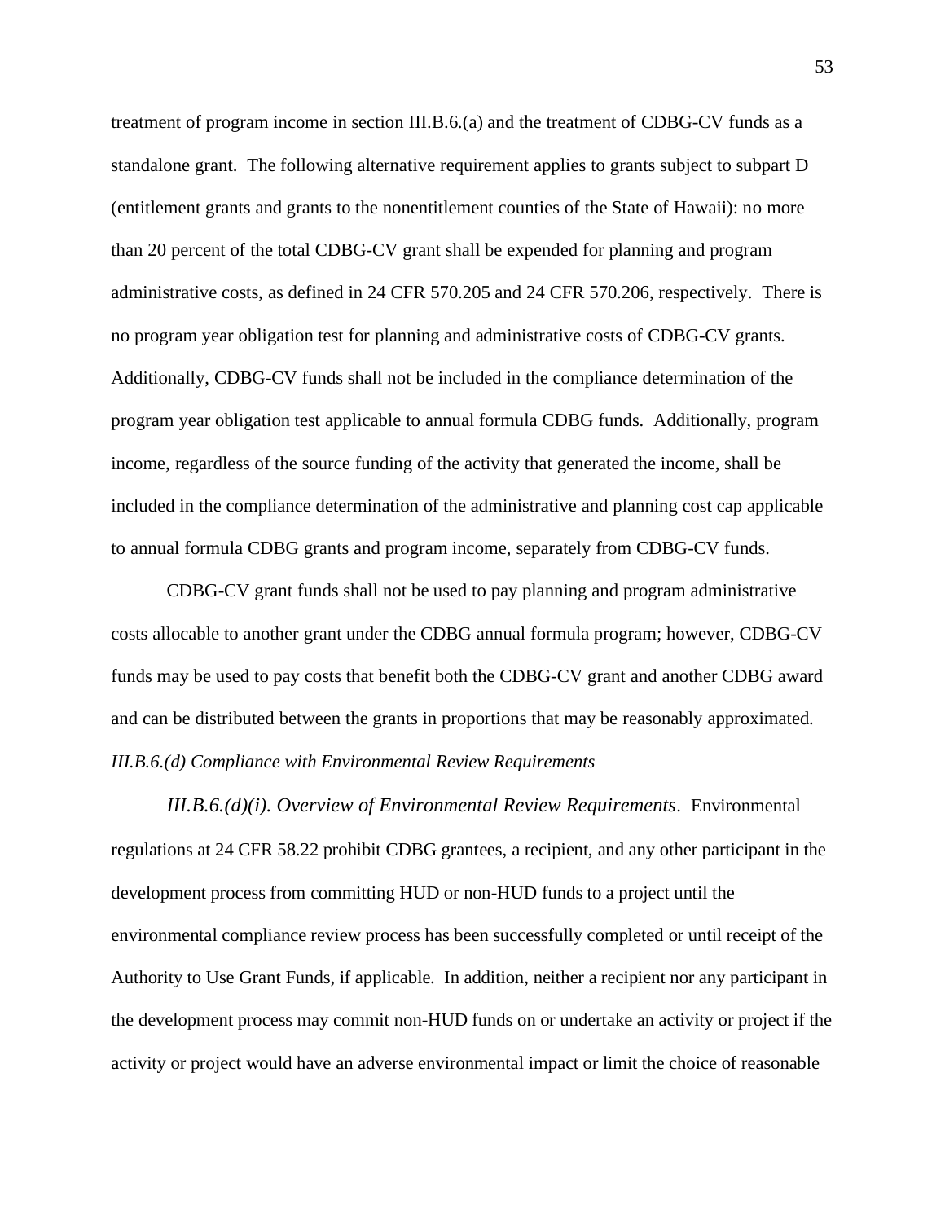treatment of program income in section III.B.6.(a) and the treatment of CDBG-CV funds as a standalone grant. The following alternative requirement applies to grants subject to subpart D (entitlement grants and grants to the nonentitlement counties of the State of Hawaii): no more than 20 percent of the total CDBG-CV grant shall be expended for planning and program administrative costs, as defined in 24 CFR 570.205 and 24 CFR 570.206, respectively. There is no program year obligation test for planning and administrative costs of CDBG-CV grants. Additionally, CDBG-CV funds shall not be included in the compliance determination of the program year obligation test applicable to annual formula CDBG funds. Additionally, program income, regardless of the source funding of the activity that generated the income, shall be included in the compliance determination of the administrative and planning cost cap applicable to annual formula CDBG grants and program income, separately from CDBG-CV funds.

CDBG-CV grant funds shall not be used to pay planning and program administrative costs allocable to another grant under the CDBG annual formula program; however, CDBG-CV funds may be used to pay costs that benefit both the CDBG-CV grant and another CDBG award and can be distributed between the grants in proportions that may be reasonably approximated.

*III.B.6.(d) Compliance with Environmental Review Requirements*

*III.B.6.(d)(i). Overview of Environmental Review Requirements*. Environmental regulations at 24 CFR 58.22 prohibit CDBG grantees, a recipient, and any other participant in the development process from committing HUD or non-HUD funds to a project until the environmental compliance review process has been successfully completed or until receipt of the Authority to Use Grant Funds, if applicable. In addition, neither a recipient nor any participant in the development process may commit non-HUD funds on or undertake an activity or project if the activity or project would have an adverse environmental impact or limit the choice of reasonable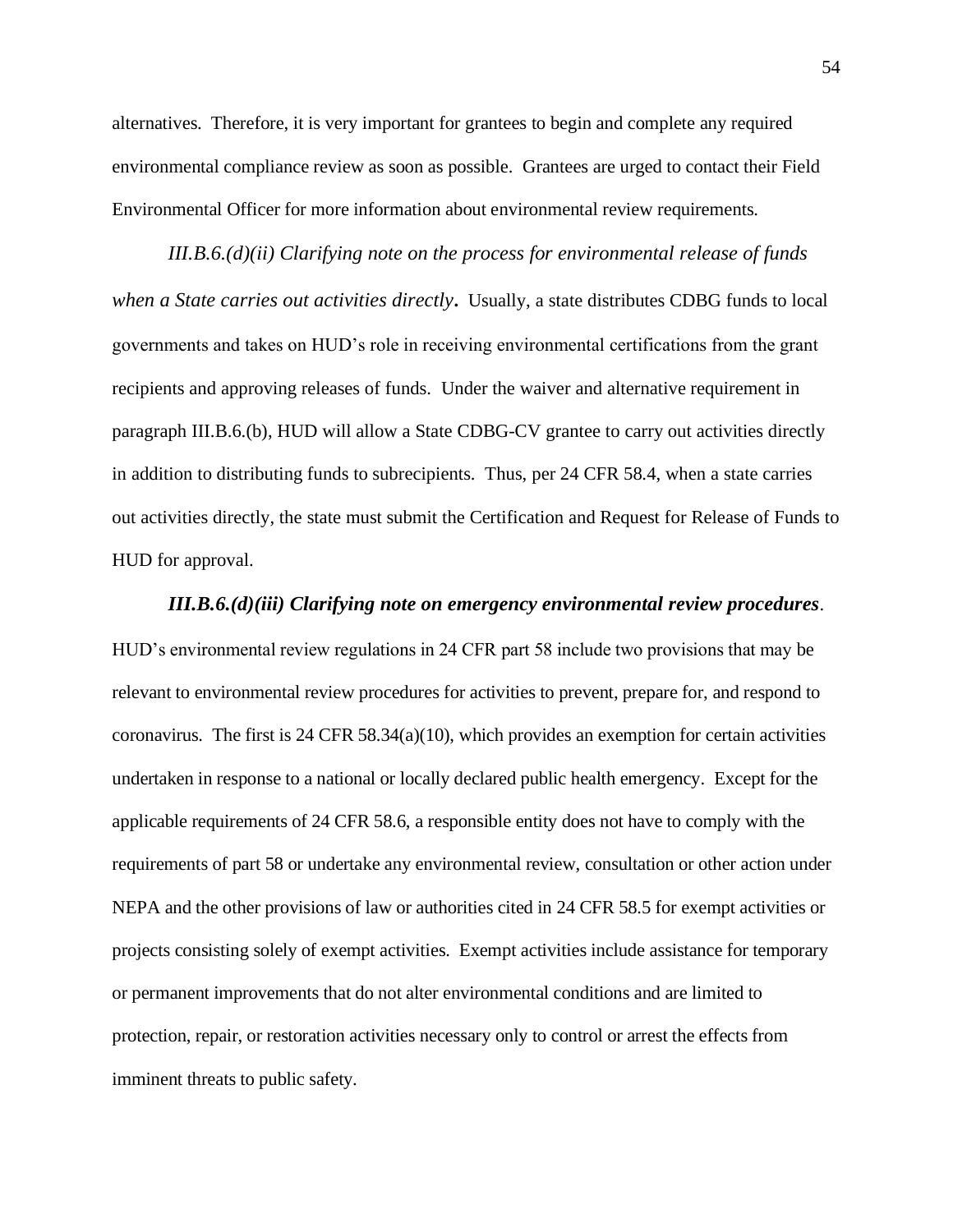alternatives. Therefore, it is very important for grantees to begin and complete any required environmental compliance review as soon as possible. Grantees are urged to contact their Field Environmental Officer for more information about environmental review requirements.

*III.B.6.(d)(ii) Clarifying note on the process for environmental release of funds when a State carries out activities directly***.** Usually, a state distributes CDBG funds to local governments and takes on HUD's role in receiving environmental certifications from the grant recipients and approving releases of funds. Under the waiver and alternative requirement in paragraph III.B.6.(b), HUD will allow a State CDBG-CV grantee to carry out activities directly in addition to distributing funds to subrecipients. Thus, per 24 CFR 58.4, when a state carries out activities directly, the state must submit the Certification and Request for Release of Funds to HUD for approval.

***III.B.6.(d)(iii) Clarifying note on emergency environmental review procedures***. HUD's environmental review regulations in 24 CFR part 58 include two provisions that may be relevant to environmental review procedures for activities to prevent, prepare for, and respond to coronavirus. The first is 24 CFR 58.34(a)(10), which provides an exemption for certain activities undertaken in response to a national or locally declared public health emergency. Except for the applicable requirements of 24 CFR 58.6, a responsible entity does not have to comply with the requirements of part 58 or undertake any environmental review, consultation or other action under NEPA and the other provisions of law or authorities cited in 24 CFR 58.5 for exempt activities or projects consisting solely of exempt activities. Exempt activities include assistance for temporary or permanent improvements that do not alter environmental conditions and are limited to protection, repair, or restoration activities necessary only to control or arrest the effects from imminent threats to public safety.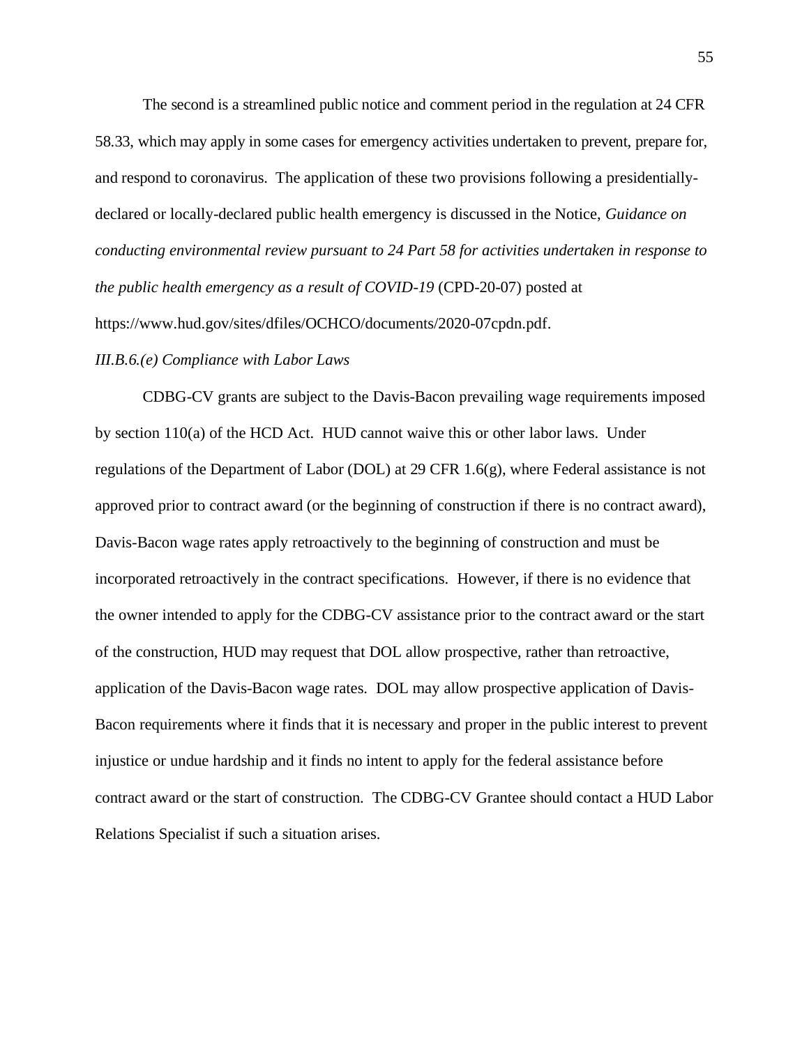The second is a streamlined public notice and comment period in the regulation at 24 CFR 58.33, which may apply in some cases for emergency activities undertaken to prevent, prepare for, and respond to coronavirus. The application of these two provisions following a presidentially-declared or locally-declared public health emergency is discussed in the Notice, *Guidance on conducting environmental review pursuant to 24 Part 58 for activities undertaken in response to the public health emergency as a result of COVID-19* (CPD-20-07) posted at https://www.hud.gov/sites/dfiles/OCHCO/documents/2020-07cpdn.pdf.

*III.B.6.(e) Compliance with Labor Laws*

CDBG-CV grants are subject to the Davis-Bacon prevailing wage requirements imposed by section 110(a) of the HCD Act. HUD cannot waive this or other labor laws. Under regulations of the Department of Labor (DOL) at 29 CFR 1.6(g), where Federal assistance is not approved prior to contract award (or the beginning of construction if there is no contract award), Davis-Bacon wage rates apply retroactively to the beginning of construction and must be incorporated retroactively in the contract specifications. However, if there is no evidence that the owner intended to apply for the CDBG-CV assistance prior to the contract award or the start of the construction, HUD may request that DOL allow prospective, rather than retroactive, application of the Davis-Bacon wage rates. DOL may allow prospective application of Davis-Bacon requirements where it finds that it is necessary and proper in the public interest to prevent injustice or undue hardship and it finds no intent to apply for the federal assistance before contract award or the start of construction. The CDBG-CV Grantee should contact a HUD Labor Relations Specialist if such a situation arises.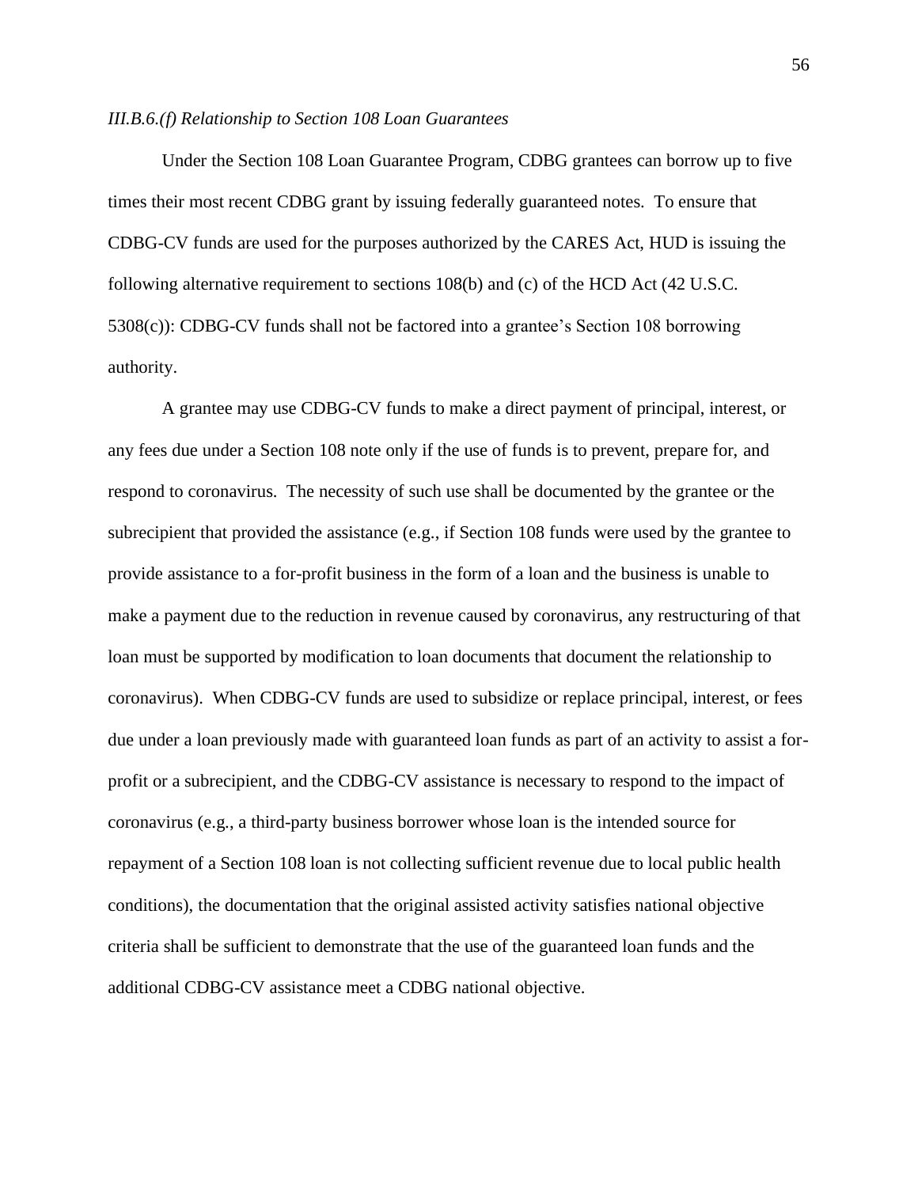*III.B.6.(f) Relationship to Section 108 Loan Guarantees*

Under the Section 108 Loan Guarantee Program, CDBG grantees can borrow up to five times their most recent CDBG grant by issuing federally guaranteed notes. To ensure that CDBG-CV funds are used for the purposes authorized by the CARES Act, HUD is issuing the following alternative requirement to sections 108(b) and (c) of the HCD Act (42 U.S.C. 5308(c)): CDBG-CV funds shall not be factored into a grantee's Section 108 borrowing authority.

A grantee may use CDBG-CV funds to make a direct payment of principal, interest, or any fees due under a Section 108 note only if the use of funds is to prevent, prepare for, and respond to coronavirus. The necessity of such use shall be documented by the grantee or the subrecipient that provided the assistance (e.g., if Section 108 funds were used by the grantee to provide assistance to a for-profit business in the form of a loan and the business is unable to make a payment due to the reduction in revenue caused by coronavirus, any restructuring of that loan must be supported by modification to loan documents that document the relationship to coronavirus). When CDBG-CV funds are used to subsidize or replace principal, interest, or fees due under a loan previously made with guaranteed loan funds as part of an activity to assist a for-profit or a subrecipient, and the CDBG-CV assistance is necessary to respond to the impact of coronavirus (e.g., a third-party business borrower whose loan is the intended source for repayment of a Section 108 loan is not collecting sufficient revenue due to local public health conditions), the documentation that the original assisted activity satisfies national objective criteria shall be sufficient to demonstrate that the use of the guaranteed loan funds and the additional CDBG-CV assistance meet a CDBG national objective.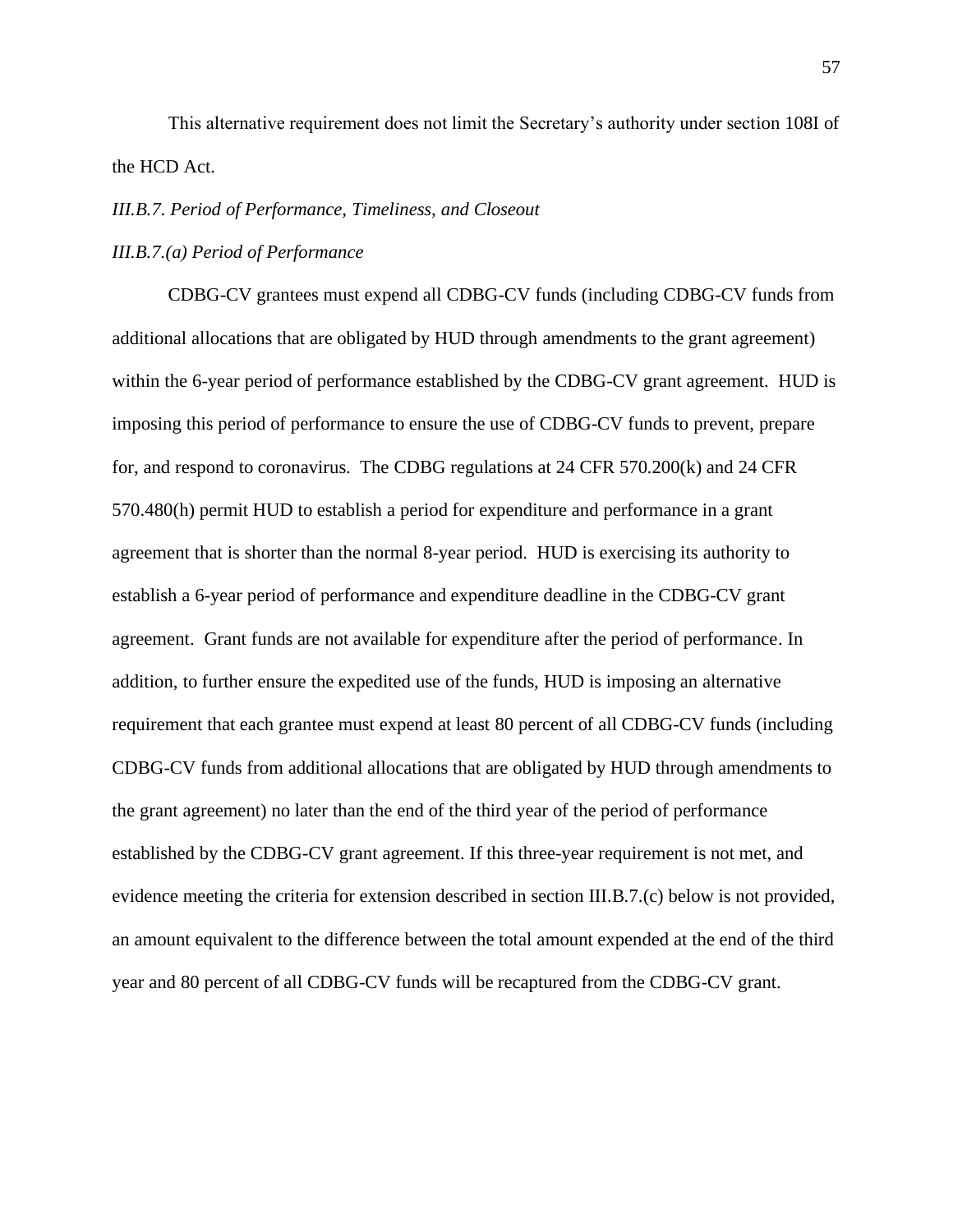This alternative requirement does not limit the Secretary's authority under section 108I of the HCD Act.

*III.B.7. Period of Performance, Timeliness, and Closeout*

*III.B.7.(a) Period of Performance*

CDBG-CV grantees must expend all CDBG-CV funds (including CDBG-CV funds from additional allocations that are obligated by HUD through amendments to the grant agreement) within the 6-year period of performance established by the CDBG-CV grant agreement. HUD is imposing this period of performance to ensure the use of CDBG-CV funds to prevent, prepare for, and respond to coronavirus. The CDBG regulations at 24 CFR 570.200(k) and 24 CFR 570.480(h) permit HUD to establish a period for expenditure and performance in a grant agreement that is shorter than the normal 8-year period. HUD is exercising its authority to establish a 6-year period of performance and expenditure deadline in the CDBG-CV grant agreement. Grant funds are not available for expenditure after the period of performance. In addition, to further ensure the expedited use of the funds, HUD is imposing an alternative requirement that each grantee must expend at least 80 percent of all CDBG-CV funds (including CDBG-CV funds from additional allocations that are obligated by HUD through amendments to the grant agreement) no later than the end of the third year of the period of performance established by the CDBG-CV grant agreement. If this three-year requirement is not met, and evidence meeting the criteria for extension described in section III.B.7.(c) below is not provided, an amount equivalent to the difference between the total amount expended at the end of the third year and 80 percent of all CDBG-CV funds will be recaptured from the CDBG-CV grant.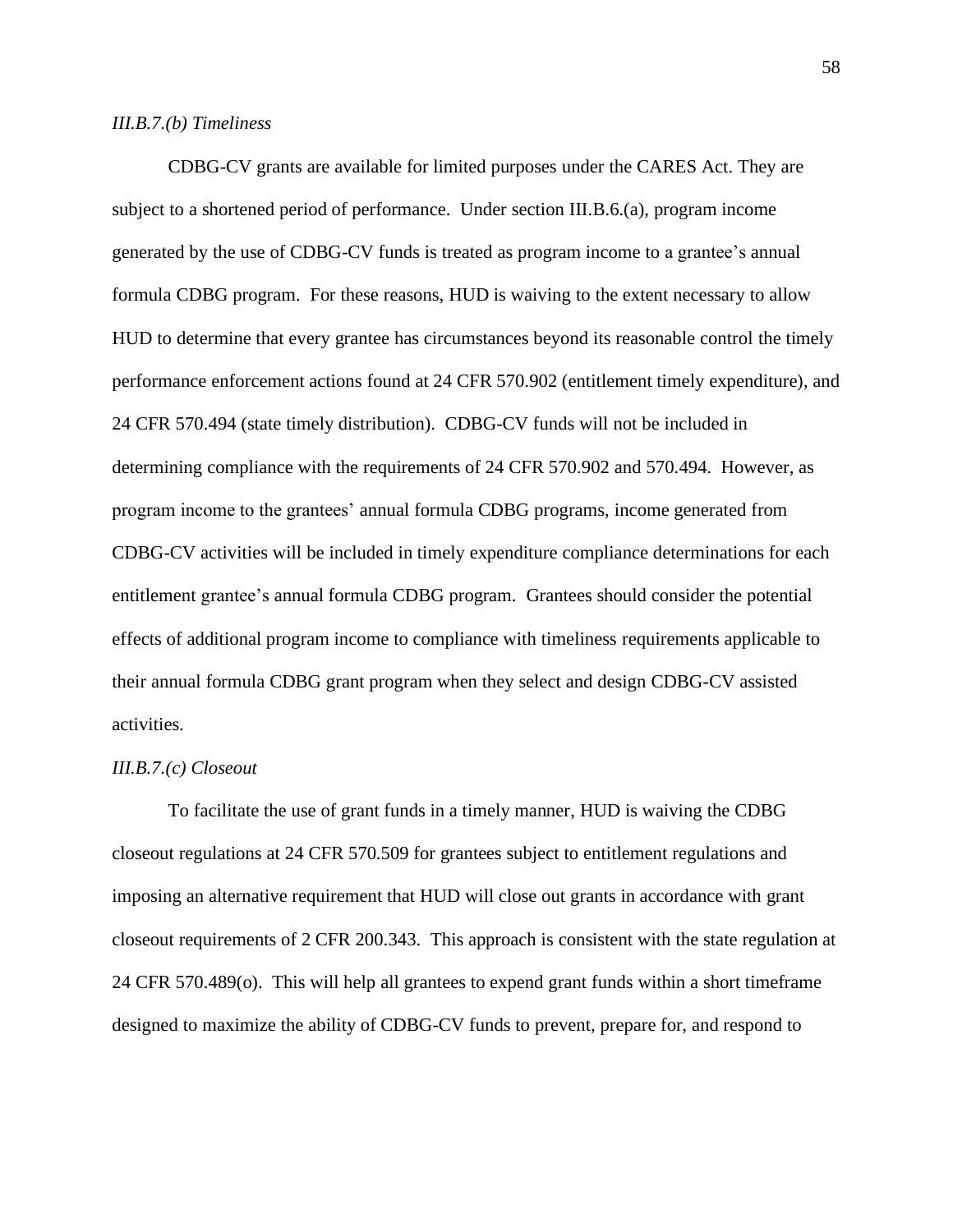*III.B.7.(b) Timeliness*

CDBG-CV grants are available for limited purposes under the CARES Act. They are subject to a shortened period of performance. Under section III.B.6.(a), program income generated by the use of CDBG-CV funds is treated as program income to a grantee's annual formula CDBG program. For these reasons, HUD is waiving to the extent necessary to allow HUD to determine that every grantee has circumstances beyond its reasonable control the timely performance enforcement actions found at 24 CFR 570.902 (entitlement timely expenditure), and 24 CFR 570.494 (state timely distribution). CDBG-CV funds will not be included in determining compliance with the requirements of 24 CFR 570.902 and 570.494. However, as program income to the grantees' annual formula CDBG programs, income generated from CDBG-CV activities will be included in timely expenditure compliance determinations for each entitlement grantee's annual formula CDBG program. Grantees should consider the potential effects of additional program income to compliance with timeliness requirements applicable to their annual formula CDBG grant program when they select and design CDBG-CV assisted activities.

*III.B.7.(c) Closeout*

To facilitate the use of grant funds in a timely manner, HUD is waiving the CDBG closeout regulations at 24 CFR 570.509 for grantees subject to entitlement regulations and imposing an alternative requirement that HUD will close out grants in accordance with grant closeout requirements of 2 CFR 200.343. This approach is consistent with the state regulation at 24 CFR 570.489(o). This will help all grantees to expend grant funds within a short timeframe designed to maximize the ability of CDBG-CV funds to prevent, prepare for, and respond to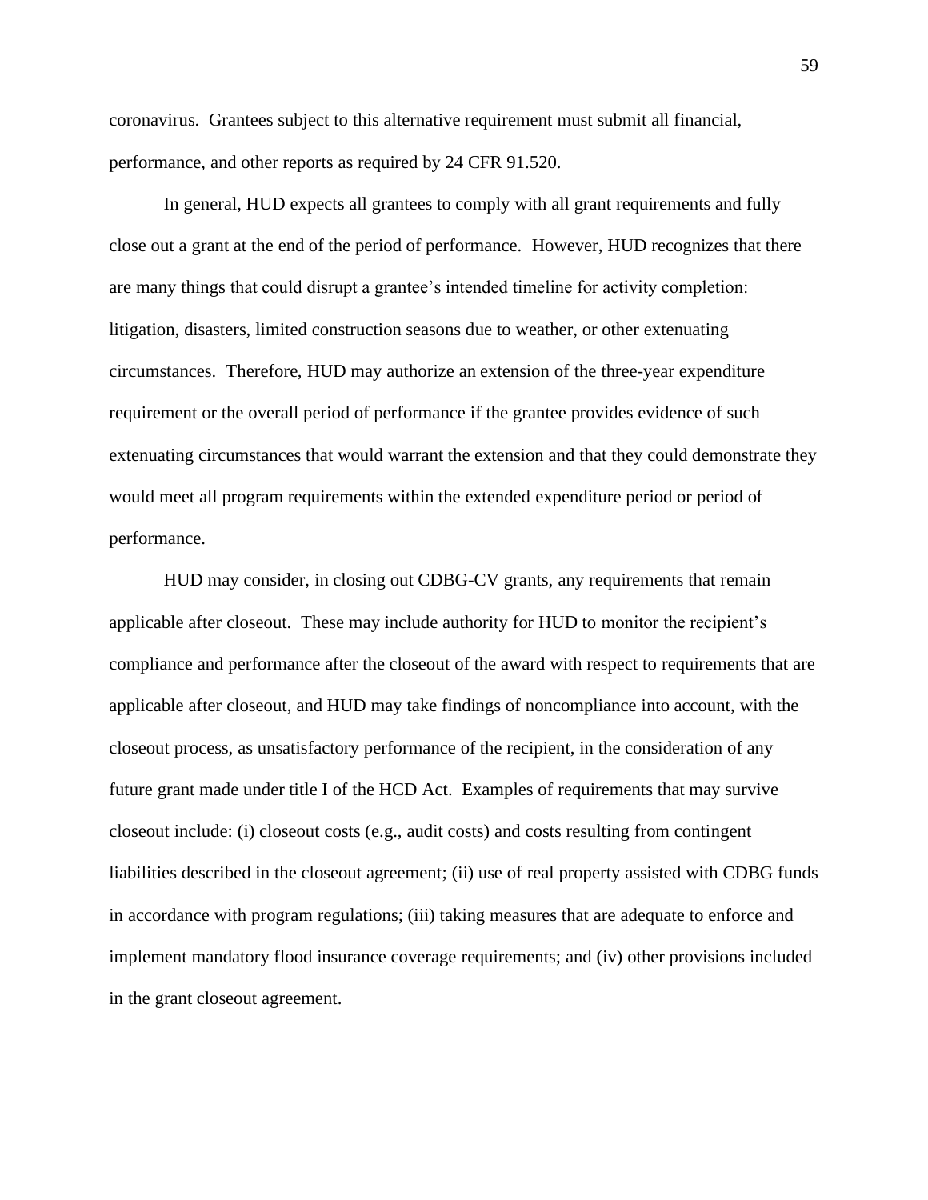coronavirus. Grantees subject to this alternative requirement must submit all financial, performance, and other reports as required by 24 CFR 91.520.

In general, HUD expects all grantees to comply with all grant requirements and fully close out a grant at the end of the period of performance. However, HUD recognizes that there are many things that could disrupt a grantee's intended timeline for activity completion: litigation, disasters, limited construction seasons due to weather, or other extenuating circumstances. Therefore, HUD may authorize an extension of the three-year expenditure requirement or the overall period of performance if the grantee provides evidence of such extenuating circumstances that would warrant the extension and that they could demonstrate they would meet all program requirements within the extended expenditure period or period of performance.

HUD may consider, in closing out CDBG-CV grants, any requirements that remain applicable after closeout. These may include authority for HUD to monitor the recipient's compliance and performance after the closeout of the award with respect to requirements that are applicable after closeout, and HUD may take findings of noncompliance into account, with the closeout process, as unsatisfactory performance of the recipient, in the consideration of any future grant made under title I of the HCD Act. Examples of requirements that may survive closeout include: (i) closeout costs (e.g., audit costs) and costs resulting from contingent liabilities described in the closeout agreement; (ii) use of real property assisted with CDBG funds in accordance with program regulations; (iii) taking measures that are adequate to enforce and implement mandatory flood insurance coverage requirements; and (iv) other provisions included in the grant closeout agreement.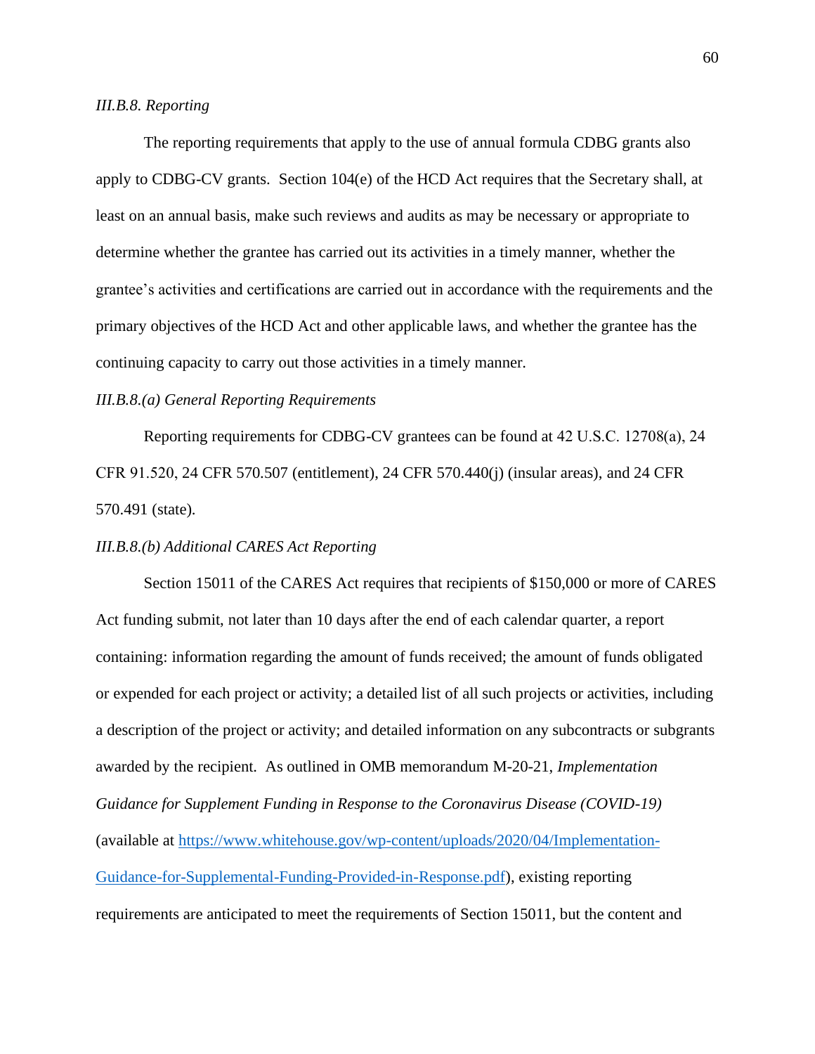*III.B.8. Reporting*

The reporting requirements that apply to the use of annual formula CDBG grants also apply to CDBG-CV grants. Section 104(e) of the HCD Act requires that the Secretary shall, at least on an annual basis, make such reviews and audits as may be necessary or appropriate to determine whether the grantee has carried out its activities in a timely manner, whether the grantee's activities and certifications are carried out in accordance with the requirements and the primary objectives of the HCD Act and other applicable laws, and whether the grantee has the continuing capacity to carry out those activities in a timely manner.

*III.B.8.(a) General Reporting Requirements*

Reporting requirements for CDBG-CV grantees can be found at 42 U.S.C. 12708(a), 24 CFR 91.520, 24 CFR 570.507 (entitlement), 24 CFR 570.440(j) (insular areas), and 24 CFR 570.491 (state).

*III.B.8.(b) Additional CARES Act Reporting*

Section 15011 of the CARES Act requires that recipients of $150,000 or more of CARES Act funding submit, not later than 10 days after the end of each calendar quarter, a report containing: information regarding the amount of funds received; the amount of funds obligated or expended for each project or activity; a detailed list of all such projects or activities, including a description of the project or activity; and detailed information on any subcontracts or subgrants awarded by the recipient. As outlined in OMB memorandum M-20-21, *Implementation Guidance for Supplement Funding in Response to the Coronavirus Disease (COVID-19)* (available at [https://www.whitehouse.gov/wp-content/uploads/2020/04/Implementation-Guidance-for-Supplemental-Funding-Provided-in-Response.pdf](https://www.whitehouse.gov/wp-content/uploads/2020/04/Implementation-Guidance-for-Supplemental-Funding-Provided-in-Response.pdf)), existing reporting requirements are anticipated to meet the requirements of Section 15011, but the content and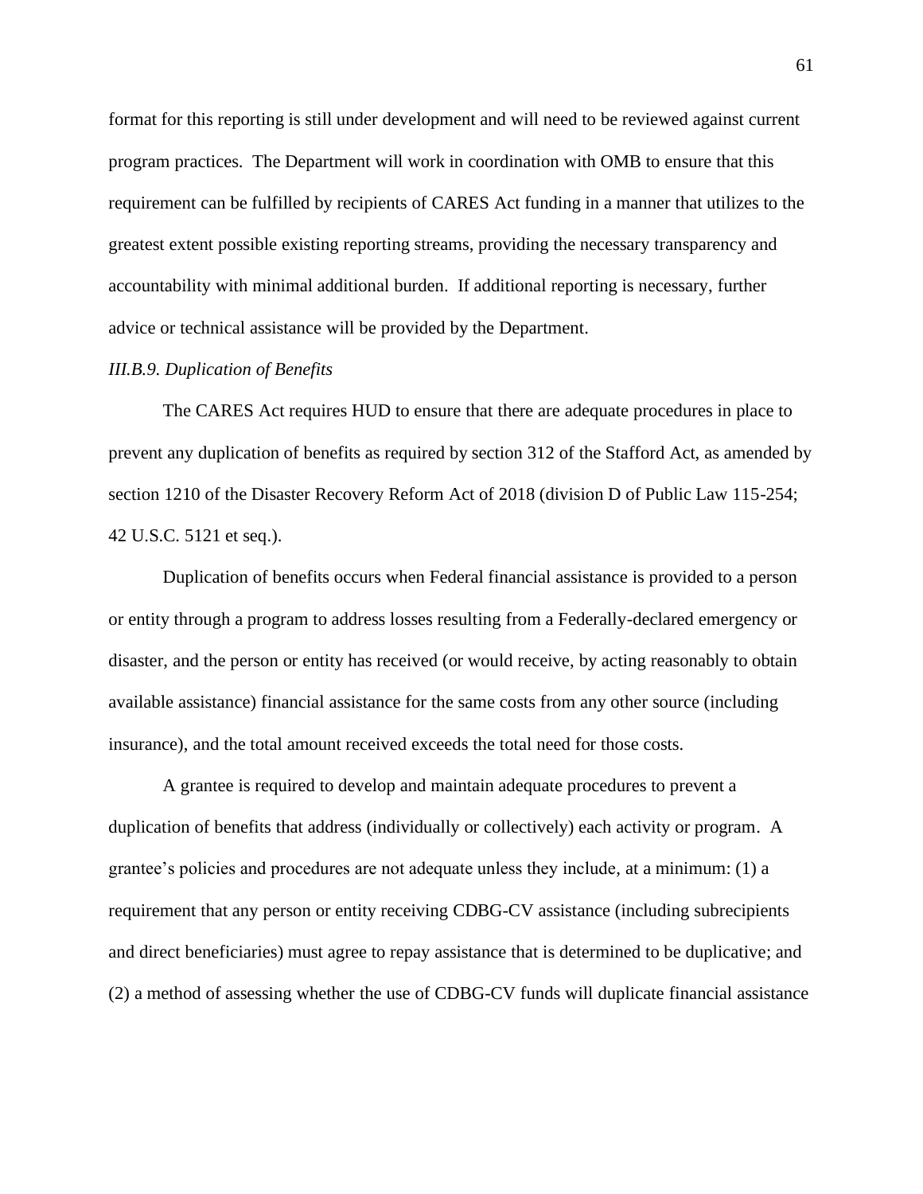format for this reporting is still under development and will need to be reviewed against current program practices. The Department will work in coordination with OMB to ensure that this requirement can be fulfilled by recipients of CARES Act funding in a manner that utilizes to the greatest extent possible existing reporting streams, providing the necessary transparency and accountability with minimal additional burden. If additional reporting is necessary, further advice or technical assistance will be provided by the Department.

*III.B.9. Duplication of Benefits*

The CARES Act requires HUD to ensure that there are adequate procedures in place to prevent any duplication of benefits as required by section 312 of the Stafford Act, as amended by section 1210 of the Disaster Recovery Reform Act of 2018 (division D of Public Law 115-254; 42 U.S.C. 5121 et seq.).

Duplication of benefits occurs when Federal financial assistance is provided to a person or entity through a program to address losses resulting from a Federally-declared emergency or disaster, and the person or entity has received (or would receive, by acting reasonably to obtain available assistance) financial assistance for the same costs from any other source (including insurance), and the total amount received exceeds the total need for those costs.

A grantee is required to develop and maintain adequate procedures to prevent a duplication of benefits that address (individually or collectively) each activity or program. A grantee's policies and procedures are not adequate unless they include, at a minimum: (1) a requirement that any person or entity receiving CDBG-CV assistance (including subrecipients and direct beneficiaries) must agree to repay assistance that is determined to be duplicative; and (2) a method of assessing whether the use of CDBG-CV funds will duplicate financial assistance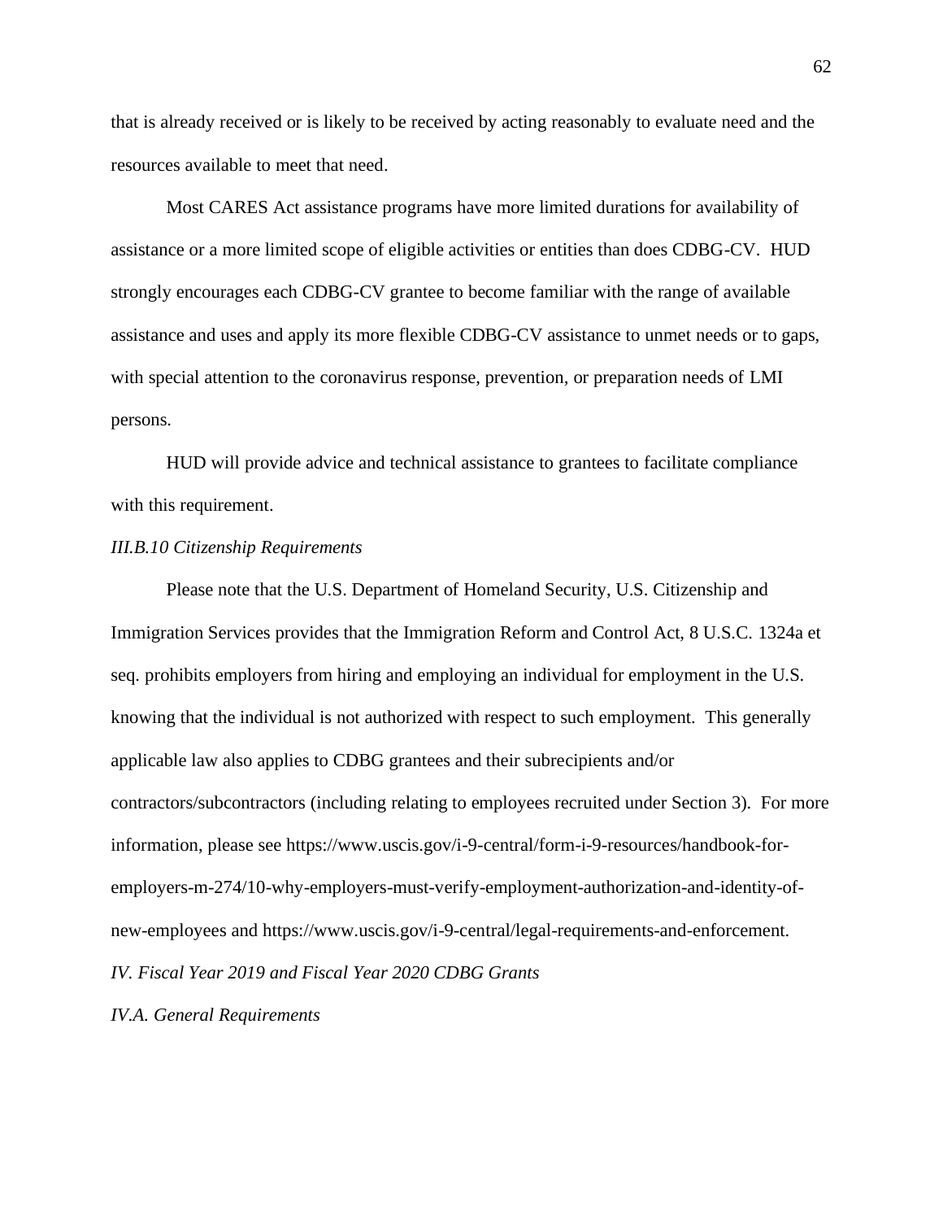that is already received or is likely to be received by acting reasonably to evaluate need and the resources available to meet that need.

Most CARES Act assistance programs have more limited durations for availability of assistance or a more limited scope of eligible activities or entities than does CDBG-CV. HUD strongly encourages each CDBG-CV grantee to become familiar with the range of available assistance and uses and apply its more flexible CDBG-CV assistance to unmet needs or to gaps, with special attention to the coronavirus response, prevention, or preparation needs of LMI persons.

HUD will provide advice and technical assistance to grantees to facilitate compliance with this requirement.

*III.B.10 Citizenship Requirements*

Please note that the U.S. Department of Homeland Security, U.S. Citizenship and Immigration Services provides that the Immigration Reform and Control Act, 8 U.S.C. 1324a et seq. prohibits employers from hiring and employing an individual for employment in the U.S. knowing that the individual is not authorized with respect to such employment. This generally applicable law also applies to CDBG grantees and their subrecipients and/or contractors/subcontractors (including relating to employees recruited under Section 3). For more information, please see https://www.uscis.gov/i-9-central/form-i-9-resources/handbook-for-employers-m-274/10-why-employers-must-verify-employment-authorization-and-identity-of-new-employees and https://www.uscis.gov/i-9-central/legal-requirements-and-enforcement.

*IV. Fiscal Year 2019 and Fiscal Year 2020 CDBG Grants*

*IV.A. General Requirements*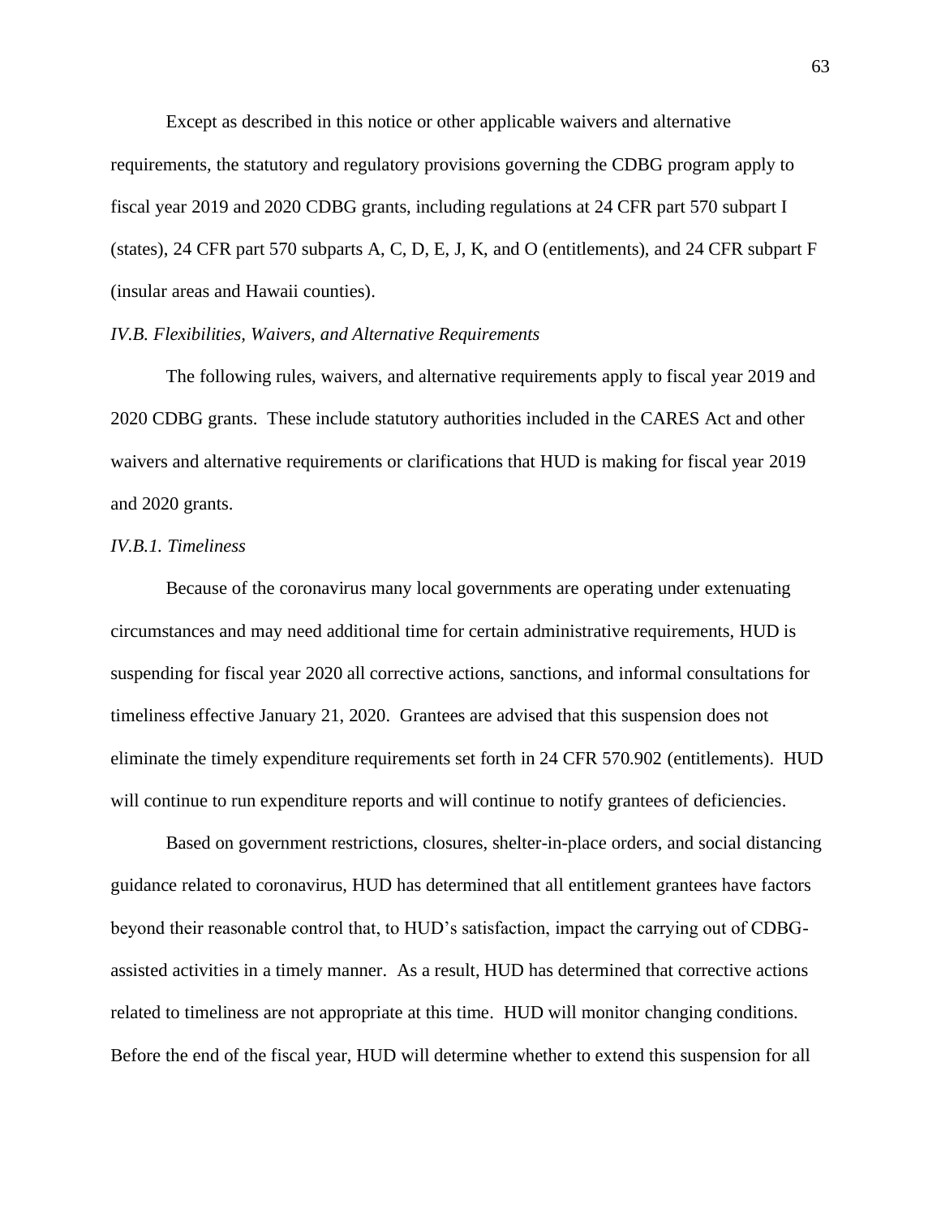Except as described in this notice or other applicable waivers and alternative requirements, the statutory and regulatory provisions governing the CDBG program apply to fiscal year 2019 and 2020 CDBG grants, including regulations at 24 CFR part 570 subpart I (states), 24 CFR part 570 subparts A, C, D, E, J, K, and O (entitlements), and 24 CFR subpart F (insular areas and Hawaii counties).

*IV.B. Flexibilities, Waivers, and Alternative Requirements*

The following rules, waivers, and alternative requirements apply to fiscal year 2019 and 2020 CDBG grants. These include statutory authorities included in the CARES Act and other waivers and alternative requirements or clarifications that HUD is making for fiscal year 2019 and 2020 grants.

*IV.B.1. Timeliness*

Because of the coronavirus many local governments are operating under extenuating circumstances and may need additional time for certain administrative requirements, HUD is suspending for fiscal year 2020 all corrective actions, sanctions, and informal consultations for timeliness effective January 21, 2020. Grantees are advised that this suspension does not eliminate the timely expenditure requirements set forth in 24 CFR 570.902 (entitlements). HUD will continue to run expenditure reports and will continue to notify grantees of deficiencies.

Based on government restrictions, closures, shelter-in-place orders, and social distancing guidance related to coronavirus, HUD has determined that all entitlement grantees have factors beyond their reasonable control that, to HUD's satisfaction, impact the carrying out of CDBG-assisted activities in a timely manner. As a result, HUD has determined that corrective actions related to timeliness are not appropriate at this time. HUD will monitor changing conditions. Before the end of the fiscal year, HUD will determine whether to extend this suspension for all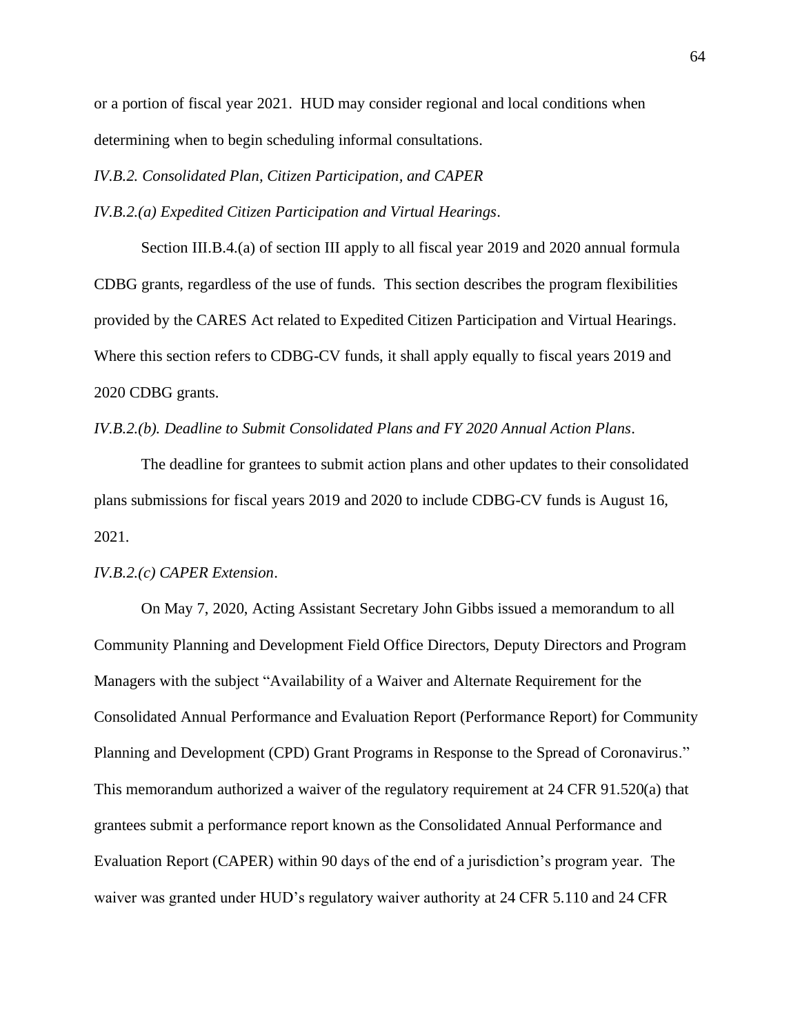or a portion of fiscal year 2021. HUD may consider regional and local conditions when determining when to begin scheduling informal consultations.

*IV.B.2. Consolidated Plan, Citizen Participation, and CAPER*

*IV.B.2.(a) Expedited Citizen Participation and Virtual Hearings*.

Section III.B.4.(a) of section III apply to all fiscal year 2019 and 2020 annual formula CDBG grants, regardless of the use of funds. This section describes the program flexibilities provided by the CARES Act related to Expedited Citizen Participation and Virtual Hearings. Where this section refers to CDBG-CV funds, it shall apply equally to fiscal years 2019 and 2020 CDBG grants.

*IV.B.2.(b). Deadline to Submit Consolidated Plans and FY 2020 Annual Action Plans*.

The deadline for grantees to submit action plans and other updates to their consolidated plans submissions for fiscal years 2019 and 2020 to include CDBG-CV funds is August 16, 2021.

*IV.B.2.(c) CAPER Extension*.

On May 7, 2020, Acting Assistant Secretary John Gibbs issued a memorandum to all Community Planning and Development Field Office Directors, Deputy Directors and Program Managers with the subject "Availability of a Waiver and Alternate Requirement for the Consolidated Annual Performance and Evaluation Report (Performance Report) for Community Planning and Development (CPD) Grant Programs in Response to the Spread of Coronavirus." This memorandum authorized a waiver of the regulatory requirement at 24 CFR 91.520(a) that grantees submit a performance report known as the Consolidated Annual Performance and Evaluation Report (CAPER) within 90 days of the end of a jurisdiction's program year. The waiver was granted under HUD's regulatory waiver authority at 24 CFR 5.110 and 24 CFR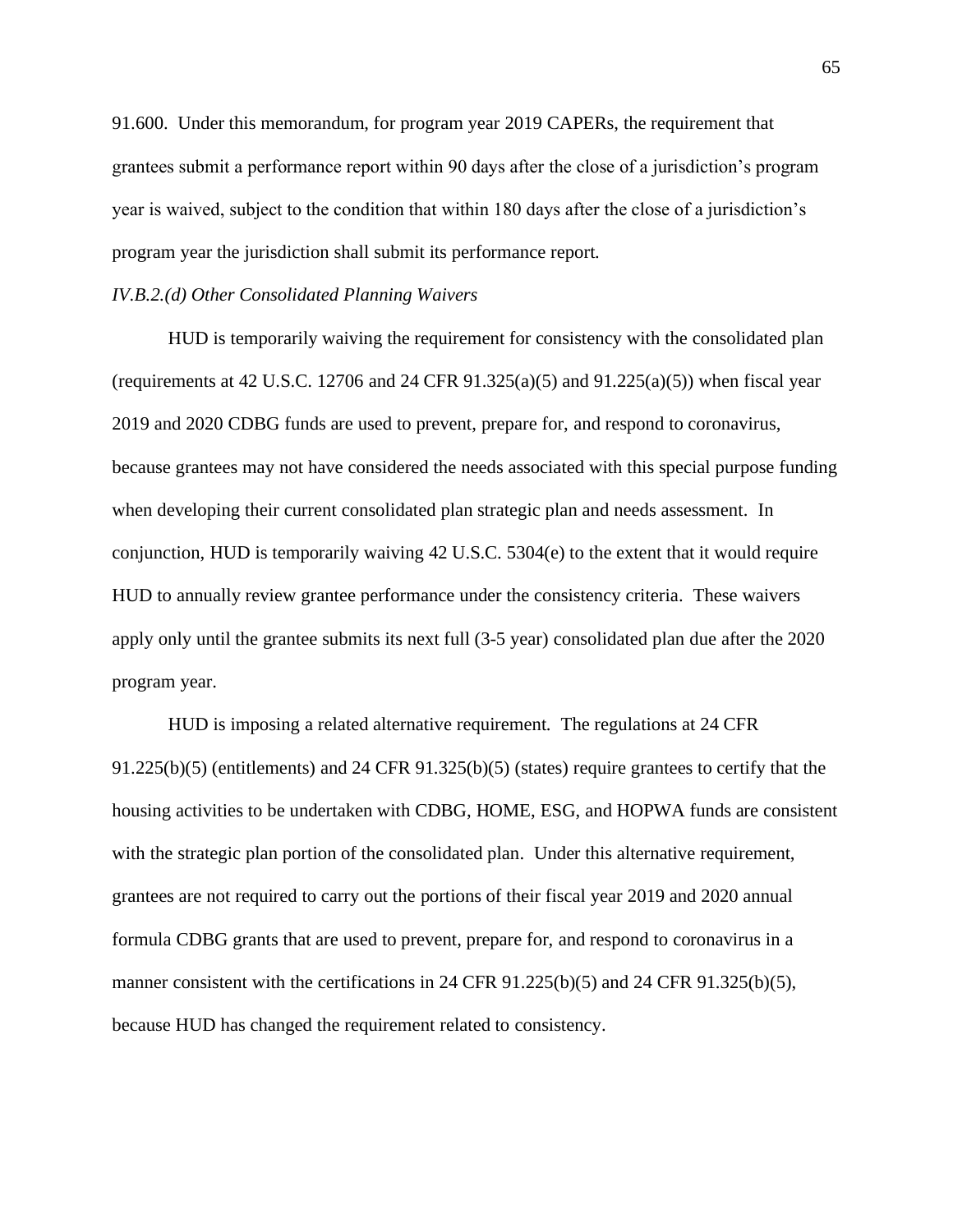91.600. Under this memorandum, for program year 2019 CAPERs, the requirement that grantees submit a performance report within 90 days after the close of a jurisdiction's program year is waived, subject to the condition that within 180 days after the close of a jurisdiction's program year the jurisdiction shall submit its performance report.

*IV.B.2.(d) Other Consolidated Planning Waivers*

HUD is temporarily waiving the requirement for consistency with the consolidated plan (requirements at 42 U.S.C. 12706 and 24 CFR 91.325(a)(5) and 91.225(a)(5)) when fiscal year 2019 and 2020 CDBG funds are used to prevent, prepare for, and respond to coronavirus, because grantees may not have considered the needs associated with this special purpose funding when developing their current consolidated plan strategic plan and needs assessment. In conjunction, HUD is temporarily waiving 42 U.S.C. 5304(e) to the extent that it would require HUD to annually review grantee performance under the consistency criteria. These waivers apply only until the grantee submits its next full (3-5 year) consolidated plan due after the 2020 program year.

HUD is imposing a related alternative requirement. The regulations at 24 CFR 91.225(b)(5) (entitlements) and 24 CFR 91.325(b)(5) (states) require grantees to certify that the housing activities to be undertaken with CDBG, HOME, ESG, and HOPWA funds are consistent with the strategic plan portion of the consolidated plan. Under this alternative requirement, grantees are not required to carry out the portions of their fiscal year 2019 and 2020 annual formula CDBG grants that are used to prevent, prepare for, and respond to coronavirus in a manner consistent with the certifications in 24 CFR 91.225(b)(5) and 24 CFR 91.325(b)(5), because HUD has changed the requirement related to consistency.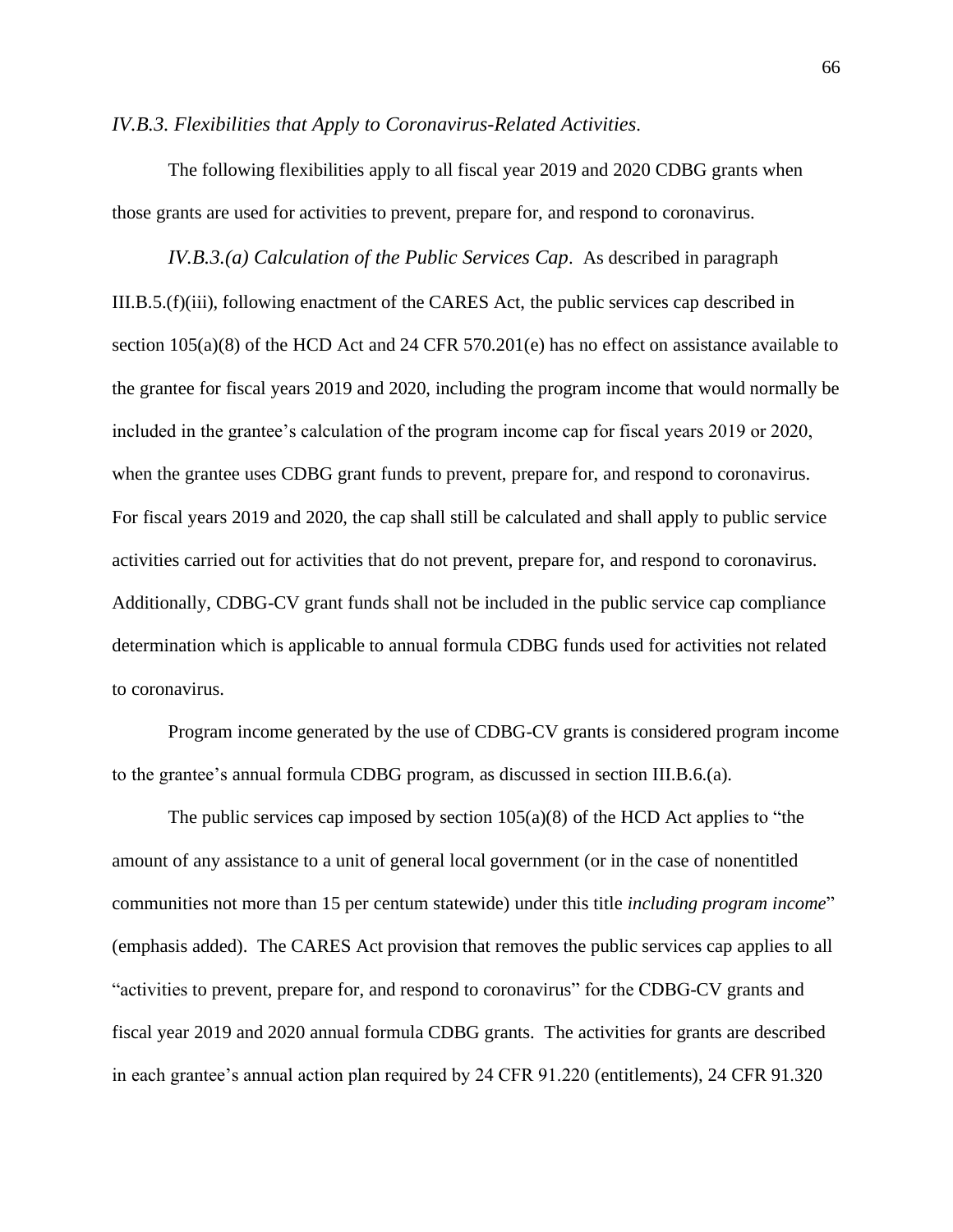*IV.B.3. Flexibilities that Apply to Coronavirus-Related Activities.*

The following flexibilities apply to all fiscal year 2019 and 2020 CDBG grants when those grants are used for activities to prevent, prepare for, and respond to coronavirus.

*IV.B.3.(a) Calculation of the Public Services Cap*. As described in paragraph III.B.5.(f)(iii), following enactment of the CARES Act, the public services cap described in section 105(a)(8) of the HCD Act and 24 CFR 570.201(e) has no effect on assistance available to the grantee for fiscal years 2019 and 2020, including the program income that would normally be included in the grantee's calculation of the program income cap for fiscal years 2019 or 2020, when the grantee uses CDBG grant funds to prevent, prepare for, and respond to coronavirus. For fiscal years 2019 and 2020, the cap shall still be calculated and shall apply to public service activities carried out for activities that do not prevent, prepare for, and respond to coronavirus. Additionally, CDBG-CV grant funds shall not be included in the public service cap compliance determination which is applicable to annual formula CDBG funds used for activities not related to coronavirus.

Program income generated by the use of CDBG-CV grants is considered program income to the grantee's annual formula CDBG program, as discussed in section III.B.6.(a).

The public services cap imposed by section 105(a)(8) of the HCD Act applies to "the amount of any assistance to a unit of general local government (or in the case of nonentitled communities not more than 15 per centum statewide) under this title *including program income*" (emphasis added). The CARES Act provision that removes the public services cap applies to all "activities to prevent, prepare for, and respond to coronavirus" for the CDBG-CV grants and fiscal year 2019 and 2020 annual formula CDBG grants. The activities for grants are described in each grantee's annual action plan required by 24 CFR 91.220 (entitlements), 24 CFR 91.320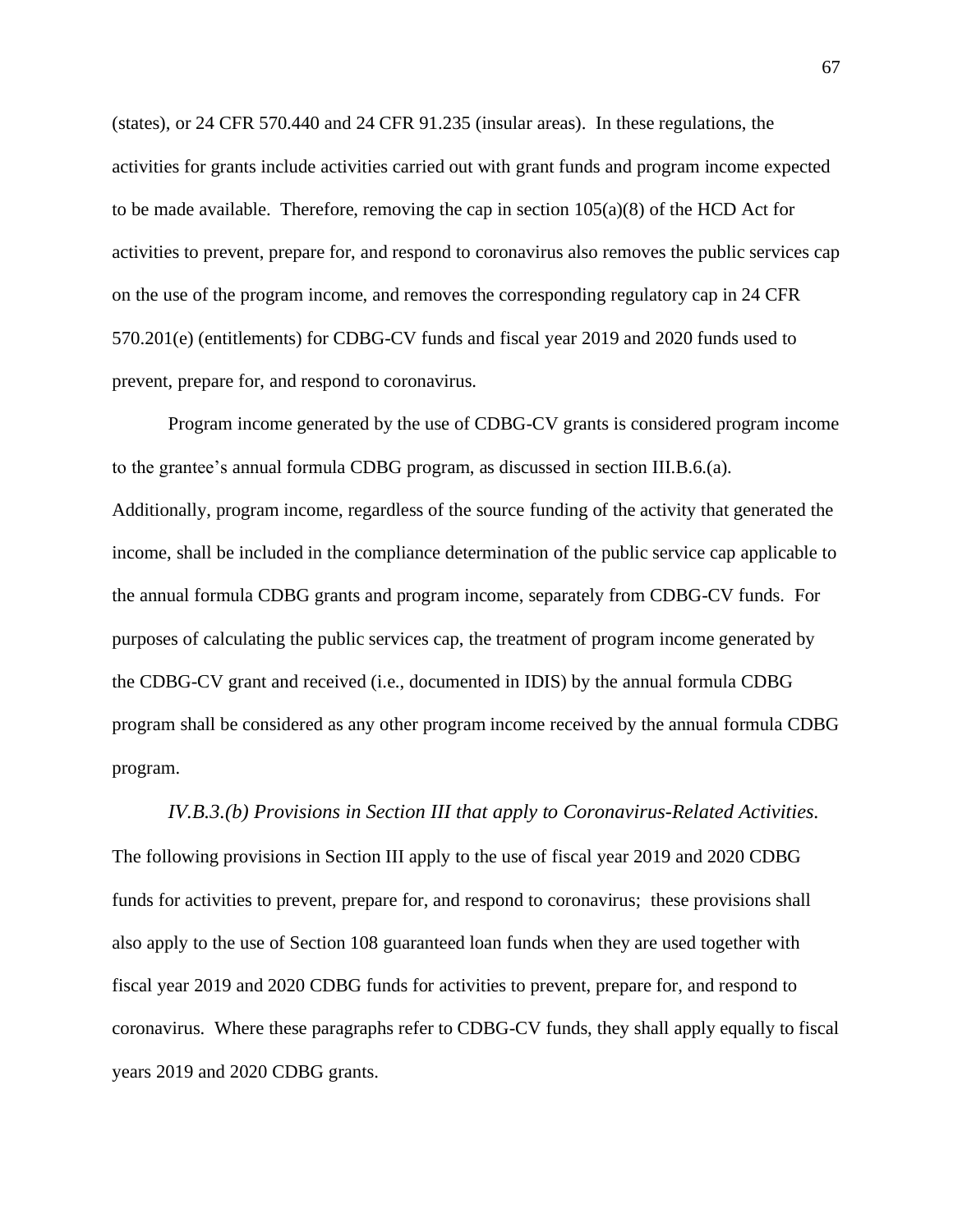(states), or 24 CFR 570.440 and 24 CFR 91.235 (insular areas). In these regulations, the activities for grants include activities carried out with grant funds and program income expected to be made available. Therefore, removing the cap in section 105(a)(8) of the HCD Act for activities to prevent, prepare for, and respond to coronavirus also removes the public services cap on the use of the program income, and removes the corresponding regulatory cap in 24 CFR 570.201(e) (entitlements) for CDBG-CV funds and fiscal year 2019 and 2020 funds used to prevent, prepare for, and respond to coronavirus.

Program income generated by the use of CDBG-CV grants is considered program income to the grantee's annual formula CDBG program, as discussed in section III.B.6.(a). Additionally, program income, regardless of the source funding of the activity that generated the income, shall be included in the compliance determination of the public service cap applicable to the annual formula CDBG grants and program income, separately from CDBG-CV funds. For purposes of calculating the public services cap, the treatment of program income generated by the CDBG-CV grant and received (i.e., documented in IDIS) by the annual formula CDBG program shall be considered as any other program income received by the annual formula CDBG program.

*IV.B.3.(b) Provisions in Section III that apply to Coronavirus-Related Activities.* The following provisions in Section III apply to the use of fiscal year 2019 and 2020 CDBG funds for activities to prevent, prepare for, and respond to coronavirus; these provisions shall also apply to the use of Section 108 guaranteed loan funds when they are used together with fiscal year 2019 and 2020 CDBG funds for activities to prevent, prepare for, and respond to coronavirus. Where these paragraphs refer to CDBG-CV funds, they shall apply equally to fiscal years 2019 and 2020 CDBG grants.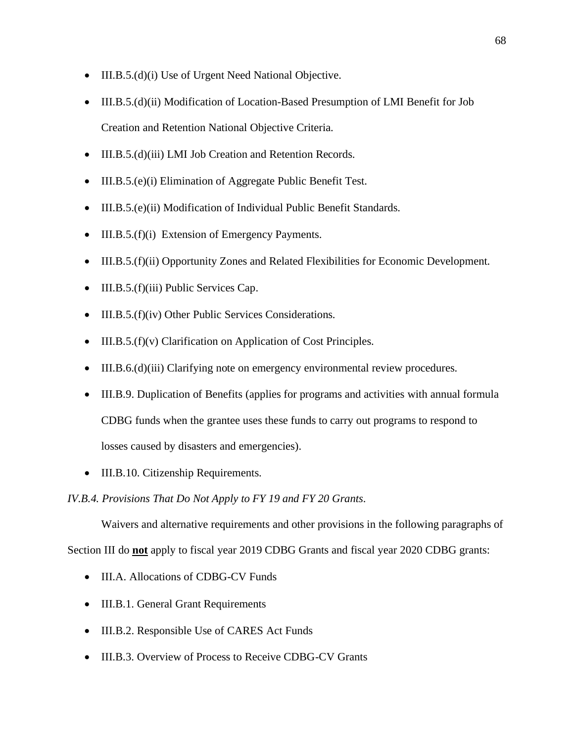- III.B.5.(d)(i) Use of Urgent Need National Objective.
- III.B.5.(d)(ii) Modification of Location-Based Presumption of LMI Benefit for Job Creation and Retention National Objective Criteria.
- III.B.5.(d)(iii) LMI Job Creation and Retention Records.
- III.B.5.(e)(i) Elimination of Aggregate Public Benefit Test.
- III.B.5.(e)(ii) Modification of Individual Public Benefit Standards.
- III.B.5.(f)(i) Extension of Emergency Payments.
- III.B.5.(f)(ii) Opportunity Zones and Related Flexibilities for Economic Development.
- III.B.5.(f)(iii) Public Services Cap.
- III.B.5.(f)(iv) Other Public Services Considerations.
- III.B.5.(f)(v) Clarification on Application of Cost Principles.
- III.B.6.(d)(iii) Clarifying note on emergency environmental review procedures.
- III.B.9. Duplication of Benefits (applies for programs and activities with annual formula CDBG funds when the grantee uses these funds to carry out programs to respond to losses caused by disasters and emergencies).
- III.B.10. Citizenship Requirements.

*IV.B.4. Provisions That Do Not Apply to FY 19 and FY 20 Grants.*

Waivers and alternative requirements and other provisions in the following paragraphs of Section III do **<u>not</u>** apply to fiscal year 2019 CDBG Grants and fiscal year 2020 CDBG grants:

- III.A. Allocations of CDBG-CV Funds
- III.B.1. General Grant Requirements
- III.B.2. Responsible Use of CARES Act Funds
- III.B.3. Overview of Process to Receive CDBG-CV Grants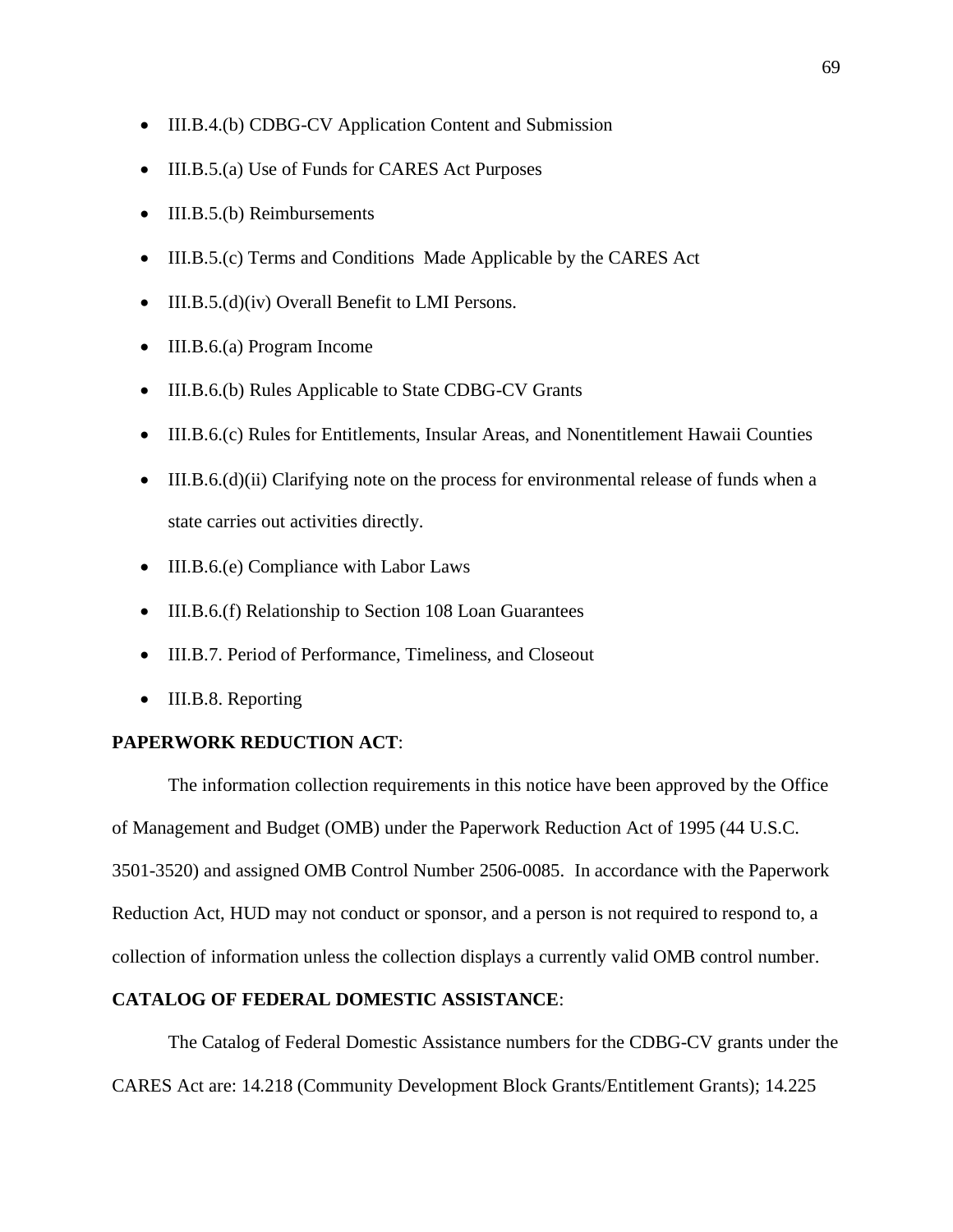- III.B.4.(b) CDBG-CV Application Content and Submission
- III.B.5.(a) Use of Funds for CARES Act Purposes
- III.B.5.(b) Reimbursements
- III.B.5.(c) Terms and Conditions  Made Applicable by the CARES Act
- III.B.5.(d)(iv) Overall Benefit to LMI Persons.
- III.B.6.(a) Program Income
- III.B.6.(b) Rules Applicable to State CDBG-CV Grants
- III.B.6.(c) Rules for Entitlements, Insular Areas, and Nonentitlement Hawaii Counties
- III.B.6.(d)(ii) Clarifying note on the process for environmental release of funds when a state carries out activities directly.
- III.B.6.(e) Compliance with Labor Laws
- III.B.6.(f) Relationship to Section 108 Loan Guarantees
- III.B.7. Period of Performance, Timeliness, and Closeout
- III.B.8. Reporting

**PAPERWORK REDUCTION ACT**:

The information collection requirements in this notice have been approved by the Office of Management and Budget (OMB) under the Paperwork Reduction Act of 1995 (44 U.S.C. 3501-3520) and assigned OMB Control Number 2506-0085.  In accordance with the Paperwork Reduction Act, HUD may not conduct or sponsor, and a person is not required to respond to, a collection of information unless the collection displays a currently valid OMB control number.

**CATALOG OF FEDERAL DOMESTIC ASSISTANCE**:

The Catalog of Federal Domestic Assistance numbers for the CDBG-CV grants under the CARES Act are: 14.218 (Community Development Block Grants/Entitlement Grants); 14.225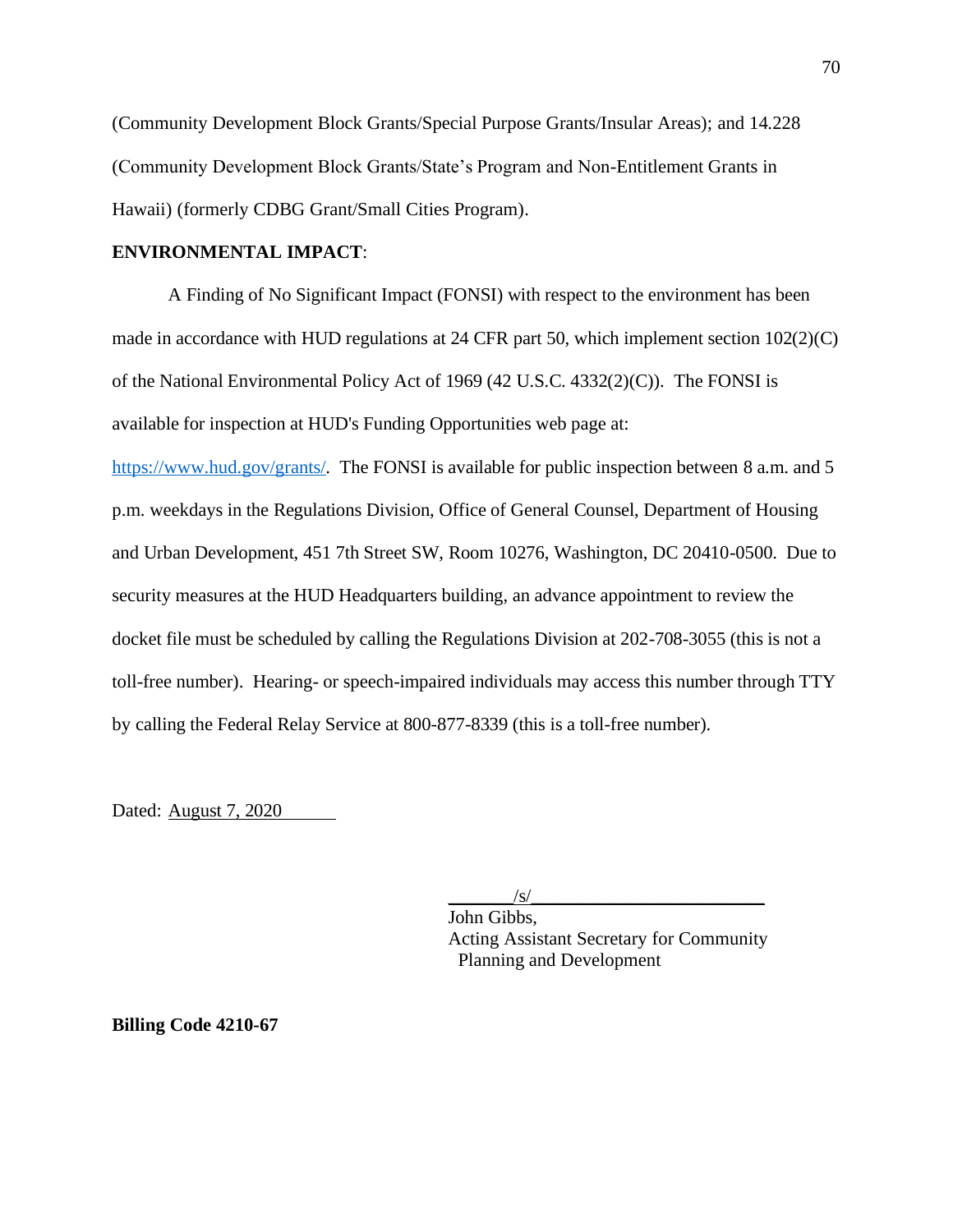(Community Development Block Grants/Special Purpose Grants/Insular Areas); and 14.228 (Community Development Block Grants/State's Program and Non-Entitlement Grants in Hawaii) (formerly CDBG Grant/Small Cities Program).

**ENVIRONMENTAL IMPACT**:

A Finding of No Significant Impact (FONSI) with respect to the environment has been made in accordance with HUD regulations at 24 CFR part 50, which implement section 102(2)(C) of the National Environmental Policy Act of 1969 (42 U.S.C. 4332(2)(C)). The FONSI is available for inspection at HUD's Funding Opportunities web page at: https://www.hud.gov/grants/. The FONSI is available for public inspection between 8 a.m. and 5 p.m. weekdays in the Regulations Division, Office of General Counsel, Department of Housing and Urban Development, 451 7th Street SW, Room 10276, Washington, DC 20410-0500. Due to security measures at the HUD Headquarters building, an advance appointment to review the docket file must be scheduled by calling the Regulations Division at 202-708-3055 (this is not a toll-free number). Hearing- or speech-impaired individuals may access this number through TTY by calling the Federal Relay Service at 800-877-8339 (this is a toll-free number).

Dated: August 7, 2020

/s/
John Gibbs,
Acting Assistant Secretary for Community Planning and Development

**Billing Code 4210-67**